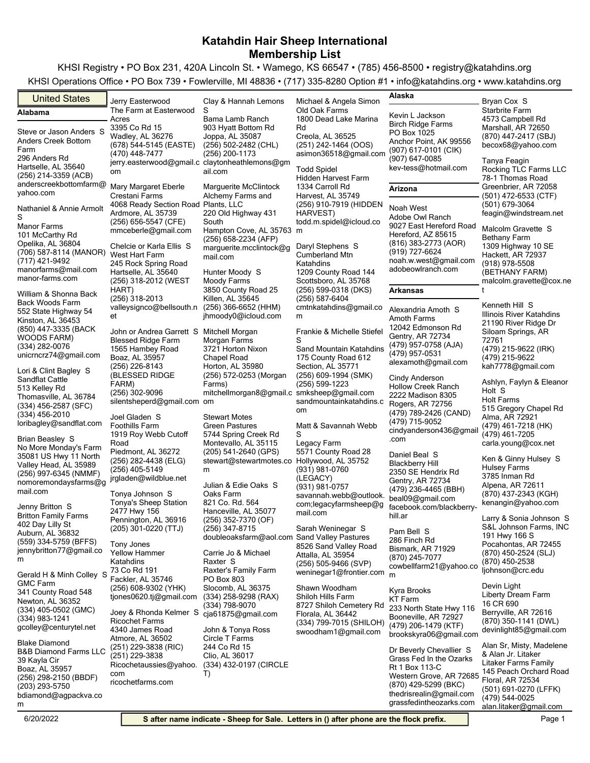# Katahdin Hair Sheep International
# Membership List

KHSI Registry • PO Box 231, 420A Lincoln St. • Wamego, KS 66547 • (785) 456-8500 • registry@katahdins.org

KHSI Operations Office • PO Box 739 • Fowlerville, MI 48836 • (717) 335-8280 Option #1 • info@katahdins.org • www.katahdins.org

## United States

### Alabama

Steve or Jason Anders S
Anders Creek Bottom Farm
296 Anders Rd
Hartselle, AL 35640
(256) 214-3359 (ACB)
anderscreekbottomfarm@yahoo.com

Nathaniel & Annie Armolt S
Manor Farms
101 McCarthy Rd
Opelika, AL 36804
(706) 587-8114 (MANOR)
(717) 421-9492
manorfarms@mail.com
manor-farms.com

William & Shonna Back
Back Woods Farm
552 State Highway 54
Kinston, AL 36453
(850) 447-3335 (BACK WOODS FARM)
(334) 282-0076
unicrncrz74@gmail.com

Lori & Clint Bagley S
Sandflat Cattle
513 Kelley Rd
Thomasville, AL 36784
(334) 456-2587 (SFC)
(334) 456-2010
loribagley@sandflat.com

Brian Beasley S
No More Monday's Farm
35081 US Hwy 11 North
Valley Head, AL 35989
(256) 997-6345 (NMMF)
nomoremondaysfarms@gmail.com

Jenny Britton S
Britton Family Farms
402 Day Lilly St
Auburn, AL 36832
(559) 334-5759 (BFFS)
jennybritton77@gmail.com

Gerald H & Minh Colley S
GMC Farm
341 County Road 548
Newton, AL 36352
(334) 405-0502 (GMC)
(334) 983-1241
gcolley@centurytel.net

Blake Diamond
B&B Diamond Farms LLC
39 Kayla Cir
Boaz, AL 35957
(256) 298-2150 (BBDF)
(203) 293-5750
bdiamond@agpackva.com

Jerry Easterwood
The Farm at Easterwood Acres
3395 Co Rd 15
Wadley, AL 36276
(678) 544-5145 (EASTE)
(470) 448-7477
jerry.easterwood@gmail.com

Mary Margaret Eberle
Crestani Farms
4068 Ready Section Road
Ardmore, AL 35739
(256) 656-5547 (CFE)
mmceberle@gmail.com

Chelcie or Karla Ellis S
West Hart Farm
245 Rock Spring Road
Hartselle, AL 35640
(256) 318-2012 (WEST HART)
(256) 318-2013
valleysignco@bellsouth.net

John or Andrea Garrett S
Blessed Ridge Farm
1565 Hambey Road
Boaz, AL 35957
(256) 226-8143 (BLESSED RIDGE FARM)
(256) 302-9096
silentsheperd@gmail.com

Joel Gladen S
Foothills Farm
1919 Roy Webb Cutoff Road
Piedmont, AL 36272
(256) 282-4438 (ELG)
(256) 405-5149
jrgladen@wildblue.net

Tonya Johnson S
Tonya's Sheep Station
2477 Hwy 156
Pennington, AL 36916
(205) 301-0220 (TTJ)

Tony Jones
Yellow Hammer Katahdins
73 Co Rd 191
Fackler, AL 35746
(256) 608-9302 (YHK)
tjones0620.tj@gmail.com

Joey & Rhonda Kelmer S
Ricochet Farms
4340 James Road
Atmore, AL 36502
(251) 229-3838 (RIC)
(251) 229-3838
Ricochetaussies@yahoo.com
ricochetfarms.com

Clay & Hannah Lemons S
Bama Lamb Ranch
903 Hyatt Bottom Rd
Joppa, AL 35087
(256) 502-2482 (CHL)
(256) 200-1173
claytonheathlemons@gmail.com

Marguerite McClintock
Alchemy Farms and Plants, LLC
220 Old Highway 431 South
Hampton Cove, AL 35763
(256) 658-2234 (AFP)
marguerite.mcclintock@gmail.com

Hunter Moody S
Moody Farms
3850 County Road 25
Killen, AL 35645
(256) 366-6652 (HHM)
jhmoody0@icloud.com

Mitchell Morgan
Morgan Farms
3721 Horton Nixon Chapel Road
Horton, AL 35980
(256) 572-0253 (Morgan Farms)
mitchellmorgan8@gmail.com

Stewart Motes
Green Pastures
5744 Spring Creek Rd
Montevallo, AL 35115
(205) 541-2640 (GPS)
stewart@stewartmotes.com

Julian & Edie Oaks S
Oaks Farm
821 Co. Rd. 564
Hanceville, AL 35077
(256) 352-7370 (OF)
(256) 347-8715
doubleoaksfarm@aol.com

Carrie Jo & Michael Raxter S
Raxter's Family Farm
PO Box 803
Slocomb, AL 36375
(334) 258-9298 (RAX)
(334) 798-9070
cja61875@gmail.com

John & Tonya Ross
Circle T Farms
244 Co Rd 15
Clio, AL 36017
(334) 432-0197 (CIRCLE T)

Michael & Angela Simon
Old Oak Farms
1800 Dead Lake Marina Rd
Creola, AL 36525
(251) 242-1464 (OOS)
asimon36518@gmail.com

Todd Spidel
Hidden Harvest Farm
1334 Carroll Rd
Harvest, AL 35749
(256) 910-7919 (HIDDEN HARVEST)
todd.m.spidel@icloud.com

Daryl Stephens S
Cumberland Mtn Katahdins
1209 County Road 144
Scottsboro, AL 35768
(256) 599-0318 (DKS)
(256) 587-6404
cmtnkatahdins@gmail.com

Frankie & Michelle Stiefel S
Sand Mountain Katahdins
175 County Road 612
Section, AL 35771
(256) 609-1994 (SMK)
(256) 599-1223
smksheep@gmail.com
sandmountainkatahdins.com

Matt & Savannah Webb S
Legacy Farm
5571 County Road 28
Hollywood, AL 35752
(931) 981-0760 (LEGACY)
(931) 981-0757
savannah.webb@outlook.com;legacyfarmsheep@gmail.com

Sarah Weninegar S
Sand Valley Pastures
8526 Sand Valley Road
Attalla, AL 35954
(256) 505-9466 (SVP)
weninegar1@frontier.com

Shawn Woodham
Shiloh Hills Farm
8727 Shiloh Cemetery Rd
Florala, AL 36442
(334) 799-7015 (SHILOH)
swoodham1@gmail.com

### Alaska

Kevin L Jackson
Birch Ridge Farms
PO Box 1025
Anchor Point, AK 99556
(907) 617-0101 (CIK)
(907) 647-0085
kev-tess@hotmail.com

### Arizona

Noah West
Adobe Owl Ranch
9027 East Hereford Road
Hereford, AZ 85615
(816) 383-2773 (AOR)
(919) 727-6624
noah.w.west@gmail.com
adobeowlranch.com

### Arkansas

Alexandria Amoth S
Amoth Farms
12042 Edmonson Rd
Gentry, AR 72734
(479) 957-0758 (AJA)
(479) 957-0531
alexamoth@gmail.com

Cindy Anderson
Hollow Creek Ranch
2222 Madison 8305
Rogers, AR 72756
(479) 789-2426 (CAND)
(479) 715-9052
cindyanderson436@gmail.com

Daniel Beal S
Blackberry Hill
2350 SE Hendrix Rd
Gentry, AR 72734
(479) 236-4465 (BBH)
beal09@gmail.com
facebook.com/blackberry-hill.ar

Pam Bell S
286 Finch Rd
Bismark, AR 71929
(870) 245-7077
cowbellfarm21@yahoo.com

Kyra Brooks
KT Farm
233 North State Hwy 116
Booneville, AR 72927
(479) 206-1479 (KTF)
brookskyra06@gmail.com

Dr Beverly Chevallier S
Grass Fed In the Ozarks
Rt 1 Box 113-C
Western Grove, AR 72685
(870) 429-5299 (BKC)
thedrisrealin@gmail.com
grassfedintheozarks.com

Bryan Cox S
Starbrite Farm
4573 Campbell Rd
Marshall, AR 72650
(870) 447-2417 (SBJ)
becox68@yahoo.com

Tanya Feagin
Rocking TLC Farms LLC
78-1 Thomas Road
Greenbrier, AR 72058
(501) 472-6533 (CTF)
(501) 679-3064
feagin@windstream.net

Malcolm Gravette S
Bethany Farm
1309 Highway 10 SE
Hackett, AR 72937
(918) 978-5508 (BETHANY FARM)
malcolm.gravette@cox.net

Kenneth Hill S
Illinois River Katahdins
21190 River Ridge Dr
Siloam Springs, AR 72761
(479) 215-9622 (IRK)
(479) 215-9622
kah7778@gmail.com

Ashlyn, Faylyn & Eleanor Holt S
Holt Farms
515 Gregory Chapel Rd
Alma, AR 72921
(479) 461-7218 (HK)
(479) 461-7205
carla.young@cox.net

Ken & Ginny Hulsey S
Hulsey Farms
3785 Inman Rd
Alpena, AR 72611
(870) 437-2343 (KGH)
kenangin@yahoo.com

Larry & Sonia Johnson S
S&L Johnson Farms, INC
191 Hwy 166 S
Pocahontas, AR 72455
(870) 450-2524 (SLJ)
(870) 450-2538
ljohnson@crc.edu

Devin Light
Liberty Dream Farm
16 CR 690
Berryville, AR 72616
(870) 350-1141 (DWL)
devinlight85@gmail.com

Alan Sr, Misty, Madelene & Alan Jr. Litaker
Litaker Farms Family
145 Peach Orchard Road
Floral, AR 72534
(501) 691-0270 (LFFK)
(479) 544-0025
alan.litaker@gmail.com

6/20/2022

S after name indicate - Sheep for Sale. Letters in () after phone are the flock prefix.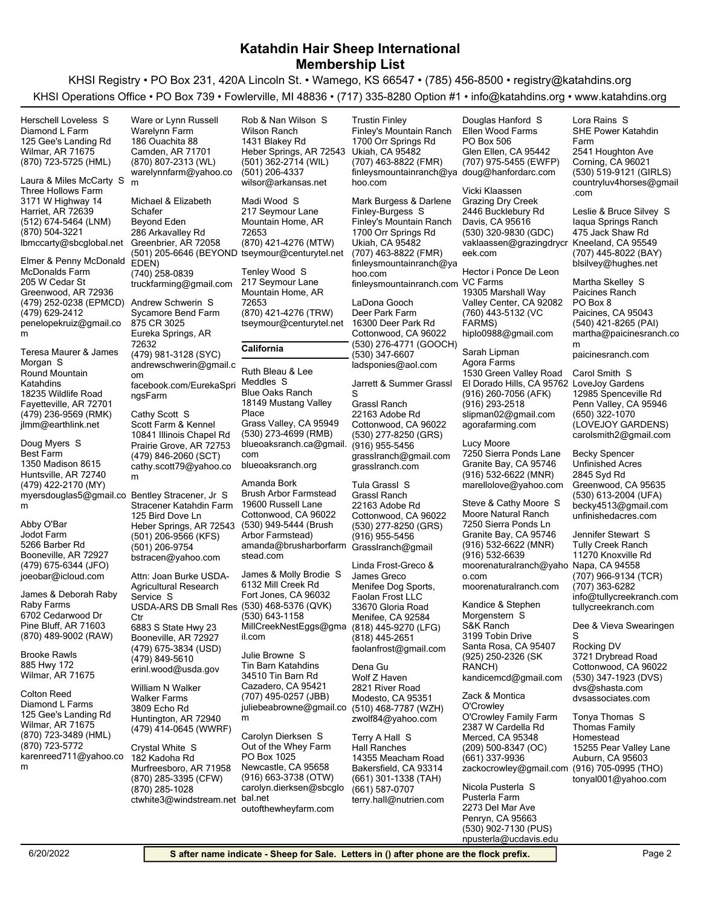# Katahdin Hair Sheep International
## Membership List

KHSI Registry • PO Box 231, 420A Lincoln St. • Wamego, KS 66547 • (785) 456-8500 • registry@katahdins.org

KHSI Operations Office • PO Box 739 • Fowlerville, MI 48836 • (717) 335-8280 Option #1 • info@katahdins.org • www.katahdins.org

Herschell Loveless S
Diamond L Farm
125 Gee's Landing Rd
Wilmar, AR 71675
(870) 723-5725 (HML)

Laura & Miles McCarty S
Three Hollows Farm
3171 W Highway 14
Harriet, AR 72639
(512) 674-5464 (LNM)
(870) 504-3221
lbmccarty@sbcglobal.net

Elmer & Penny McDonald
McDonalds Farm
205 W Cedar St
Greenwood, AR 72936
(479) 252-0238 (EPMCD)
(479) 629-2412
penelopekruiz@gmail.com

Teresa Maurer & James Morgan S
Round Mountain Katahdins
18235 Wildlife Road
Fayetteville, AR 72701
(479) 236-9569 (RMK)
jlmm@earthlink.net

Doug Myers S
Best Farm
1350 Madison 8615
Huntsville, AR 72740
(479) 422-2170 (MY)
myersdouglas5@gmail.com

Abby O'Bar
Jodot Farm
5266 Barber Rd
Booneville, AR 72927
(479) 675-6344 (JFO)
joeobar@icloud.com

James & Deborah Raby
Raby Farms
6702 Cedarwood Dr
Pine Bluff, AR 71603
(870) 489-9002 (RAW)

Brooke Rawls
885 Hwy 172
Wilmar, AR 71675

Colton Reed
Diamond L Farms
125 Gee's Landing Rd
Wilmar, AR 71675
(870) 723-3489 (HML)
(870) 723-5772
karenreed711@yahoo.com

Ware or Lynn Russell
Warelynn Farm
186 Ouachita 88
Camden, AR 71701
(870) 807-2313 (WL)
warelynnfarm@yahoo.com

Michael & Elizabeth Schafer
Beyond Eden
286 Arkavalley Rd
Greenbrier, AR 72058
(501) 205-6646 (BEYOND EDEN)
(740) 258-0839
truckfarming@gmail.com

Andrew Schwerin S
Sycamore Bend Farm
875 CR 3025
Eureka Springs, AR 72632
(479) 981-3128 (SYC)
andrewschwerin@gmail.com
facebook.com/EurekaSpringsFarm

Cathy Scott S
Scott Farm & Kennel
10841 Illinois Chapel Rd
Prairie Grove, AR 72753
(479) 846-2060 (SCT)
cathy.scott79@yahoo.com

Bentley Stracener, Jr S
Stracener Katahdin Farm
125 Bird Dove Ln
Heber Springs, AR 72543
(501) 206-9566 (KFS)
(501) 206-9754
bstracen@yahoo.com

Attn: Joan Burke USDA-Agricultural Research Service S
USDA-ARS DB Small Res Ctr
6883 S State Hwy 23
Booneville, AR 72927
(479) 675-3834 (USD)
(479) 849-5610
erinl.wood@usda.gov

William N Walker
Walker Farms
3809 Echo Rd
Huntington, AR 72940
(479) 414-0645 (WWRF)

Crystal White S
182 Kadoha Rd
Murfreesboro, AR 71958
(870) 285-3395 (CFW)
(870) 285-1028
ctwhite3@windstream.net

Rob & Nan Wilson S
Wilson Ranch
1431 Blakey Rd
Heber Springs, AR 72543
(501) 362-2714 (WIL)
(501) 206-4337
wilsor@arkansas.net

Madi Wood S
217 Seymour Lane
Mountain Home, AR 72653
(870) 421-4276 (MTW)
tseymour@centurytel.net

Tenley Wood S
217 Seymour Lane
Mountain Home, AR 72653
(870) 421-4276 (TRW)
tseymour@centurytel.net

## California

Ruth Bleau & Lee Meddles S
Blue Oaks Ranch
18149 Mustang Valley Place
Grass Valley, CA 95949
(530) 273-4699 (RMB)
blueoaksranch.ca@gmail.com
blueoaksranch.org

Amanda Bork
Brush Arbor Farmstead
19600 Russell Lane
Cottonwood, CA 96022
(530) 949-5444 (Brush Arbor Farmstead)
amanda@brusharborfarmstead.com

James & Molly Brodie S
6132 Mill Creek Rd
Fort Jones, CA 96032
(530) 468-5376 (QVK)
(530) 643-1158
MillCreekNestEggs@gmail.com

Julie Browne S
Tin Barn Katahdins
34510 Tin Barn Rd
Cazadero, CA 95421
(707) 495-0257 (JBB)
juliebeabrowne@gmail.com

Carolyn Dierksen S
Out of the Whey Farm
PO Box 1025
Newcastle, CA 95658
(916) 663-3738 (OTW)
carolyn.dierksen@sbcglobal.net
outofthewheyfarm.com

Trustin Finley
Finley's Mountain Ranch
1700 Orr Springs Rd
Ukiah, CA 95482
(707) 463-8822 (FMR)
finleysmountainranch@yahoo.com

Mark Burgess & Darlene Finley-Burgess S
Finley's Mountain Ranch
1700 Orr Springs Rd
Ukiah, CA 95482
(707) 463-8822 (FMR)
finleysmountainranch@yahoo.com
finleysmountainranch.com

LaDona Gooch
Deer Park Farm
16300 Deer Park Rd
Cottonwood, CA 96022
(530) 276-4771 (GOOCH)
(530) 347-6607
ladsponies@aol.com

Jarrett & Summer Grassl S
Grassl Ranch
22163 Adobe Rd
Cottonwood, CA 96022
(530) 277-8250 (GRS)
(916) 955-5456
grasslranch@gmail.com
grasslranch.com

Tula Grassl S
Grassl Ranch
22163 Adobe Rd
Cottonwood, CA 96022
(530) 277-8250 (GRS)
(916) 955-5456
Grasslranch@gmail

Linda Frost-Greco & James Greco
Menifee Dog Sports, Faolan Frost LLC
33670 Gloria Road
Menifee, CA 92584
(818) 445-9270 (LFG)
(818) 445-2651
faolanfrost@gmail.com

Dena Gu
Wolf Z Haven
2821 River Road
Modesto, CA 95351
(510) 468-7787 (WZH)
zwolf84@yahoo.com

Terry A Hall S
Hall Ranches
14355 Meacham Road
Bakersfield, CA 93314
(661) 301-1338 (TAH)
(661) 587-0707
terry.hall@nutrien.com

Douglas Hanford S
Ellen Wood Farms
PO Box 506
Glen Ellen, CA 95442
(707) 975-5455 (EWFP)
doug@hanfordarc.com

Vicki Klaassen
Grazing Dry Creek
2446 Bucklebury Rd
Davis, CA 95616
(530) 320-9830 (GDC)
vaklaassen@grazingdrycreek.com

Hector i Ponce De Leon
VC Farms
19305 Marshall Way
Valley Center, CA 92082
(760) 443-5132 (VC FARMS)
hiplo0988@gmail.com

Sarah Lipman
Agora Farms
1530 Green Valley Road
El Dorado Hills, CA 95762
(916) 260-7056 (AFK)
(916) 293-2518
slipman02@gmail.com
agorafarming.com

Lucy Moore
7250 Sierra Ponds Lane
Granite Bay, CA 95746
(916) 532-6622 (MNR)
marellolove@yahoo.com

Steve & Cathy Moore S
Moore Natural Ranch
7250 Sierra Ponds Ln
Granite Bay, CA 95746
(916) 532-6622 (MNR)
(916) 532-6639
moorenaturalranch@yahoo.com
moorenaturalranch.com

Kandice & Stephen Morgenstern S
S&K Ranch
3199 Tobin Drive
Santa Rosa, CA 95407
(925) 250-2326 (SK RANCH)
kandicemcd@gmail.com

Zack & Montica O'Crowley
O'Crowley Family Farm
2387 W Cardella Rd
Merced, CA 95348
(209) 500-8347 (OC)
(661) 337-9936
zackocrowley@gmail.com

Nicola Pusterla S
Pusterla Farm
2273 Del Mar Ave
Penryn, CA 95663
(530) 902-7130 (PUS)
npusterla@ucdavis.edu

Lora Rains S
SHE Power Katahdin Farm
2541 Houghton Ave
Corning, CA 96021
(530) 519-9121 (GIRLS)
countryluv4horses@gmail.com

Leslie & Bruce Silvey S
Iaqua Springs Ranch
475 Jack Shaw Rd
Kneeland, CA 95549
(707) 445-8022 (BAY)
blsilvey@hughes.net

Martha Skelley S
Paicines Ranch
PO Box 8
Paicines, CA 95043
(540) 421-8265 (PAI)
martha@paicinesranch.com
paicinesranch.com

Carol Smith S
LoveJoy Gardens
12985 Spenceville Rd
Penn Valley, CA 95946
(650) 322-1070 (LOVEJOY GARDENS)
carolsmith2@gmail.com

Becky Spencer
Unfinished Acres
2845 Syd Rd
Greenwood, CA 95635
(530) 613-2004 (UFA)
becky4513@gmail.com
unfinishedacres.com

Jennifer Stewart S
Tully Creek Ranch
11270 Knoxville Rd
Napa, CA 94558
(707) 966-9134 (TCR)
(707) 363-6282
info@tullycreekranch.com
tullycreekranch.com

Dee & Vieva Swearingen S
Rocking DV
3721 Drybread Road
Cottonwood, CA 96022
(530) 347-1923 (DVS)
dvs@shasta.com
dvsassociates.com

Tonya Thomas S
Thomas Family Homestead
15255 Pear Valley Lane
Auburn, CA 95603
(916) 705-0995 (THO)
tonyal001@yahoo.com

6/20/2022

**S after name indicate - Sheep for Sale. Letters in () after phone are the flock prefix.**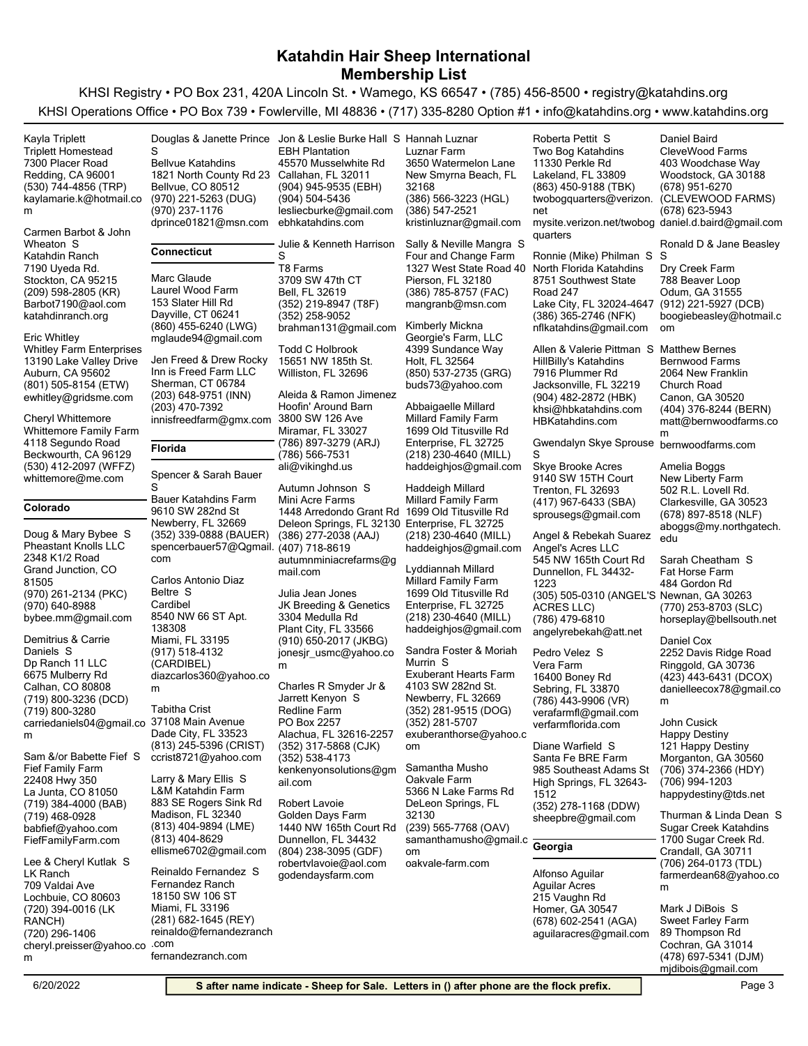# Katahdin Hair Sheep International
# Membership List

KHSI Registry • PO Box 231, 420A Lincoln St. • Wamego, KS 66547 • (785) 456-8500 • registry@katahdins.org

KHSI Operations Office • PO Box 739 • Fowlerville, MI 48836 • (717) 335-8280 Option #1 • info@katahdins.org • www.katahdins.org

Kayla Triplett
Triplett Homestead
7300 Placer Road
Redding, CA 96001
(530) 744-4856 (TRP)
kaylamarie.k@hotmail.com

Carmen Barbot & John Wheaton S
Katahdin Ranch
7190 Uyeda Rd.
Stockton, CA 95215
(209) 598-2805 (KR)
Barbot7190@aol.com
katahdinranch.org

Eric Whitley
Whitley Farm Enterprises
13190 Lake Valley Drive
Auburn, CA 95602
(801) 505-8154 (ETW)
ewhitley@gridsme.com

Cheryl Whittemore
Whittemore Family Farm
4118 Segundo Road
Beckwourth, CA 96129
(530) 412-2097 (WFFZ)
whittemore@me.com

## Colorado

Doug & Mary Bybee S
Pheastant Knolls LLC
2348 K1/2 Road
Grand Junction, CO 81505
(970) 261-2134 (PKC)
(970) 640-8988
bybee.mm@gmail.com

Demitrius & Carrie Daniels S
Dp Ranch 11 LLC
6675 Mulberry Rd
Calhan, CO 80808
(719) 800-3236 (DCD)
(719) 800-3280
carriedaniels04@gmail.com

Sam &/or Babette Fief S
Fief Family Farm
22408 Hwy 350
La Junta, CO 81050
(719) 384-4000 (BAB)
(719) 468-0928
babfief@yahoo.com
FiefFamilyFarm.com

Lee & Cheryl Kutlak S
LK Ranch
709 Valdai Ave
Lochbuie, CO 80603
(720) 394-0016 (LK RANCH)
(720) 296-1406
cheryl.preisser@yahoo.com

Douglas & Janette Prince S
Bellvue Katahdins
1821 North County Rd 23
Bellvue, CO 80512
(970) 221-5263 (DUG)
(970) 237-1176
dprince01821@msn.com

## Connecticut

Marc Glaude
Laurel Wood Farm
153 Slater Hill Rd
Dayville, CT 06241
(860) 455-6240 (LWG)
mglaude94@gmail.com

Jen Freed & Drew Rocky
Inn is Freed Farm LLC
Sherman, CT 06784
(203) 648-9751 (INN)
(203) 470-7392
innisfreedfarm@gmx.com

## Florida

Spencer & Sarah Bauer S
Bauer Katahdins Farm
9610 SW 282nd St
Newberry, FL 32669
(352) 339-0888 (BAUER)
spencerbauer57@Qgmail.com

Carlos Antonio Diaz Beltre S
Cardibel
8540 NW 66 ST Apt. 138308
Miami, FL 33195
(917) 518-4132 (CARDIBEL)
diazcarlos360@yahoo.com

Tabitha Crist
37108 Main Avenue
Dade City, FL 33523
(813) 245-5396 (CRIST)
ccrist8721@yahoo.com

Larry & Mary Ellis S
L&M Katahdin Farm
883 SE Rogers Sink Rd
Madison, FL 32340
(813) 404-9894 (LME)
(813) 404-8629
ellisme6702@gmail.com

Reinaldo Fernandez S
Fernandez Ranch
18150 SW 106 ST
Miami, FL 33196
(281) 682-1645 (REY)
reinaldo@fernandezranch.com
fernandezranch.com

Jon & Leslie Burke Hall S
EBH Plantation
45570 Musselwhite Rd
Callahan, FL 32011
(904) 945-9535 (EBH)
(904) 504-5436
lesliecburke@gmail.com
ebhkatahdins.com

Julie & Kenneth Harrison S
T8 Farms
3709 SW 47th CT
Bell, FL 32619
(352) 219-8947 (T8F)
(352) 258-9052
brahman131@gmail.com

Todd C Holbrook
15651 NW 185th St.
Williston, FL 32696

Aleida & Ramon Jimenez
Hoofin' Around Barn
3800 SW 126 Ave
Miramar, FL 33027
(786) 897-3279 (ARJ)
(786) 566-7531
ali@vikinghd.us

Autumn Johnson S
Mini Acre Farms
1448 Arredondo Grant Rd
Deleon Springs, FL 32130
(386) 277-2038 (AAJ)
(407) 718-8619
autumnminiacrefarms@gmail.com

Julia Jean Jones
JK Breeding & Genetics
3304 Medulla Rd
Plant City, FL 33566
(910) 650-2017 (JKBG)
jonesjr_usmc@yahoo.com

Charles R Smyder Jr & Jarrett Kenyon S
Redline Farm
PO Box 2257
Alachua, FL 32616-2257
(352) 317-5868 (CJK)
(352) 538-4173
kenkenyonsolutions@gmail.com

Robert Lavoie
Golden Days Farm
1440 NW 165th Court Rd
Dunnellon, FL 34432
(804) 238-3095 (GDF)
robertvlavoie@aol.com
godendaysfarm.com

Hannah Luznar
Luznar Farm
3650 Watermelon Lane
New Smyrna Beach, FL 32168
(386) 566-3223 (HGL)
(386) 547-2521
kristinluznar@gmail.com

Sally & Neville Mangra S
Four and Change Farm
1327 West State Road 40
Pierson, FL 32180
(386) 785-8757 (FAC)
mangranb@msn.com

Kimberly Mickna
Georgie's Farm, LLC
4399 Sundance Way
Holt, FL 32564
(850) 537-2735 (GRG)
buds73@yahoo.com

Abbaigaelle Millard
Millard Family Farm
1699 Old Titusville Rd
Enterprise, FL 32725
(218) 230-4640 (MILL)
haddeighjos@gmail.com

Haddeigh Millard
Millard Family Farm
1699 Old Titusville Rd
Enterprise, FL 32725
(218) 230-4640 (MILL)
haddeighjos@gmail.com

Lyddiannah Millard
Millard Family Farm
1699 Old Titusville Rd
Enterprise, FL 32725
(218) 230-4640 (MILL)
haddeighjos@gmail.com

Sandra Foster & Moriah Murrin S
Exuberant Hearts Farm
4103 SW 282nd St.
Newberry, FL 32669
(352) 281-9515 (DOG)
(352) 281-5707
exuberanthorse@yahoo.com

Samantha Musho
Oakvale Farm
5366 N Lake Farms Rd
DeLeon Springs, FL 32130
(239) 565-7768 (OAV)
samanthamusho@gmail.com
oakvale-farm.com

Roberta Pettit S
Two Bog Katahdins
11330 Perkle Rd
Lakeland, FL 33809
(863) 450-9188 (TBK)
twobogquarters@verizon.net
mysite.verizon.net/twobogquarters

Ronnie (Mike) Philman S
North Florida Katahdins
8751 Southwest State Road 247
Lake City, FL 32024-4647
(386) 365-2746 (NFK)
nflkatahdins@gmail.com

Allen & Valerie Pittman S
HillBilly's Katahdins
7916 Plummer Rd
Jacksonville, FL 32219
(904) 482-2872 (HBK)
khsi@hbkatahdins.com
HBKatahdins.com

Gwendalyn Skye Sprouse S
Skye Brooke Acres
9140 SW 15TH Court
Trenton, FL 32693
(417) 967-6433 (SBA)
sprousegs@gmail.com

Angel & Rebekah Suarez
Angel's Acres LLC
545 NW 165th Court Rd
Dunnellon, FL 34432-1223
(305) 505-0310 (ANGEL'S ACRES LLC)
(786) 479-6810
angelyrebekah@att.net

Pedro Velez S
Vera Farm
16400 Boney Rd
Sebring, FL 33870
(786) 443-9906 (VR)
verafarmfl@gmail.com
verfarmflorida.com

Diane Warfield S
Santa Fe BRE Farm
985 Southeast Adams St
High Springs, FL 32643-1512
(352) 278-1168 (DDW)
sheepbre@gmail.com

## Georgia

Alfonso Aguilar
Aguilar Acres
215 Vaughn Rd
Homer, GA 30547
(678) 602-2541 (AGA)
aguilaracres@gmail.com

Daniel Baird
CleveWood Farms
403 Woodchase Way
Woodstock, GA 30188
(678) 951-6270 (CLEVEWOOD FARMS)
(678) 623-5943
daniel.d.baird@gmail.com

Ronald D & Jane Beasley S
Dry Creek Farm
788 Beaver Loop
Odum, GA 31555
(912) 221-5927 (DCB)
boogiebeasley@hotmail.com

Matthew Bernes
Bernwood Farms
2064 New Franklin Church Road
Canon, GA 30520
(404) 376-8244 (BERN)
matt@bernwoodfarms.com
bernwoodfarms.com

Amelia Boggs
New Liberty Farm
502 R.L. Lovell Rd.
Clarkesville, GA 30523
(678) 897-8518 (NLF)
aboggs@my.northgatech.edu

Sarah Cheatham S
Fat Horse Farm
484 Gordon Rd
Newnan, GA 30263
(770) 253-8703 (SLC)
horseplay@bellsouth.net

Daniel Cox
2252 Davis Ridge Road
Ringgold, GA 30736
(423) 443-6431 (DCOX)
danielleecox78@gmail.com

John Cusick
Happy Destiny
121 Happy Destiny
Morganton, GA 30560
(706) 374-2366 (HDY)
(706) 994-1203
happydestiny@tds.net

Thurman & Linda Dean S
Sugar Creek Katahdins
1700 Sugar Creek Rd.
Crandall, GA 30711
(706) 264-0173 (TDL)
farmerdean68@yahoo.com

Mark J DiBois S
Sweet Farley Farm
89 Thompson Rd
Cochran, GA 31014
(478) 697-5341 (DJM)
mjdibois@gmail.com

6/20/2022

**S after name indicate - Sheep for Sale. Letters in () after phone are the flock prefix.**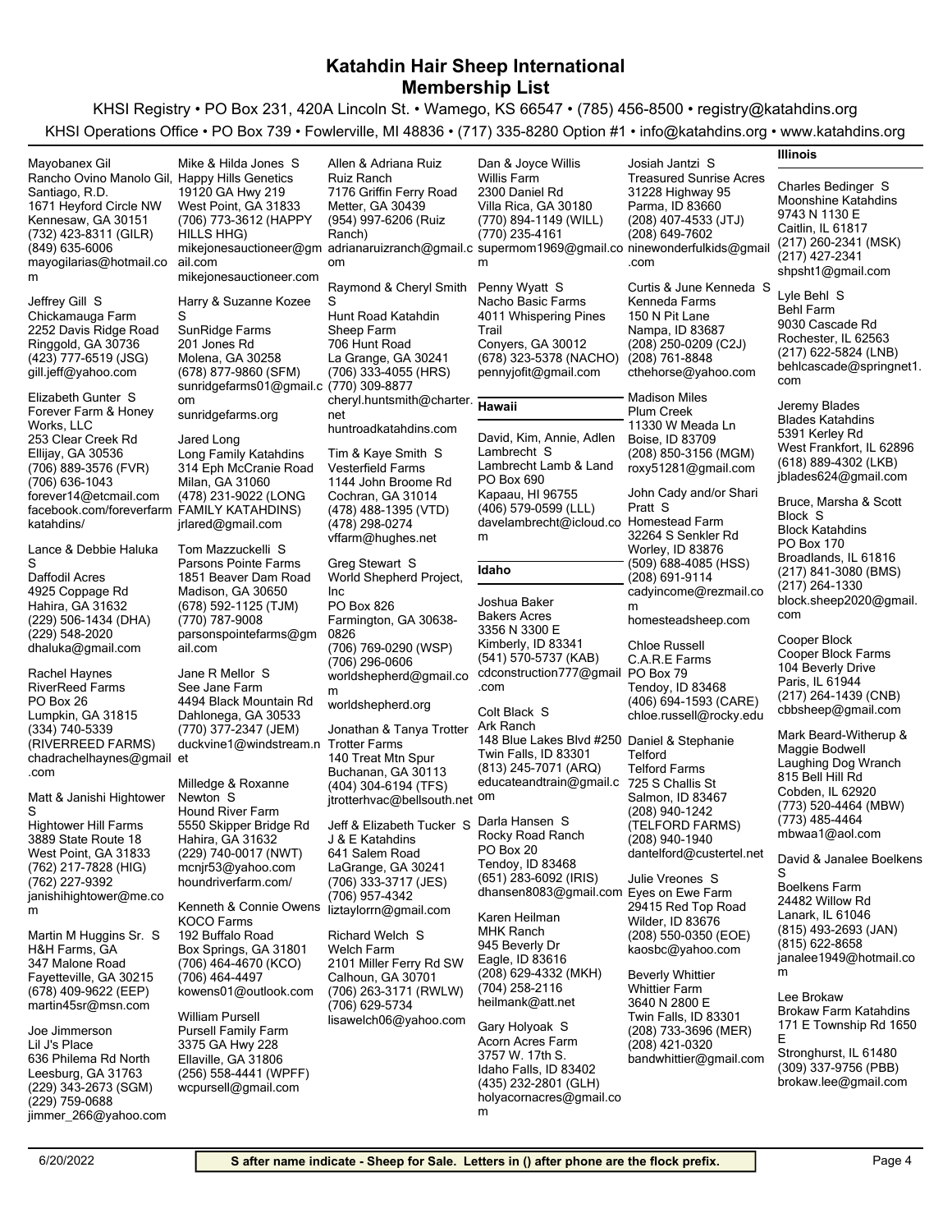# Katahdin Hair Sheep International
# Membership List

KHSI Registry • PO Box 231, 420A Lincoln St. • Wamego, KS 66547 • (785) 456-8500 • registry@katahdins.org

KHSI Operations Office • PO Box 739 • Fowlerville, MI 48836 • (717) 335-8280 Option #1 • info@katahdins.org • www.katahdins.org

Mayobanex Gil
Rancho Ovino Manolo Gil, Santiago, R.D.
1671 Heyford Circle NW
Kennesaw, GA 30151
(732) 423-8311 (GILR)
(849) 635-6006
mayogilarias@hotmail.com

Jeffrey Gill S
Chickamauga Farm
2252 Davis Ridge Road
Ringgold, GA 30736
(423) 777-6519 (JSG)
gill.jeff@yahoo.com

Elizabeth Gunter S
Forever Farm & Honey Works, LLC
253 Clear Creek Rd
Ellijay, GA 30536
(706) 889-3576 (FVR)
(706) 636-1043
forever14@etcmail.com
facebook.com/foreverfarmkatahdins/

Lance & Debbie Haluka S
Daffodil Acres
4925 Coppage Rd
Hahira, GA 31632
(229) 506-1434 (DHA)
(229) 548-2020
dhaluka@gmail.com

Rachel Haynes
RiverReed Farms
PO Box 26
Lumpkin, GA 31815
(334) 740-5339 (RIVERREED FARMS)
chadrachelhaynes@gmail.com

Matt & Janishi Hightower S
Hightower Hill Farms
3889 State Route 18
West Point, GA 31833
(762) 217-7828 (HIG)
(762) 227-9392
janishihightower@me.com

Martin M Huggins Sr. S
H&H Farms, GA
347 Malone Road
Fayetteville, GA 30215
(678) 409-9622 (EEP)
martin45sr@msn.com

Joe Jimmerson
Lil J's Place
636 Philema Rd North
Leesburg, GA 31763
(229) 343-2673 (SGM)
(229) 759-0688
jimmer_266@yahoo.com

Mike & Hilda Jones S
Happy Hills Genetics
19120 GA Hwy 219
West Point, GA 31833
(706) 773-3612 (HAPPY HILLS HHG)
mikejonesauctioneer@gmail.com
mikejonesauctioneer.com

Harry & Suzanne Kozee S
SunRidge Farms
201 Jones Rd
Molena, GA 30258
(678) 877-9860 (SFM)
sunridgefarms01@gmail.com
sunridgefarms.org

Jared Long
Long Family Katahdins
314 Eph McCranie Road
Milan, GA 31060
(478) 231-9022 (LONG FAMILY KATAHDINS)
jrlared@gmail.com

Tom Mazzuckelli S
Parsons Pointe Farms
1851 Beaver Dam Road
Madison, GA 30650
(678) 592-1125 (TJM)
(770) 787-9008
parsonspointefarms@gmail.com

Jane R Mellor S
See Jane Farm
4494 Black Mountain Rd
Dahlonega, GA 30533
(770) 377-2347 (JEM)
duckvine1@windstream.net

Milledge & Roxanne Newton S
Hound River Farm
5550 Skipper Bridge Rd
Hahira, GA 31632
(229) 740-0017 (NWT)
mcnjr53@yahoo.com
houndriverfarm.com/

Kenneth & Connie Owens
KOCO Farms
192 Buffalo Road
Box Springs, GA 31801
(706) 464-4670 (KCO)
(706) 464-4497
kowens01@outlook.com

William Pursell
Pursell Family Farm
3375 GA Hwy 228
Ellaville, GA 31806
(256) 558-4441 (WPFF)
wcpursell@gmail.com

Allen & Adriana Ruiz
Ruiz Ranch
7176 Griffin Ferry Road
Metter, GA 30439
(954) 997-6206 (Ruiz Ranch)
adrianaruizranch@gmail.com

Raymond & Cheryl Smith S
Hunt Road Katahdin Sheep Farm
706 Hunt Road
La Grange, GA 30241
(706) 333-4055 (HRS)
(770) 309-8877
cheryl.huntsmith@charter.net
huntroadkatahdins.com

Tim & Kaye Smith S
Vesterfield Farms
1144 John Broome Rd
Cochran, GA 31014
(478) 488-1395 (VTD)
(478) 298-0274
vffarm@hughes.net

Greg Stewart S
World Shepherd Project, Inc
PO Box 826
Farmington, GA 30638-0826
(706) 769-0290 (WSP)
(706) 296-0606
worldshepherd@gmail.com
worldshepherd.org

Jonathan & Tanya Trotter
Trotter Farms
140 Treat Mtn Spur
Buchanan, GA 30113
(404) 304-6194 (TFS)
jtrotterhvac@bellsouth.net

Jeff & Elizabeth Tucker S
J & E Katahdins
641 Salem Road
LaGrange, GA 30241
(706) 333-3717 (JES)
(706) 957-4342
liztaylorrn@gmail.com

Richard Welch S
Welch Farm
2101 Miller Ferry Rd SW
Calhoun, GA 30701
(706) 263-3171 (RWLW)
(706) 629-5734
lisawelch06@yahoo.com

Dan & Joyce Willis
Willis Farm
2300 Daniel Rd
Villa Rica, GA 30180
(770) 894-1149 (WILL)
(770) 235-4161
supermom1969@gmail.com

Penny Wyatt S
Nacho Basic Farms
4011 Whispering Pines Trail
Conyers, GA 30012
(678) 323-5378 (NACHO)
pennyjofit@gmail.com

## Hawaii

David, Kim, Annie, Adlen Lambrecht S
Lambrecht Lamb & Land
PO Box 690
Kapaau, HI 96755
(406) 579-0599 (LLL)
davelambrecht@icloud.com

## Idaho

Joshua Baker
Bakers Acres
3356 N 3300 E
Kimberly, ID 83341
(541) 570-5737 (KAB)
cdconstruction777@gmail.com

Colt Black S
Ark Ranch
148 Blue Lakes Blvd #250
Twin Falls, ID 83301
(813) 245-7071 (ARQ)
educateandtrain@gmail.com

Darla Hansen S
Rocky Road Ranch
PO Box 20
Tendoy, ID 83468
(651) 283-6092 (IRIS)
dhansen8083@gmail.com

Karen Heilman
MHK Ranch
945 Beverly Dr
Eagle, ID 83616
(208) 629-4332 (MKH)
(704) 258-2116
heilmank@att.net

Gary Holyoak S
Acorn Acres Farm
3757 W. 17th S.
Idaho Falls, ID 83402
(435) 232-2801 (GLH)
holyacornacres@gmail.com

Josiah Jantzi S
Treasured Sunrise Acres
31228 Highway 95
Parma, ID 83660
(208) 407-4533 (JTJ)
(208) 649-7602
ninewonderfulkids@gmail.com

Curtis & June Kenneda S
Kenneda Farms
150 N Pit Lane
Nampa, ID 83687
(208) 250-0209 (C2J)
(208) 761-8848
cthehorse@yahoo.com

Madison Miles
Plum Creek
11330 W Meada Ln
Boise, ID 83709
(208) 850-3156 (MGM)
roxy51281@gmail.com

John Cady and/or Shari Pratt S
Homestead Farm
32264 S Senkler Rd
Worley, ID 83876
(509) 688-4085 (HSS)
(208) 691-9114
cadyincome@rezmail.com
homesteadsheep.com

Chloe Russell
C.A.R.E Farms
PO Box 79
Tendoy, ID 83468
(406) 694-1593 (CARE)
chloe.russell@rocky.edu

Daniel & Stephanie Telford
Telford Farms
725 S Challis St
Salmon, ID 83467
(208) 940-1242 (TELFORD FARMS)
(208) 940-1940
dantelford@custertel.net

Julie Vreones S
Eyes on Ewe Farm
29415 Red Top Road
Wilder, ID 83676
(208) 550-0350 (EOE)
kaosbc@yahoo.com

Beverly Whittier
Whittier Farm
3640 N 2800 E
Twin Falls, ID 83301
(208) 733-3696 (MER)
(208) 421-0320
bandwhittier@gmail.com

## Illinois

Charles Bedinger S
Moonshine Katahdins
9743 N 1130 E
Caitlin, IL 61817
(217) 260-2341 (MSK)
(217) 427-2341
shpsht1@gmail.com

Lyle Behl S
Behl Farm
9030 Cascade Rd
Rochester, IL 62563
(217) 622-5824 (LNB)
behlcascade@springnet1.com

Jeremy Blades
Blades Katahdins
5391 Kerley Rd
West Frankfort, IL 62896
(618) 889-4302 (LKB)
jblades624@gmail.com

Bruce, Marsha & Scott Block S
Block Katahdins
PO Box 170
Broadlands, IL 61816
(217) 841-3080 (BMS)
(217) 264-1330
block.sheep2020@gmail.com

Cooper Block
Cooper Block Farms
104 Beverly Drive
Paris, IL 61944
(217) 264-1439 (CNB)
cbbsheep@gmail.com

Mark Beard-Witherup & Maggie Bodwell
Laughing Dog Wranch
815 Bell Hill Rd
Cobden, IL 62920
(773) 520-4464 (MBW)
(773) 485-4464
mbwaa1@aol.com

David & Janalee Boelkens S
Boelkens Farm
24482 Willow Rd
Lanark, IL 61046
(815) 493-2693 (JAN)
(815) 622-8658
janalee1949@hotmail.com

Lee Brokaw
Brokaw Farm Katahdins
171 E Township Rd 1650 E
Stronghurst, IL 61480
(309) 337-9756 (PBB)
brokaw.lee@gmail.com

6/20/2022

**S after name indicate - Sheep for Sale. Letters in () after phone are the flock prefix.**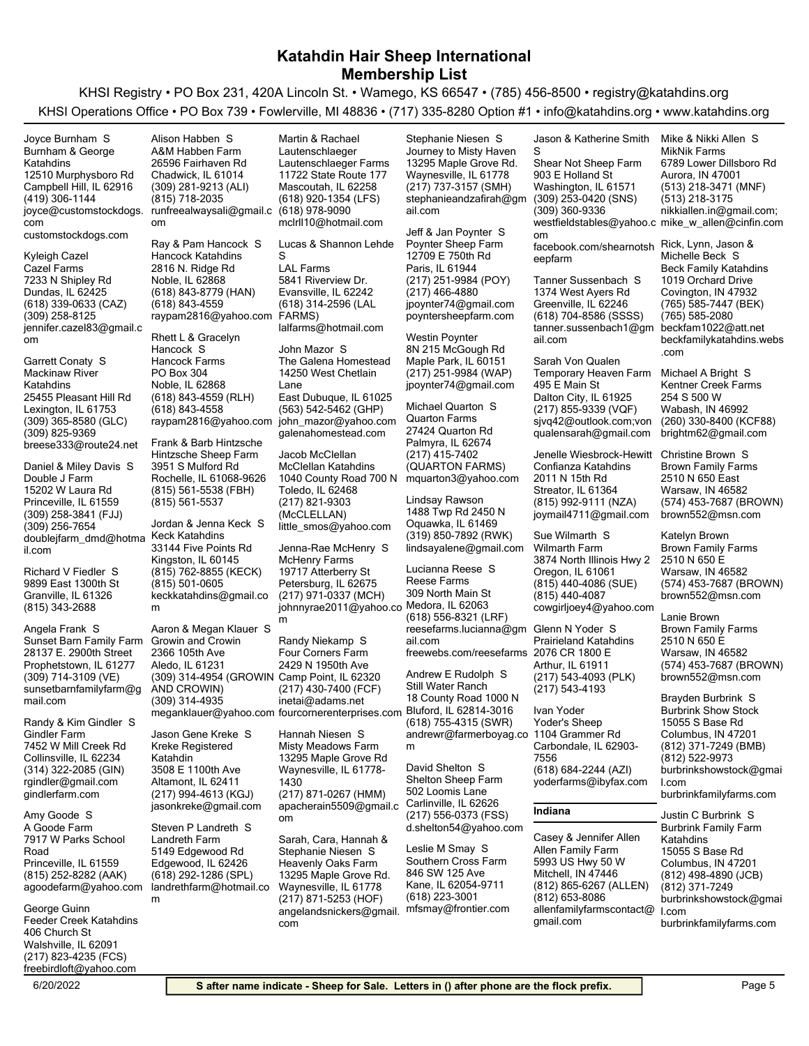# Katahdin Hair Sheep International
## Membership List

KHSI Registry • PO Box 231, 420A Lincoln St. • Wamego, KS 66547 • (785) 456-8500 • registry@katahdins.org

KHSI Operations Office • PO Box 739 • Fowlerville, MI 48836 • (717) 335-8280 Option #1 • info@katahdins.org • www.katahdins.org

Joyce Burnham S
Burnham & George Katahdins
12510 Murphysboro Rd
Campbell Hill, IL 62916
(419) 306-1144
joyce@customstockdogs.com
customstockdogs.com

Kyleigh Cazel
Cazel Farms
7233 N Shipley Rd
Dundas, IL 62425
(618) 339-0633 (CAZ)
(309) 258-8125
jennifer.cazel83@gmail.com

Garrett Conaty S
Mackinaw River Katahdins
25455 Pleasant Hill Rd
Lexington, IL 61753
(309) 365-8580 (GLC)
(309) 825-9369
breese333@route24.net

Daniel & Miley Davis S
Double J Farm
15202 W Laura Rd
Princeville, IL 61559
(309) 258-3841 (FJJ)
(309) 256-7654
doublejfarm_dmd@hotmail.com

Richard V Fiedler S
9899 East 1300th St
Granville, IL 61326
(815) 343-2688

Angela Frank S
Sunset Barn Family Farm
28137 E. 2900th Street
Prophetstown, IL 61277
(309) 714-3109 (VE)
sunsetbarnfamilyfarm@gmail.com

Randy & Kim Gindler S
Gindler Farm
7452 W Mill Creek Rd
Collinsville, IL 62234
(314) 322-2085 (GIN)
rgindler@gmail.com
gindlerfarm.com

Amy Goode S
A Goode Farm
7917 W Parks School Road
Princeville, IL 61559
(815) 252-8282 (AAK)
agoodefarm@yahoo.com

George Guinn
Feeder Creek Katahdins
406 Church St
Walshville, IL 62091
(217) 823-4235 (FCS)
freebirdloft@yahoo.com

Alison Habben S
A&M Habben Farm
26596 Fairhaven Rd
Chadwick, IL 61014
(309) 281-9213 (ALI)
(815) 718-2035
runfreealwaysali@gmail.com

Ray & Pam Hancock S
Hancock Katahdins
2816 N. Ridge Rd
Noble, IL 62868
(618) 843-8779 (HAN)
(618) 843-4559
raypam2816@yahoo.com

Rhett L & Gracelyn Hancock S
Hancock Farms
PO Box 304
Noble, IL 62868
(618) 843-4559 (RLH)
(618) 843-4558
raypam2816@yahoo.com

Frank & Barb Hintzsche
Hintzsche Sheep Farm
3951 S Mulford Rd
Rochelle, IL 61068-9626
(815) 561-5538 (FBH)
(815) 561-5537

Jordan & Jenna Keck S
Keck Katahdins
33144 Five Points Rd
Kingston, IL 60145
(815) 762-8855 (KECK)
(815) 501-0605
keckkatahdins@gmail.com

Aaron & Megan Klauer S
Growin and Crowin
2366 105th Ave
Aledo, IL 61231
(309) 314-4954 (GROWIN AND CROWIN)
(309) 314-4935
meganklauer@yahoo.com

Jason Gene Kreke S
Kreke Registered Katahdin
3508 E 1100th Ave
Altamont, IL 62411
(217) 994-4613 (KGJ)
jasonkreke@gmail.com

Steven P Landreth S
Landreth Farm
5149 Edgewood Rd
Edgewood, IL 62426
(618) 292-1286 (SPL)
landrethfarm@hotmail.com

Martin & Rachael Lautenschlaeger
Lautenschlaeger Farms
11722 State Route 177
Mascoutah, IL 62258
(618) 920-1354 (LFS)
(618) 978-9090
mclrll10@hotmail.com

Lucas & Shannon Lehde S
LAL Farms
5841 Riverview Dr.
Evansville, IL 62242
(618) 314-2596 (LAL FARMS)
lalfarms@hotmail.com

John Mazor S
The Galena Homestead
14250 West Chetlain Lane
East Dubuque, IL 61025
(563) 542-5462 (GHP)
john_mazor@yahoo.com
galenahomestead.com

Jacob McClellan
McClellan Katahdins
1040 County Road 700 N
Toledo, IL 62468
(217) 821-9303 (McCLELLAN)
little_smos@yahoo.com

Jenna-Rae McHenry S
McHenry Farms
19717 Atterberry St
Petersburg, IL 62675
(217) 971-0337 (MCH)
johnnyrae2011@yahoo.com

Randy Niekamp S
Four Corners Farm
2429 N 1950th Ave
Camp Point, IL 62320
(217) 430-7400 (FCF)
inetai@adams.net
fourcornerenterprises.com

Hannah Niesen S
Misty Meadows Farm
13295 Maple Grove Rd
Waynesville, IL 61778-1430
(217) 871-0267 (HMM)
apacherain5509@gmail.com

Sarah, Cara, Hannah & Stephanie Niesen S
Heavenly Oaks Farm
13295 Maple Grove Rd.
Waynesville, IL 61778
(217) 871-5253 (HOF)
angelandsnickers@gmail.com

Stephanie Niesen S
Journey to Misty Haven
13295 Maple Grove Rd.
Waynesville, IL 61778
(217) 737-3157 (SMH)
stephanieandzafirah@gmail.com

Jeff & Jan Poynter S
Poynter Sheep Farm
12709 E 750th Rd
Paris, IL 61944
(217) 251-9984 (POY)
(217) 466-4880
jpoynter74@gmail.com
poyntersheepfarm.com

Westin Poynter
8N 215 McGough Rd
Maple Park, IL 60151
(217) 251-9984 (WAP)
jpoynter74@gmail.com

Michael Quarton S
Quarton Farms
27424 Quarton Rd
Palmyra, IL 62674
(217) 415-7402 (QUARTON FARMS)
mquarton3@yahoo.com

Lindsay Rawson
1488 Twp Rd 2450 N
Oquawka, IL 61469
(319) 850-7892 (RWK)
lindsayalene@gmail.com

Lucianna Reese S
Reese Farms
309 North Main St
Medora, IL 62063
(618) 556-8321 (LRF)
reesefarms.lucianna@gmail.com
freewebs.com/reesefarms

Andrew E Rudolph S
Still Water Ranch
18 County Road 1000 N
Bluford, IL 62814-3016
(618) 755-4315 (SWR)
andrewr@farmerboyag.com

David Shelton S
Shelton Sheep Farm
502 Loomis Lane
Carlinville, IL 62626
(217) 556-0373 (FSS)
d.shelton54@yahoo.com

Leslie M Smay S
Southern Cross Farm
846 SW 125 Ave
Kane, IL 62054-9711
(618) 223-3001
mfsmay@frontier.com

Jason & Katherine Smith S
Shear Not Sheep Farm
903 E Holland St
Washington, IL 61571
(309) 253-0420 (SNS)
(309) 360-9336
westfieldstables@yahoo.com
facebook.com/shearnotsheepfarm

Tanner Sussenbach S
1374 West Ayers Rd
Greenville, IL 62246
(618) 704-8586 (SSSS)
tanner.sussenbach1@gmail.com

Sarah Von Qualen
Temporary Heaven Farm
495 E Main St
Dalton City, IL 61925
(217) 855-9339 (VQF)
sjvq42@outlook.com;vonqualensarah@gmail.com

Jenelle Wiesbrock-Hewitt
Confianza Katahdins
2011 N 15th Rd
Streator, IL 61364
(815) 992-9111 (NZA)
joymail4711@gmail.com

Sue Wilmarth S
Wilmarth Farm
3874 North Illinois Hwy 2
Oregon, IL 61061
(815) 440-4086 (SUE)
(815) 440-4087
cowgirljoey4@yahoo.com

Glenn N Yoder S
Prairieland Katahdins
2076 CR 1800 E
Arthur, IL 61911
(217) 543-4093 (PLK)
(217) 543-4193

Ivan Yoder
Yoder's Sheep
1104 Grammer Rd
Carbondale, IL 62903-7556
(618) 684-2244 (AZI)
yoderfarms@ibyfax.com

### Indiana

Casey & Jennifer Allen
Allen Family Farm
5993 US Hwy 50 W
Mitchell, IN 47446
(812) 865-6267 (ALLEN)
(812) 653-8086
allenfamilyfarmscontact@gmail.com

Mike & Nikki Allen S
MikNik Farms
6789 Lower Dillsboro Rd
Aurora, IN 47001
(513) 218-3471 (MNF)
(513) 218-3175
nikkiallen.in@gmail.com;mike_w_allen@cinfin.com

Rick, Lynn, Jason & Michelle Beck S
Beck Family Katahdins
1019 Orchard Drive
Covington, IN 47932
(765) 585-7447 (BEK)
(765) 585-2080
beckfam1022@att.net
beckfamilykatahdins.webs.com

Michael A Bright S
Kentner Creek Farms
254 S 500 W
Wabash, IN 46992
(260) 330-8400 (KCF88)
brightm62@gmail.com

Christine Brown S
Brown Family Farms
2510 N 650 East
Warsaw, IN 46582
(574) 453-7687 (BROWN)
brown552@msn.com

Katelyn Brown
Brown Family Farms
2510 N 650 E
Warsaw, IN 46582
(574) 453-7687 (BROWN)
brown552@msn.com

Lanie Brown
Brown Family Farms
2510 N 650 E
Warsaw, IN 46582
(574) 453-7687 (BROWN)
brown552@msn.com

Brayden Burbrink S
Burbrink Show Stock
15055 S Base Rd
Columbus, IN 47201
(812) 371-7249 (BMB)
(812) 522-9973
burbrinkshowstock@gmail.com
burbrinkfamilyfarms.com

Justin C Burbrink S
Burbrink Family Farm Katahdins
15055 S Base Rd
Columbus, IN 47201
(812) 498-4890 (JCB)
(812) 371-7249
burbrinkshowstock@gmail.com
burbrinkfamilyfarms.com

6/20/2022

**S after name indicate - Sheep for Sale. Letters in () after phone are the flock prefix.**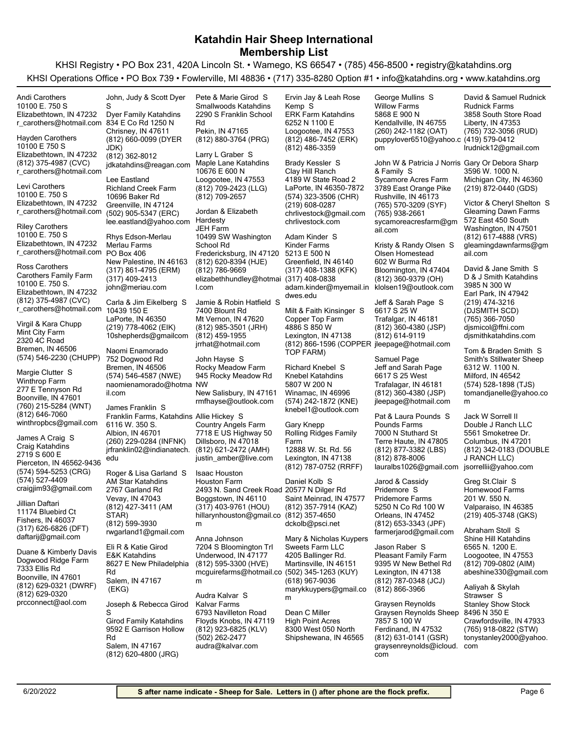# Katahdin Hair Sheep International
## Membership List

KHSI Registry • PO Box 231, 420A Lincoln St. • Wamego, KS 66547 • (785) 456-8500 • registry@katahdins.org

KHSI Operations Office • PO Box 739 • Fowlerville, MI 48836 • (717) 335-8280 Option #1 • info@katahdins.org • www.katahdins.org

Andi Carothers
10100 E. 750 S
Elizabethtown, IN 47232
r_carothers@hotmail.com

Hayden Carothers
10100 E 750 S
Elizabethtown, IN 47232
(812) 375-4987 (CVC)
r_carothers@hotmail.com

Levi Carothers
10100 E. 750 S
Elizabethtown, IN 47232
r_carothers@hotmail.com

Riley Carothers
10100 E. 750 S
Elizabethtown, IN 47232
r_carothers@hotmail.com

Ross Carothers
Carothers Family Farm
10100 E. 750 S.
Elizabethtown, IN 47232
(812) 375-4987 (CVC)
r_carothers@hotmail.com

Virgil & Kara Chupp
Mint City Farm
2320 4C Road
Bremen, IN 46506
(574) 546-2230 (CHUPP)

Margie Clutter S
Winthrop Farm
277 E Tennyson Rd
Boonville, IN 47601
(760) 215-5284 (WNT)
(812) 646-7060
winthropbcs@gmail.com

James A Craig S
Craig Katahdins
2719 S 600 E
Pierceton, IN 46562-9436
(574) 594-5253 (CRG)
(574) 527-4409
craigjim93@gmail.com

Jillian Daftari
11174 Bluebird Ct
Fishers, IN 46037
(317) 626-6826 (DFT)
daftarij@gmail.com

Duane & Kimberly Davis
Dogwood Ridge Farm
7333 Ellis Rd
Boonville, IN 47601
(812) 629-0321 (DWRF)
(812) 629-0320
prcconnect@aol.com

John, Judy & Scott Dyer S
Dyer Family Katahdins
834 E Co Rd 1250 N
Chrisney, IN 47611
(812) 660-0099 (DYER JDK)
(812) 362-8012
jdkatahdins@reagan.com

Lee Eastland
Richland Creek Farm
10696 Baker Rd
Greenville, IN 47124
(502) 905-5347 (ERC)
lee.eastland@yahoo.com

Rhys Edson-Merlau
Merlau Farms
PO Box 406
New Palestine, IN 46163
(317) 861-4795 (ERM)
(317) 409-2413
john@meriau.com

Carla & Jim Eikelberg S
10439 150 E
LaPorte, IN 46350
(219) 778-4062 (EIK)
10shepherds@gmailcom

Naomi Enamorado
752 Dogwood Rd
Bremen, IN 46506
(574) 546-4587 (NWE)
naomienamorado@hotmail.com

James Franklin S
Franklin Farms, Katahdins
6116 W. 350 S.
Albion, IN 46701
(260) 229-0284 (INFNK)
jrfranklin02@indianatech.edu

Roger & Lisa Garland S
AM Star Katahdins
2767 Garland Rd
Vevay, IN 47043
(812) 427-3411 (AM STAR)
(812) 599-3930
rwgarland1@gmail.com

Eli R & Katie Girod
E&K Katahdins
8627 E New Philadelphia Rd
Salem, IN 47167
(EKG)

Joseph & Rebecca Girod S
Girod Family Katahdins
9592 E Garrison Hollow Rd
Salem, IN 47167
(812) 620-4800 (JRG)

Pete & Marie Girod S
Smallwoods Katahdins
2290 S Franklin School Rd
Pekin, IN 47165
(812) 880-3764 (PRG)

Larry L Graber S
Maple Lane Katahdins
10676 E 600 N
Loogootee, IN 47553
(812) 709-2423 (LLG)
(812) 709-2657

Jordan & Elizabeth Hardesty
JEH Farm
10499 SW Washington School Rd
Fredericksburg, IN 47120
(812) 620-8394 (HJE)
(812) 786-9669
elizabethhundley@hotmail.com

Jamie & Robin Hatfield S
7400 Blount Rd
Mt Vernon, IN 47620
(812) 985-3501 (JRH)
(812) 459-1955
jrrhat@hotmail.com

John Hayse S
Rocky Meadow Farm
945 Rocky Meadow Rd NW
New Salisbury, IN 47161
rmfhayse@outlook.com

Allie Hickey S
Country Angels Farm
7718 E US Highway 50
Dillsboro, IN 47018
(812) 621-2472 (AMH)
justin_amber@live.com

Isaac Houston
Houston Farm
2493 N. Sand Creek Road
Boggstown, IN 46110
(317) 403-9761 (HOU)
hillarynhouston@gmail.com

Anna Johnson
7204 S Bloomington Trl
Underwood, IN 47177
(812) 595-3300 (HVE)
mcguirefarms@hotmail.com

Audra Kalvar S
Kalvar Farms
6793 Navilleton Road
Floyds Knobs, IN 47119
(812) 923-6825 (KLV)
(502) 262-2477
audra@kalvar.com

Ervin Jay & Leah Rose Kemp S
ERK Farm Katahdins
6252 N 1100 E
Loogootee, IN 47553
(812) 486-7452 (ERK)
(812) 486-3359

Brady Kessler S
Clay Hill Ranch
4189 W State Road 2
LaPorte, IN 46350-7872
(574) 323-3506 (CHR)
(219) 608-0287
chrlivestock@gmail.com
chrlivestock.com

Adam Kinder S
Kinder Farms
5213 E 500 N
Greenfield, IN 46140
(317) 408-1388 (KFK)
(317) 408-0838
adam.kinder@myemail.indwes.edu

Milt & Faith Kinsinger S
Copper Top Farm
4886 S 850 W
Lexington, IN 47138
(812) 866-1596 (COPPER TOP FARM)

Richard Knebel S
Knebel Katahdins
5807 W 200 N
Winamac, IN 46996
(574) 242-1872 (KNE)
knebel1@outlook.com

Gary Knepp
Rolling Ridges Family Farm
12888 W. St. Rd. 56
Lexington, IN 47138
(812) 787-0752 (RRFF)

Daniel Kolb S
20577 N Dilger Rd
Saint Meinrad, IN 47577
(812) 357-7914 (KAZ)
(812) 357-4650
dckolb@psci.net

Mary & Nicholas Kuypers
Sweets Farm LLC
4205 Ballinger Rd.
Martinsville, IN 46151
(502) 345-1263 (KUY)
(618) 967-9036
marykkuypers@gmail.com

Dean C Miller
High Point Acres
8300 West 050 North
Shipshewana, IN 46565

George Mullins S
Willow Farms
5868 E 900 N
Kendallville, IN 46755
(260) 242-1182 (OAT)
puppylover6510@yahoo.com

John W & Patricia J Norris & Family S
Sycamore Acres Farm
3789 East Orange Pike
Rushville, IN 46173
(765) 570-3209 (SYF)
(765) 938-2661
sycamoreacresfarm@gmail.com

Kristy & Randy Olsen S
Olsen Homestead
602 W Burma Rd
Bloomington, IN 47404
(812) 360-9379 (OH)
klolsen19@outlook.com

Jeff & Sarah Page S
6617 S 25 W
Trafalgar, IN 46181
(812) 360-4380 (JSP)
(812) 614-9119
jleepage@hotmail.com

Samuel Page
Jeff and Sarah Page
6617 S 25 West
Trafalagar, IN 46181
(812) 360-4380 (JSP)
jleepage@hotmail.com

Pat & Laura Pounds S
Pounds Farms
7000 N Stuthard St
Terre Haute, IN 47805
(812) 877-3382 (LBS)
(812) 878-8006
lauralbs1026@gmail.com

Jarod & Cassidy Pridemore S
Pridemore Farms
5250 N Co Rd 100 W
Orleans, IN 47452
(812) 653-3343 (JPF)
farmerjarod@gmail.com

Jason Raber S
Pleasant Family Farm
9395 W New Bethel Rd
Lexington, IN 47138
(812) 787-0348 (JCJ)
(812) 866-3966

Graysen Reynolds
Graysen Reynolds Sheep
7857 S 100 W
Ferdinand, IN 47532
(812) 631-0141 (GSR)
graysenreynolds@icloud.com

David & Samuel Rudnick
Rudnick Farms
3858 South Store Road
Liberty, IN 47353
(765) 732-3056 (RUD)
(419) 579-0412
lrudnick12@gmail.com

Gary Or Debora Sharp
3596 W. 1000 N.
Michigan City, IN 46360
(219) 872-0440 (GDS)

Victor & Cheryl Shelton S
Gleaming Dawn Farms
572 East 450 South
Washington, IN 47501
(812) 617-4888 (VRS)
gleamingdawnfarms@gmail.com

David & Jane Smith S
D & J Smith Katahdins
3985 N 300 W
Earl Park, IN 47942
(219) 474-3216 (DJSMITH SCD)
(765) 366-7050
djsmicol@ffni.com
djsmithkatahdins.com

Tom & Braden Smith S
Smith's Stillwater Sheep
6312 W. 1100 N.
Milford, IN 46542
(574) 528-1898 (TJS)
tomandjanelle@yahoo.com

Jack W Sorrell II
Double J Ranch LLC
5561 Smoketree Dr.
Columbus, IN 47201
(812) 342-0183 (DOUBLE J RANCH LLC)
jsorrellii@yahoo.com

Greg St.Clair S
Homewood Farms
201 W. 550 N.
Valparaiso, IN 46385
(219) 405-3748 (GKS)

Abraham Stoll S
Shine Hill Katahdins
6565 N. 1200 E.
Loogootee, IN 47553
(812) 709-0802 (AIM)
abeshine330@gmail.com

Aaliyah & Skylah Strawser S
Stanley Show Stock
8496 N 350 E
Crawfordsville, IN 47933
(765) 918-0822 (STW)
tonystanley2000@yahoo.com

6/20/2022

**S after name indicate - Sheep for Sale. Letters in () after phone are the flock prefix.**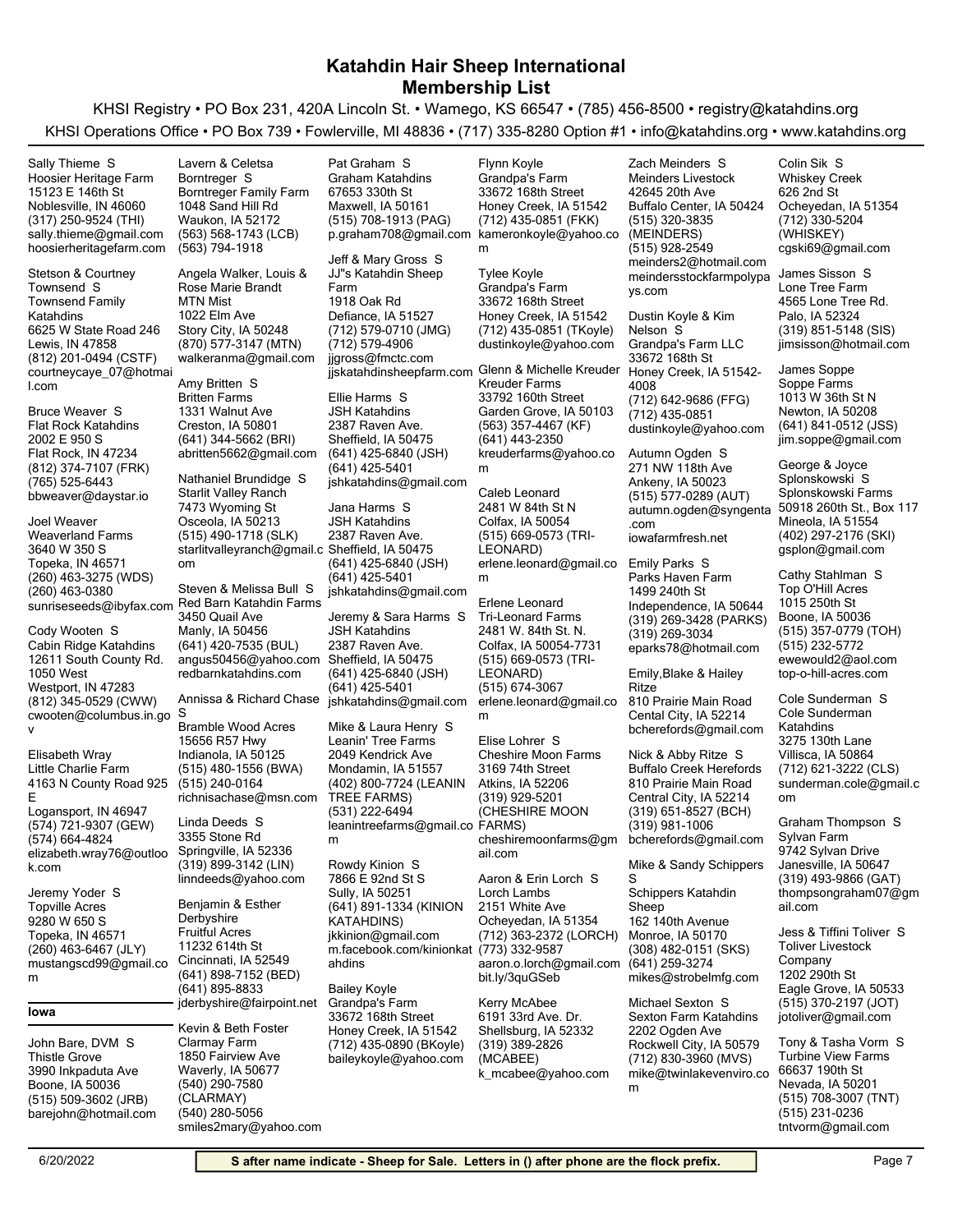# Katahdin Hair Sheep International
## Membership List

KHSI Registry • PO Box 231, 420A Lincoln St. • Wamego, KS 66547 • (785) 456-8500 • registry@katahdins.org

KHSI Operations Office • PO Box 739 • Fowlerville, MI 48836 • (717) 335-8280 Option #1 • info@katahdins.org • www.katahdins.org

Sally Thieme S
Hoosier Heritage Farm
15123 E 146th St
Noblesville, IN 46060
(317) 250-9524 (THI)
sally.thieme@gmail.com
hoosierheritagefarm.com

Stetson & Courtney Townsend S
Townsend Family Katahdins
6625 W State Road 246
Lewis, IN 47858
(812) 201-0494 (CSTF)
courtneycaye_07@hotmail.com

Bruce Weaver S
Flat Rock Katahdins
2002 E 950 S
Flat Rock, IN 47234
(812) 374-7107 (FRK)
(765) 525-6443
bbweaver@daystar.io

Joel Weaver
Weaverland Farms
3640 W 350 S
Topeka, IN 46571
(260) 463-3275 (WDS)
(260) 463-0380
sunriseseeds@ibyfax.com

Cody Wooten S
Cabin Ridge Katahdins
12611 South County Rd. 1050 West
Westport, IN 47283
(812) 345-0529 (CWW)
cwooten@columbus.in.gov

Elisabeth Wray
Little Charlie Farm
4163 N County Road 925 E
Logansport, IN 46947
(574) 721-9307 (GEW)
(574) 664-4824
elizabeth.wray76@outlook.com

Jeremy Yoder S
Topville Acres
9280 W 650 S
Topeka, IN 46571
(260) 463-6467 (JLY)
mustangscd99@gmail.com

## Iowa

John Bare, DVM S
Thistle Grove
3990 Inkpaduta Ave
Boone, IA 50036
(515) 509-3602 (JRB)
barejohn@hotmail.com

Lavern & Celetsa Borntreger S
Borntreger Family Farm
1048 Sand Hill Rd
Waukon, IA 52172
(563) 568-1743 (LCB)
(563) 794-1918

Angela Walker, Louis & Rose Marie Brandt
MTN Mist
1022 Elm Ave
Story City, IA 50248
(870) 577-3147 (MTN)
walkeranma@gmail.com

Amy Britten S
Britten Farms
1331 Walnut Ave
Creston, IA 50801
(641) 344-5662 (BRI)
abritten5662@gmail.com

Nathaniel Brundidge S
Starlit Valley Ranch
7473 Wyoming St
Osceola, IA 50213
(515) 490-1718 (SLK)
starlitvalleyranch@gmail.com

Steven & Melissa Bull S
Red Barn Katahdin Farms
3450 Quail Ave
Manly, IA 50456
(641) 420-7535 (BUL)
angus50456@yahoo.com
redbarnkatahdins.com

Annissa & Richard Chase S
Bramble Wood Acres
15656 R57 Hwy
Indianola, IA 50125
(515) 480-1556 (BWA)
(515) 240-0164
richnisachase@msn.com

Linda Deeds S
3355 Stone Rd
Springville, IA 52336
(319) 899-3142 (LIN)
linndeeds@yahoo.com

Benjamin & Esther Derbyshire
Fruitful Acres
11232 614th St
Cincinnati, IA 52549
(641) 898-7152 (BED)
(641) 895-8833
jderbyshire@fairpoint.net

Kevin & Beth Foster
Clarmay Farm
1850 Fairview Ave
Waverly, IA 50677
(540) 290-7580 (CLARMAY)
(540) 280-5056
smiles2mary@yahoo.com

Pat Graham S
Graham Katahdins
67653 330th St
Maxwell, IA 50161
(515) 708-1913 (PAG)
p.graham708@gmail.com

Jeff & Mary Gross S
JJ"s Katahdin Sheep Farm
1918 Oak Rd
Defiance, IA 51527
(712) 579-0710 (JMG)
(712) 579-4906
jjgross@fmctc.com
jjskatahdinsheepfarm.com

Ellie Harms S
JSH Katahdins
2387 Raven Ave.
Sheffield, IA 50475
(641) 425-6840 (JSH)
(641) 425-5401
jshkatahdins@gmail.com

Jana Harms S
JSH Katahdins
2387 Raven Ave.
Sheffield, IA 50475
(641) 425-6840 (JSH)
(641) 425-5401
jshkatahdins@gmail.com

Jeremy & Sara Harms S
JSH Katahdins
2387 Raven Ave.
Sheffield, IA 50475
(641) 425-6840 (JSH)
(641) 425-5401
jshkatahdins@gmail.com

Mike & Laura Henry S
Leanin' Tree Farms
2049 Kendrick Ave
Mondamin, IA 51557
(402) 800-7724 (LEANIN TREE FARMS)
(531) 222-6494
leanintreefarms@gmail.com

Rowdy Kinion S
7866 E 92nd St S
Sully, IA 50251
(641) 891-1334 (KINION KATAHDINS)
jkkinion@gmail.com
m.facebook.com/kinionkatahdins

Bailey Koyle
Grandpa's Farm
33672 168th Street
Honey Creek, IA 51542
(712) 435-0890 (BKoyle)
baileykoyle@yahoo.com

Flynn Koyle
Grandpa's Farm
33672 168th Street
Honey Creek, IA 51542
(712) 435-0851 (FKK)
kameronkoyle@yahoo.com

Tylee Koyle
Grandpa's Farm
33672 168th Street
Honey Creek, IA 51542
(712) 435-0851 (TKoyle)
dustinkoyle@yahoo.com

Glenn & Michelle Kreuder
Kreuder Farms
33792 160th Street
Garden Grove, IA 50103
(563) 357-4467 (KF)
(641) 443-2350
kreuderfarms@yahoo.com

Caleb Leonard
2481 W 84th St N
Colfax, IA 50054
(515) 669-0573 (TRI-LEONARD)
erlene.leonard@gmail.com

Erlene Leonard
Tri-Leonard Farms
2481 W. 84th St. N.
Colfax, IA 50054-7731
(515) 669-0573 (TRI-LEONARD)
(515) 674-3067
erlene.leonard@gmail.com

Elise Lohrer S
Cheshire Moon Farms
3169 74th Street
Atkins, IA 52206
(319) 929-5201 (CHESHIRE MOON FARMS)
cheshiremoonfarms@gmail.com

Aaron & Erin Lorch S
Lorch Lambs
2151 White Ave
Ocheyedan, IA 51354
(712) 363-2372 (LORCH)
(773) 332-9587
aaron.o.lorch@gmail.com
bit.ly/3quGSeb

Kerry McAbee
6191 33rd Ave. Dr.
Shellsburg, IA 52332
(319) 389-2826 (MCABEE)
k_mcabee@yahoo.com

Zach Meinders S
Meinders Livestock
42645 20th Ave
Buffalo Center, IA 50424
(515) 320-3835 (MEINDERS)
(515) 928-2549
meinders2@hotmail.com
meindersstockfarmpolypays.com

Dustin Koyle & Kim Nelson S
Grandpa's Farm LLC
33672 168th St
Honey Creek, IA 51542-4008
(712) 642-9686 (FFG)
(712) 435-0851
dustinkoyle@yahoo.com

Autumn Ogden S
271 NW 118th Ave
Ankeny, IA 50023
(515) 577-0289 (AUT)
autumn.ogden@syngenta.com
iowafarmfresh.net

Emily Parks S
Parks Haven Farm
1499 240th St
Independence, IA 50644
(319) 269-3428 (PARKS)
(319) 269-3034
eparks78@hotmail.com

Emily,Blake & Hailey Ritze
810 Prairie Main Road
Cental City, IA 52214
bcherefords@gmail.com

Nick & Abby Ritze S
Buffalo Creek Herefords
810 Prairie Main Road
Central City, IA 52214
(319) 651-8527 (BCH)
(319) 981-1006
bcherefords@gmail.com

Mike & Sandy Schippers S
Schippers Katahdin Sheep
162 140th Avenue
Monroe, IA 50170
(308) 482-0151 (SKS)
(641) 259-3274
mikes@strobelmfg.com

Michael Sexton S
Sexton Farm Katahdins
2202 Ogden Ave
Rockwell City, IA 50579
(712) 830-3960 (MVS)
mike@twinlakevenviro.com

Colin Sik S
Whiskey Creek
626 2nd St
Ocheyedan, IA 51354
(712) 330-5204 (WHISKEY)
cgski69@gmail.com

James Sisson S
Lone Tree Farm
4565 Lone Tree Rd.
Palo, IA 52324
(319) 851-5148 (SIS)
jimsisson@hotmail.com

James Soppe
Soppe Farms
1013 W 36th St N
Newton, IA 50208
(641) 841-0512 (JSS)
jim.soppe@gmail.com

George & Joyce Splonskowski S
Splonskowski Farms
50918 260th St., Box 117
Mineola, IA 51554
(402) 297-2176 (SKI)
gsplon@gmail.com

Cathy Stahlman S
Top O'Hill Acres
1015 250th St
Boone, IA 50036
(515) 357-0779 (TOH)
(515) 232-5772
ewewould2@aol.com
top-o-hill-acres.com

Cole Sunderman S
Cole Sunderman Katahdins
3275 130th Lane
Villisca, IA 50864
(712) 621-3222 (CLS)
sunderman.cole@gmail.com

Graham Thompson S
Sylvan Farm
9742 Sylvan Drive
Janesville, IA 50647
(319) 493-9866 (GAT)
thompsongraham07@gmail.com

Jess & Tiffini Toliver S
Toliver Livestock Company
1202 290th St
Eagle Grove, IA 50533
(515) 370-2197 (JOT)
jotoliver@gmail.com

Tony & Tasha Vorm S
Turbine View Farms
66637 190th St
Nevada, IA 50201
(515) 708-3007 (TNT)
(515) 231-0236
tntvorm@gmail.com

6/20/2022

**S after name indicate - Sheep for Sale. Letters in () after phone are the flock prefix.**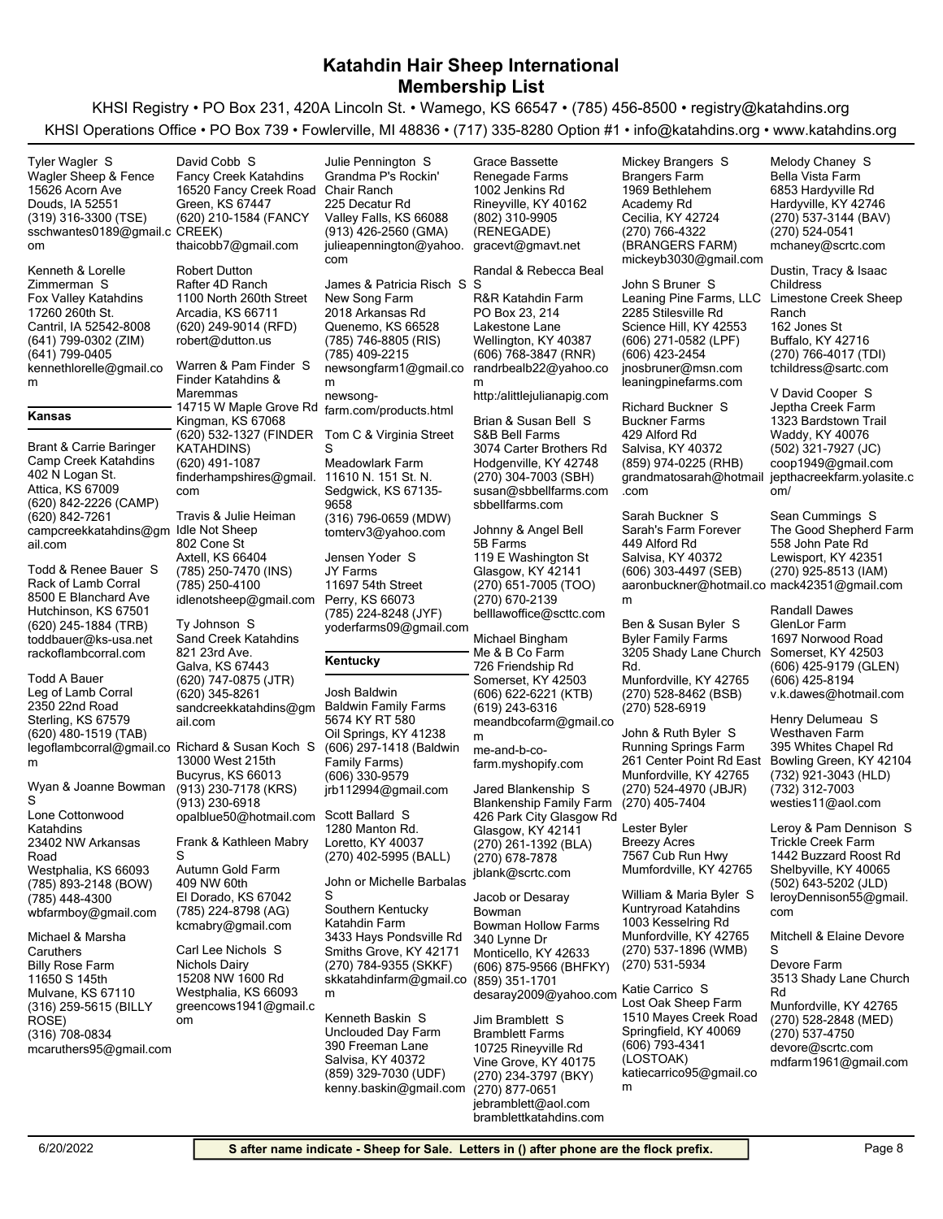# Katahdin Hair Sheep International
## Membership List

KHSI Registry • PO Box 231, 420A Lincoln St. • Wamego, KS 66547 • (785) 456-8500 • registry@katahdins.org

KHSI Operations Office • PO Box 739 • Fowlerville, MI 48836 • (717) 335-8280 Option #1 • info@katahdins.org • www.katahdins.org

Tyler Wagler S
Wagler Sheep & Fence
15626 Acorn Ave
Douds, IA 52551
(319) 316-3300 (TSE)
sschwantes0189@gmail.com

Kenneth & Lorelle Zimmerman S
Fox Valley Katahdins
17260 260th St.
Cantril, IA 52542-8008
(641) 799-0302 (ZIM)
(641) 799-0405
kennethlorelle@gmail.com

### Kansas

Brant & Carrie Baringer
Camp Creek Katahdins
402 N Logan St.
Attica, KS 67009
(620) 842-2226 (CAMP)
(620) 842-7261
campcreekkatahdins@gmail.com

Todd & Renee Bauer S
Rack of Lamb Corral
8500 E Blanchard Ave
Hutchinson, KS 67501
(620) 245-1884 (TRB)
toddbauer@ks-usa.net
rackoflambcorral.com

Todd A Bauer
Leg of Lamb Corral
2350 22nd Road
Sterling, KS 67579
(620) 480-1519 (TAB)
legoflambcorral@gmail.com

Wyan & Joanne Bowman S
Lone Cottonwood Katahdins
23402 NW Arkansas Road
Westphalia, KS 66093
(785) 893-2148 (BOW)
(785) 448-4300
wbfarmboy@gmail.com

Michael & Marsha Caruthers
Billy Rose Farm
11650 S 145th
Mulvane, KS 67110
(316) 259-5615 (BILLY ROSE)
(316) 708-0834
mcaruthers95@gmail.com

David Cobb S
Fancy Creek Katahdins
16520 Fancy Creek Road
Green, KS 67447
(620) 210-1584 (FANCY CREEK)
thaicobb7@gmail.com

Robert Dutton
Rafter 4D Ranch
1100 North 260th Street
Arcadia, KS 66711
(620) 249-9014 (RFD)
robert@dutton.us

Warren & Pam Finder S
Finder Katahdins & Maremmas
14715 W Maple Grove Rd
Kingman, KS 67068
(620) 532-1327 (FINDER KATAHDINS)
(620) 491-1087
finderhampshires@gmail.com

Travis & Julie Heiman
Idle Not Sheep
802 Cone St
Axtell, KS 66404
(785) 250-7470 (INS)
(785) 250-4100
idlenotsheep@gmail.com

Ty Johnson S
Sand Creek Katahdins
821 23rd Ave.
Galva, KS 67443
(620) 747-0875 (JTR)
(620) 345-8261
sandcreekkatahdins@gmail.com

Richard & Susan Koch S
13000 West 215th
Bucyrus, KS 66013
(913) 230-7178 (KRS)
(913) 230-6918
opalblue50@hotmail.com

Frank & Kathleen Mabry S
Autumn Gold Farm
409 NW 60th
El Dorado, KS 67042
(785) 224-8798 (AG)
kcmabry@gmail.com

Carl Lee Nichols S
Nichols Dairy
15208 NW 1600 Rd
Westphalia, KS 66093
greencows1941@gmail.com

Julie Pennington S
Grandma P's Rockin' Chair Ranch
225 Decatur Rd
Valley Falls, KS 66088
(913) 426-2560 (GMA)
julieapennington@yahoo.com

James & Patricia Risch S
New Song Farm
2018 Arkansas Rd
Quenemo, KS 66528
(785) 746-8805 (RIS)
(785) 409-2215
newsongfarm1@gmail.com
newsong-farm.com/products.html

Tom C & Virginia Street S
Meadowlark Farm
11610 N. 151 St. N.
Sedgwick, KS 67135-9658
(316) 796-0659 (MDW)
tomterv3@yahoo.com

Jensen Yoder S
JY Farms
11697 54th Street
Perry, KS 66073
(785) 224-8248 (JYF)
yoderfarms09@gmail.com

### Kentucky

Josh Baldwin
Baldwin Family Farms
5674 KY RT 580
Oil Springs, KY 41238
(606) 297-1418 (Baldwin Family Farms)
(606) 330-9579
jrb112994@gmail.com

Scott Ballard S
1280 Manton Rd.
Loretto, KY 40037
(270) 402-5995 (BALL)

John or Michelle Barbalas S
Southern Kentucky Katahdin Farm
3433 Hays Pondsville Rd
Smiths Grove, KY 42171
(270) 784-9355 (SKKF)
skkatahdinfarm@gmail.com

Kenneth Baskin S
Unclouded Day Farm
390 Freeman Lane
Salvisa, KY 40372
(859) 329-7030 (UDF)
kenny.baskin@gmail.com

Grace Bassette
Renegade Farms
1002 Jenkins Rd
Rineyville, KY 40162
(802) 310-9905 (RENEGADE)
gracevt@gmavt.net

Randal & Rebecca Beal S
R&R Katahdin Farm
PO Box 23, 214 Lakestone Lane
Wellington, KY 40387
(606) 768-3847 (RNR)
randrbealb22@yahoo.com
http:/alittlejulianapig.com

Brian & Susan Bell S
S&B Bell Farms
3074 Carter Brothers Rd
Hodgenville, KY 42748
(270) 304-7003 (SBH)
susan@sbbellfarms.com
sbbellfarms.com

Johnny & Angel Bell
5B Farms
119 E Washington St
Glasgow, KY 42141
(270) 651-7005 (TOO)
(270) 670-2139
belllawoffice@scttc.com

Michael Bingham
Me & B Co Farm
726 Friendship Rd
Somerset, KY 42503
(606) 622-6221 (KTB)
(619) 243-6316
meandbcofarm@gmail.com
me-and-b-co-farm.myshopify.com

Jared Blankenship S
Blankenship Family Farm
426 Park City Glasgow Rd
Glasgow, KY 42141
(270) 261-1392 (BLA)
(270) 678-7878
jblank@scrtc.com

Jacob or Desaray Bowman
Bowman Hollow Farms
340 Lynne Dr
Monticello, KY 42633
(606) 875-9566 (BHFKY)
(859) 351-1701
desaray2009@yahoo.com

Jim Bramblett S
Bramblett Farms
10725 Rineyville Rd
Vine Grove, KY 40175
(270) 234-3797 (BKY)
(270) 877-0651
jebramblett@aol.com
bramblettkatahdins.com

Mickey Brangers S
Brangers Farm
1969 Bethlehem Academy Rd
Cecilia, KY 42724
(270) 766-4322 (BRANGERS FARM)
mickeyb3030@gmail.com

John S Bruner S
Leaning Pine Farms, LLC
2285 Stilesville Rd
Science Hill, KY 42553
(606) 271-0582 (LPF)
(606) 423-2454
jnosbruner@msn.com
leaningpinefarms.com

Richard Buckner S
Buckner Farms
429 Alford Rd
Salvisa, KY 40372
(859) 974-0225 (RHB)
grandmatosarah@hotmail.com

Sarah Buckner S
Sarah's Farm Forever
449 Alford Rd
Salvisa, KY 40372
(606) 303-4497 (SEB)
aaronbuckner@hotmail.com

Ben & Susan Byler S
Byler Family Farms
3205 Shady Lane Church Rd.
Munfordville, KY 42765
(270) 528-8462 (BSB)
(270) 528-6919

John & Ruth Byler S
Running Springs Farm
261 Center Point Rd East
Munfordville, KY 42765
(270) 524-4970 (JBJR)
(270) 405-7404

Lester Byler
Breezy Acres
7567 Cub Run Hwy
Mumfordville, KY 42765

William & Maria Byler S
Kuntryroad Katahdins
1003 Kesselring Rd
Munfordville, KY 42765
(270) 537-1896 (WMB)
(270) 531-5934

Katie Carrico S
Lost Oak Sheep Farm
1510 Mayes Creek Road
Springfield, KY 40069
(606) 793-4341 (LOSTOAK)
katiecarrico95@gmail.com

Melody Chaney S
Bella Vista Farm
6853 Hardyville Rd
Hardyville, KY 42746
(270) 537-3144 (BAV)
(270) 524-0541
mchaney@scrtc.com

Dustin, Tracy & Isaac Childress
Limestone Creek Sheep Ranch
162 Jones St
Buffalo, KY 42716
(270) 766-4017 (TDI)
tchildress@sartc.com

V David Cooper S
Jeptha Creek Farm
1323 Bardstown Trail
Waddy, KY 40076
(502) 321-7927 (JC)
coop1949@gmail.com
jepthacreekfarm.yolasite.com/

Sean Cummings S
The Good Shepherd Farm
558 John Pate Rd
Lewisport, KY 42351
(270) 925-8513 (IAM)
mack42351@gmail.com

Randall Dawes
GlenLor Farm
1697 Norwood Road
Somerset, KY 42503
(606) 425-9179 (GLEN)
(606) 425-8194
v.k.dawes@hotmail.com

Henry Delumeau S
Westhaven Farm
395 Whites Chapel Rd
Bowling Green, KY 42104
(732) 921-3043 (HLD)
(732) 312-7003
westies11@aol.com

Leroy & Pam Dennison S
Trickle Creek Farm
1442 Buzzard Roost Rd
Shelbyville, KY 40065
(502) 643-5202 (JLD)
leroyDennison55@gmail.com

Mitchell & Elaine Devore S
Devore Farm
3513 Shady Lane Church Rd
Munfordville, KY 42765
(270) 528-2848 (MED)
(270) 537-4750
devore@scrtc.com
mdfarm1961@gmail.com

6/20/2022

**S after name indicate - Sheep for Sale. Letters in () after phone are the flock prefix.**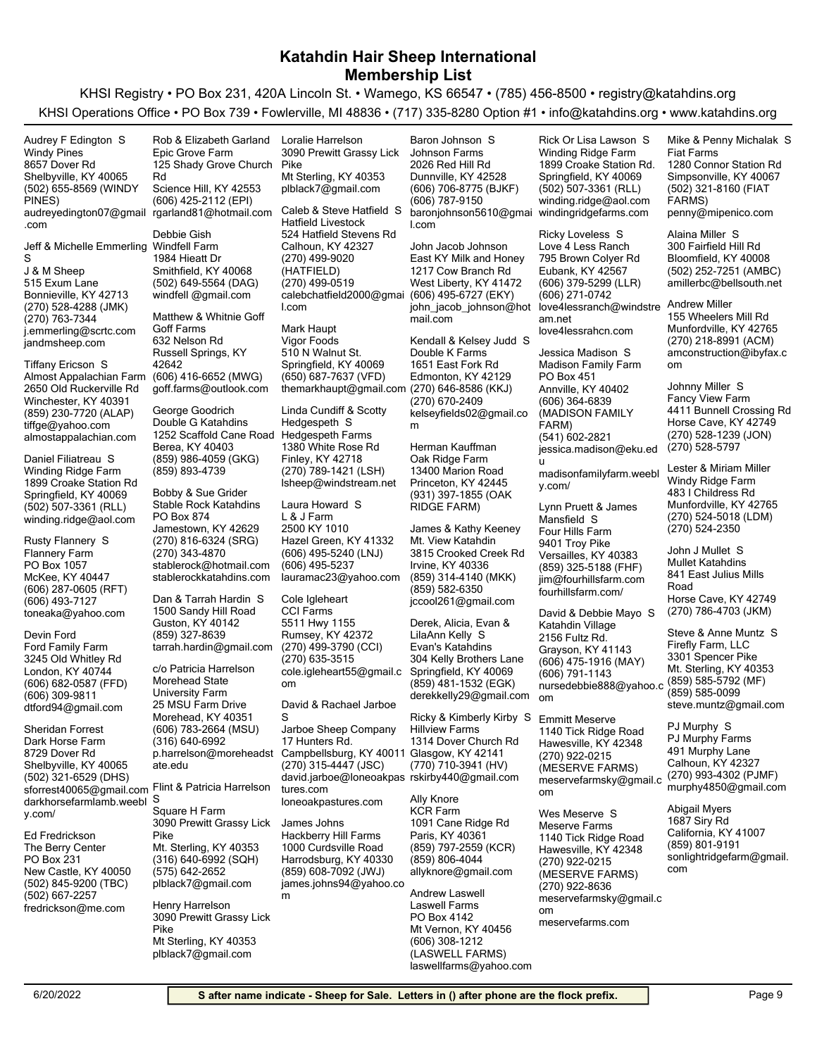# Katahdin Hair Sheep International
## Membership List

KHSI Registry • PO Box 231, 420A Lincoln St. • Wamego, KS 66547 • (785) 456-8500 • registry@katahdins.org

KHSI Operations Office • PO Box 739 • Fowlerville, MI 48836 • (717) 335-8280 Option #1 • info@katahdins.org • www.katahdins.org

Audrey F Edington S
Windy Pines
8657 Dover Rd
Shelbyville, KY 40065
(502) 655-8569 (WINDY PINES)
audreyedington07@gmail.com

Jeff & Michelle Emmerling S
J & M Sheep
515 Exum Lane
Bonnieville, KY 42713
(270) 528-4288 (JMK)
(270) 763-7344
j.emmerling@scrtc.com
jandmsheep.com

Tiffany Ericson S
Almost Appalachian Farm
2650 Old Ruckerville Rd
Winchester, KY 40391
(859) 230-7720 (ALAP)
tiffge@yahoo.com
almostappalachian.com

Daniel Filiatreau S
Winding Ridge Farm
1899 Croake Station Rd
Springfield, KY 40069
(502) 507-3361 (RLL)
winding.ridge@aol.com

Rusty Flannery S
Flannery Farm
PO Box 1057
McKee, KY 40447
(606) 287-0605 (RFT)
(606) 493-7127
toneaka@yahoo.com

Devin Ford
Ford Family Farm
3245 Old Whitley Rd
London, KY 40744
(606) 682-0587 (FFD)
(606) 309-9811
dtford94@gmail.com

Sheridan Forrest
Dark Horse Farm
8729 Dover Rd
Shelbyville, KY 40065
(502) 321-6529 (DHS)
sforrest40065@gmail.com
darkhorsefarmlamb.weebly.com/

Ed Fredrickson
The Berry Center
PO Box 231
New Castle, KY 40050
(502) 845-9200 (TBC)
(502) 667-2257
fredrickson@me.com

Rob & Elizabeth Garland
Epic Grove Farm
125 Shady Grove Church Rd
Science Hill, KY 42553
(606) 425-2112 (EPI)
rgarland81@hotmail.com

Debbie Gish
Windfell Farm
1984 Hieatt Dr
Smithfield, KY 40068
(502) 649-5564 (DAG)
windfell @gmail.com

Matthew & Whitnie Goff
Goff Farms
632 Nelson Rd
Russell Springs, KY 42642
(606) 416-6652 (MWG)
goff.farms@outlook.com

George Goodrich
Double G Katahdins
1252 Scaffold Cane Road
Berea, KY 40403
(859) 986-4059 (GKG)
(859) 893-4739

Bobby & Sue Grider
Stable Rock Katahdins
PO Box 874
Jamestown, KY 42629
(270) 816-6324 (SRG)
(270) 343-4870
stablerock@hotmail.com
stablerockkatahdins.com

Dan & Tarrah Hardin S
1500 Sandy Hill Road
Guston, KY 40142
(859) 327-8639
tarrah.hardin@gmail.com

c/o Patricia Harrelson
Morehead State University Farm
25 MSU Farm Drive
Morehead, KY 40351
(606) 783-2664 (MSU)
(316) 640-6992
p.harrelson@moreheadstate.edu

Flint & Patricia Harrelson S
Square H Farm
3090 Prewitt Grassy Lick Pike
Mt. Sterling, KY 40353
(316) 640-6992 (SQH)
(575) 642-2652
plblack7@gmail.com

Henry Harrelson
3090 Prewitt Grassy Lick Pike
Mt Sterling, KY 40353
plblack7@gmail.com

Loralie Harrelson
3090 Prewitt Grassy Lick Pike
Mt Sterling, KY 40353
plblack7@gmail.com

Caleb & Steve Hatfield S
Hatfield Livestock
524 Hatfield Stevens Rd
Calhoun, KY 42327
(270) 499-9020 (HATFIELD)
(270) 499-0519
calebchatfield2000@gmail.com

Mark Haupt
Vigor Foods
510 N Walnut St.
Springfield, KY 40069
(650) 687-7637 (VFD)
themarkhaupt@gmail.com

Linda Cundiff & Scotty Hedgespeth S
Hedgespeth Farms
1380 White Rose Rd
Finley, KY 42718
(270) 789-1421 (LSH)
lsheep@windstream.net

Laura Howard S
L & J Farm
2500 KY 1010
Hazel Green, KY 41332
(606) 495-5240 (LNJ)
(606) 495-5237
lauramac23@yahoo.com

Cole Igleheart
CCI Farms
5511 Hwy 1155
Rumsey, KY 42372
(270) 499-3790 (CCI)
(270) 635-3515
cole.igleheart55@gmail.com

David & Rachael Jarboe S
Jarboe Sheep Company
17 Hunters Rd.
Campbellsburg, KY 40011
(270) 315-4447 (JSC)
david.jarboe@loneoakpastures.com
loneoakpastures.com

James Johns
Hackberry Hill Farms
1000 Curdsville Road
Harrodsburg, KY 40330
(859) 608-7092 (JWJ)
james.johns94@yahoo.com

Baron Johnson S
Johnson Farms
2026 Red Hill Rd
Dunnville, KY 42528
(606) 706-8775 (BJKF)
(606) 787-9150
baronjohnson5610@gmail.com

John Jacob Johnson
East KY Milk and Honey
1217 Cow Branch Rd
West Liberty, KY 41472
(606) 495-6727 (EKY)
john_jacob_johnson@hotmail.com

Kendall & Kelsey Judd S
Double K Farms
1651 East Fork Rd
Edmonton, KY 42129
(270) 646-8586 (KKJ)
(270) 670-2409
kelseyfields02@gmail.com

Herman Kauffman
Oak Ridge Farm
13400 Marion Road
Princeton, KY 42445
(931) 397-1855 (OAK RIDGE FARM)

James & Kathy Keeney
Mt. View Katahdin
3815 Crooked Creek Rd
Irvine, KY 40336
(859) 314-4140 (MKK)
(859) 582-6350
jccool261@gmail.com

Derek, Alicia, Evan & LilaAnn Kelly S
Evan's Katahdins
304 Kelly Brothers Lane
Springfield, KY 40069
(859) 481-1532 (EGK)
derekkelly29@gmail.com

Ricky & Kimberly Kirby S
Hillview Farms
1314 Dover Church Rd
Glasgow, KY 42141
(770) 710-3941 (HV)
rskirby440@gmail.com

Ally Knore
KCR Farm
1091 Cane Ridge Rd
Paris, KY 40361
(859) 797-2559 (KCR)
(859) 806-4044
allyknore@gmail.com

Andrew Laswell
Laswell Farms
PO Box 4142
Mt Vernon, KY 40456
(606) 308-1212 (LASWELL FARMS)
laswellfarms@yahoo.com

Rick Or Lisa Lawson S
Winding Ridge Farm
1899 Croake Station Rd.
Springfield, KY 40069
(502) 507-3361 (RLL)
winding.ridge@aol.com
windingridgefarms.com

Ricky Loveless S
Love 4 Less Ranch
795 Brown Colyer Rd
Eubank, KY 42567
(606) 379-5299 (LLR)
(606) 271-0742
love4lessranch@windstream.net
love4lessrahcn.com

Jessica Madison S
Madison Family Farm
PO Box 451
Annville, KY 40402
(606) 364-6839 (MADISON FAMILY FARM)
(541) 602-2821
jessica.madison@eku.edu
madisonfamilyfarm.weebly.com/

Lynn Pruett & James Mansfield S
Four Hills Farm
9401 Troy Pike
Versailles, KY 40383
(859) 325-5188 (FHF)
jim@fourhillsfarm.com
fourhillsfarm.com/

David & Debbie Mayo S
Katahdin Village
2156 Fultz Rd.
Grayson, KY 41143
(606) 475-1916 (MAY)
(606) 791-1143
nursedebbie888@yahoo.com

Emmitt Meserve
1140 Tick Ridge Road
Hawesville, KY 42348
(270) 922-0215 (MESERVE FARMS)
meservefarmsky@gmail.com

Wes Meserve S
Meserve Farms
1140 Tick Ridge Road
Hawesville, KY 42348
(270) 922-0215 (MESERVE FARMS)
(270) 922-8636
meservefarmsky@gmail.com
meservefarms.com

Mike & Penny Michalak S
Fiat Farms
1280 Connor Station Rd
Simpsonville, KY 40067
(502) 321-8160 (FIAT FARMS)
penny@mipenico.com

Alaina Miller S
300 Fairfield Hill Rd
Bloomfield, KY 40008
(502) 252-7251 (AMBC)
amillerbc@bellsouth.net

Andrew Miller
155 Wheelers Mill Rd
Munfordville, KY 42765
(270) 218-8991 (ACM)
amconstruction@ibyfax.com

Johnny Miller S
Fancy View Farm
4411 Bunnell Crossing Rd
Horse Cave, KY 42749
(270) 528-1239 (JON)
(270) 528-5797

Lester & Miriam Miller
Windy Ridge Farm
483 I Childress Rd
Munfordville, KY 42765
(270) 524-5018 (LDM)
(270) 524-2350

John J Mullet S
Mullet Katahdins
841 East Julius Mills Road
Horse Cave, KY 42749
(270) 786-4703 (JKM)

Steve & Anne Muntz S
Firefly Farm, LLC
3301 Spencer Pike
Mt. Sterling, KY 40353
(859) 585-5792 (MF)
(859) 585-0099
steve.muntz@gmail.com

PJ Murphy S
PJ Murphy Farms
491 Murphy Lane
Calhoun, KY 42327
(270) 993-4302 (PJMF)
murphy4850@gmail.com

Abigail Myers
1687 Siry Rd
California, KY 41007
(859) 801-9191
sonlightridgefarm@gmail.com

6/20/2022 — **S after name indicate - Sheep for Sale. Letters in () after phone are the flock prefix.**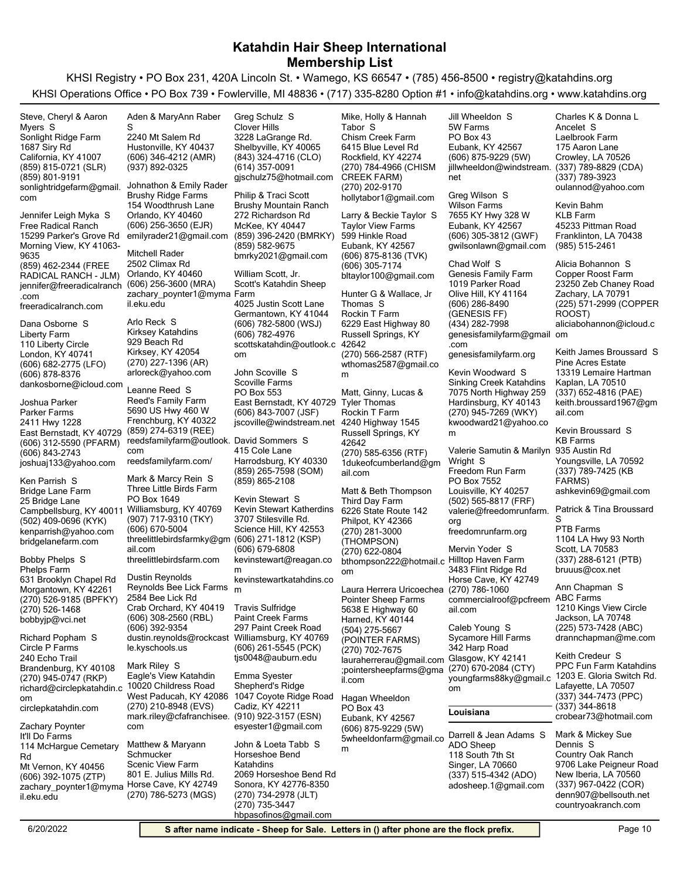# Katahdin Hair Sheep International
## Membership List

KHSI Registry • PO Box 231, 420A Lincoln St. • Wamego, KS 66547 • (785) 456-8500 • registry@katahdins.org

KHSI Operations Office • PO Box 739 • Fowlerville, MI 48836 • (717) 335-8280 Option #1 • info@katahdins.org • www.katahdins.org

Steve, Cheryl & Aaron Myers S
Sonlight Ridge Farm
1687 Siry Rd
California, KY 41007
(859) 815-0721 (SLR)
(859) 801-9191
sonlightridgefarm@gmail.com

Jennifer Leigh Myka S
Free Radical Ranch
15299 Parker's Grove Rd
Morning View, KY 41063-9635
(859) 462-2344 (FREE RADICAL RANCH - JLM)
jennifer@freeradicalranch.com
freeradicalranch.com

Dana Osborne S
Liberty Farm
110 Liberty Circle
London, KY 40741
(606) 682-2775 (LFO)
(606) 878-8376
dankosborne@icloud.com

Joshua Parker
Parker Farms
2411 Hwy 1228
East Bernstadt, KY 40729
(606) 312-5590 (PFARM)
(606) 843-2743
joshuaj133@yahoo.com

Ken Parrish S
Bridge Lane Farm
25 Bridge Lane
Campbellsburg, KY 40011
(502) 409-0696 (KYK)
kenparrish@yahoo.com
bridgelanefarm.com

Bobby Phelps S
Phelps Farm
631 Brooklyn Chapel Rd
Morgantown, KY 42261
(270) 526-9185 (BPFKY)
(270) 526-1468
bobbyjp@vci.net

Richard Popham S
Circle P Farms
240 Echo Trail
Brandenburg, KY 40108
(270) 945-0747 (RKP)
richard@circlepkatahdin.com
circlepkatahdin.com

Zachary Poynter
It'll Do Farms
114 McHargue Cemetary Rd
Mt Vernon, KY 40456
(606) 392-1075 (ZTP)
zachary_poynter1@mymail.eku.edu

Aden & MaryAnn Raber S
2240 Mt Salem Rd
Hustonville, KY 40437
(606) 346-4212 (AMR)
(937) 892-0325

Johnathon & Emily Rader
Brushy Ridge Farms
154 Woodthrush Lane
Orlando, KY 40460
(606) 256-3650 (EJR)
emilyrader21@gmail.com

Mitchell Rader
2502 Climax Rd
Orlando, KY 40460
(606) 256-3600 (MRA)
zachary_poynter1@mymail.eku.edu

Arlo Reck S
Kirksey Katahdins
929 Beach Rd
Kirksey, KY 42054
(270) 227-1396 (AR)
arloreck@yahoo.com

Leanne Reed S
Reed's Family Farm
5690 US Hwy 460 W
Frenchburg, KY 40322
(859) 274-6319 (REE)
reedsfamilyfarm@outlook.com
reedsfamilyfarm.com/

Mark & Marcy Rein S
Three Little Birds Farm
PO Box 1649
Williamsburg, KY 40769
(907) 717-9310 (TKY)
(606) 670-5004
threelittlebirdsfarmky@gmail.com
threelittlebirdsfarm.com

Dustin Reynolds
Reynolds Bee Lick Farms
2584 Bee Lick Rd
Crab Orchard, KY 40419
(606) 308-2560 (RBL)
(606) 392-9354
dustin.reynolds@rockcastle.kyschools.us

Mark Riley S
Eagle's View Katahdin
10020 Childress Road
West Paducah, KY 42086
(270) 210-8948 (EVS)
mark.riley@cfafranchisee.com

Matthew & Maryann Schmucker
Scenic View Farm
801 E. Julius Mills Rd.
Horse Cave, KY 42749
(270) 786-5273 (MGS)

Greg Schulz S
Clover Hills
3228 LaGrange Rd.
Shelbyville, KY 40065
(843) 324-4716 (CLO)
(614) 357-0091
gjschulz75@hotmail.com

Philip & Traci Scott
Brushy Mountain Ranch
272 Richardson Rd
McKee, KY 40447
(859) 396-2420 (BMRKY)
(859) 582-9675
bmrky2021@gmail.com

William Scott, Jr.
Scott's Katahdin Sheep Farm
4025 Justin Scott Lane
Germantown, KY 41044
(606) 782-5800 (WSJ)
(606) 782-4976
scottskatahdin@outlook.com

John Scoville S
Scoville Farms
PO Box 553
East Bernstadt, KY 40729
(606) 843-7007 (JSF)
jscoville@windstream.net

David Sommers S
415 Cole Lane
Harrodsburg, KY 40330
(859) 265-7598 (SOM)
(859) 865-2108

Kevin Stewart S
Kevin Stewart Katherdins
3707 Stilesville Rd.
Science Hill, KY 42553
(606) 271-1812 (KSP)
(606) 679-6808
kevinstewart@reagan.com
kevinstewartkatahdins.com

Travis Sulfridge
Paint Creek Farms
297 Paint Creek Road
Williamsburg, KY 40769
(606) 261-5545 (PCK)
tjs0048@auburn.edu

Emma Syester
Shepherd's Ridge
1047 Coyote Ridge Road
Cadiz, KY 42211
(910) 922-3157 (ESN)
esyester1@gmail.com

John & Loeta Tabb S
Horseshoe Bend Katahdins
2069 Horseshoe Bend Rd
Sonora, KY 42776-8350
(270) 734-2978 (JLT)
(270) 735-3447
hbpasofinos@gmail.com

Mike, Holly & Hannah Tabor S
Chism Creek Farm
6415 Blue Level Rd
Rockfield, KY 42274
(270) 784-4966 (CHISM CREEK FARM)
(270) 202-9170
hollytabor1@gmail.com

Larry & Beckie Taylor S
Taylor View Farms
599 Hinkle Road
Eubank, KY 42567
(606) 875-8136 (TVK)
(606) 305-7174
bltaylor100@gmail.com

Hunter G & Wallace, Jr Thomas S
Rockin T Farm
6229 East Highway 80
Russell Springs, KY 42642
(270) 566-2587 (RTF)
wthomas2587@gmail.com

Matt, Ginny, Lucas & Tyler Thomas
Rockin T Farm
4240 Highway 1545
Russell Springs, KY 42642
(270) 585-6356 (RTF)
1dukeofcumberland@gmail.com

Matt & Beth Thompson
Third Day Farm
6226 State Route 142
Philpot, KY 42366
(270) 281-3000 (THOMPSON)
(270) 622-0804
bthompson222@hotmail.com

Laura Herrera Uricoechea
Pointer Sheep Farms
5638 E Highway 60
Harned, KY 40144
(504) 275-5667 (POINTER FARMS)
(270) 702-7675
lauraherrerau@gmail.com;pointersheepfarms@gmail.com

Hagan Wheeldon
PO Box 43
Eubank, KY 42567
(606) 875-9229 (5W)
5wheeldonfarm@gmail.com

Jill Wheeldon S
5W Farms
PO Box 43
Eubank, KY 42567
(606) 875-9229 (5W)
jillwheeldon@windstream.net

Greg Wilson S
Wilson Farms
7655 KY Hwy 328 W
Eubank, KY 42567
(606) 305-3812 (GWF)
gwilsonlawn@gmail.com

Chad Wolf S
Genesis Family Farm
1019 Parker Road
Olive Hill, KY 41164
(606) 286-8490 (GENESIS FF)
(434) 282-7998
genesisfamilyfarm@gmail.com
genesisfamilyfarm.org

Kevin Woodward S
Sinking Creek Katahdins
7075 North Highway 259
Hardinsburg, KY 40143
(270) 945-7269 (WKY)
kwoodward21@yahoo.com

Valerie Samutin & Marilyn Wright S
Freedom Run Farm
PO Box 7552
Louisville, KY 40257
(502) 565-8817 (FRF)
valerie@freedomrunfarm.org
freedomrunfarm.org

Mervin Yoder S
Hilltop Haven Farm
3483 Flint Ridge Rd
Horse Cave, KY 42749
(270) 786-1060
commercialroof@pcfreemail.com

Caleb Young S
Sycamore Hill Farms
342 Harp Road
Glasgow, KY 42141
(270) 670-2084 (CTY)
youngfarms88ky@gmail.com

### Louisiana

Darrell & Jean Adams S
ADO Sheep
118 South 7th St
Singer, LA 70660
(337) 515-4342 (ADO)
adosheep.1@gmail.com

Charles K & Donna L Ancelet S
Laelbrook Farm
175 Aaron Lane
Crowley, LA 70526
(337) 789-8829 (CDA)
(337) 789-3923
oulannod@yahoo.com

Kevin Bahm
KLB Farm
45233 Pittman Road
Franklinton, LA 70438
(985) 515-2461

Alicia Bohannon S
Copper Roost Farm
23250 Zeb Chaney Road
Zachary, LA 70791
(225) 571-2999 (COPPER ROOST)
aliciabohannon@icloud.com

Keith James Broussard S
Pine Acres Estate
13319 Lemaire Hartman
Kaplan, LA 70510
(337) 652-4816 (PAE)
keith.broussard1967@gmail.com

Kevin Broussard S
KB Farms
935 Austin Rd
Youngsville, LA 70592
(337) 789-7425 (KB FARMS)
ashkevin69@gmail.com

Patrick & Tina Broussard S
PTB Farms
1104 LA Hwy 93 North
Scott, LA 70583
(337) 288-6121 (PTB)
bruuus@cox.net

Ann Chapman S
ABC Farms
1210 Kings View Circle
Jackson, LA 70748
(225) 573-7428 (ABC)
drannchapman@me.com

Keith Credeur S
PPC Fun Farm Katahdins
1203 E. Gloria Switch Rd.
Lafayette, LA 70507
(337) 344-7473 (PPC)
(337) 344-8618
crobear73@hotmail.com

Mark & Mickey Sue Dennis S
Country Oak Ranch
9706 Lake Peigneur Road
New Iberia, LA 70560
(337) 967-0422 (COR)
denn907@bellsouth.net
countryoakranch.com

**S after name indicate - Sheep for Sale. Letters in () after phone are the flock prefix.**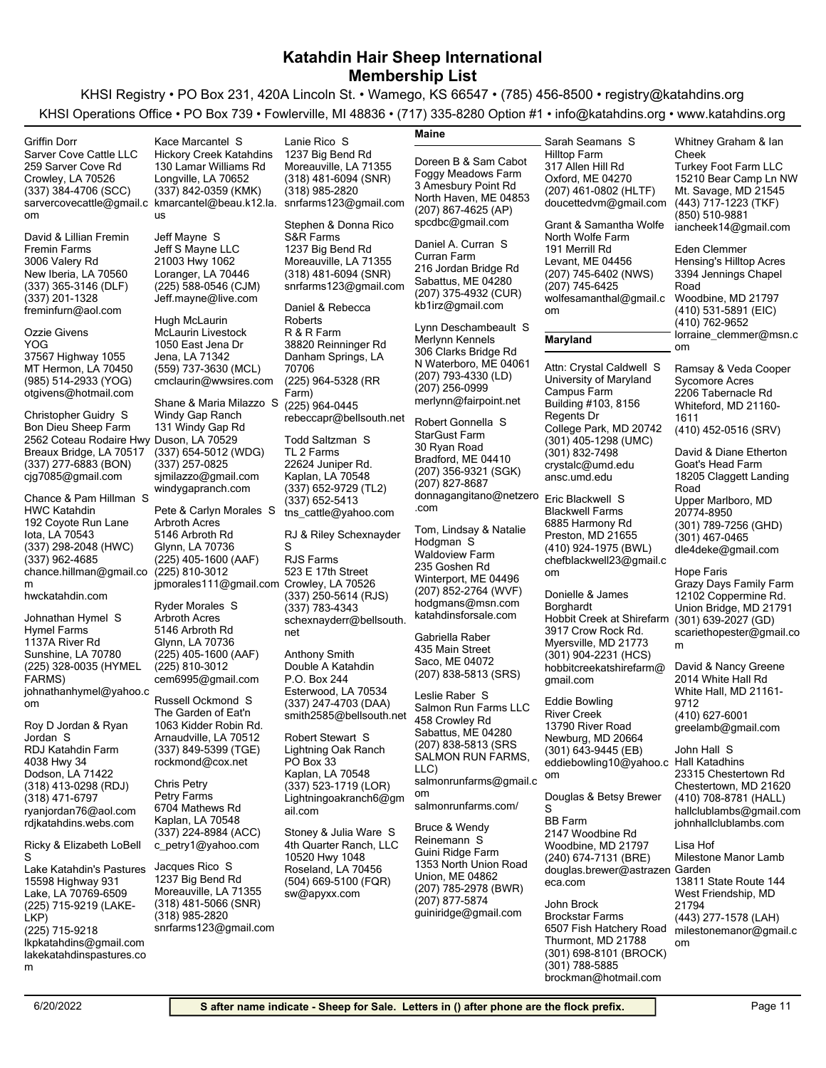# Katahdin Hair Sheep International
## Membership List

KHSI Registry • PO Box 231, 420A Lincoln St. • Wamego, KS 66547 • (785) 456-8500 • registry@katahdins.org

KHSI Operations Office • PO Box 739 • Fowlerville, MI 48836 • (717) 335-8280 Option #1 • info@katahdins.org • www.katahdins.org

Griffin Dorr
Sarver Cove Cattle LLC
259 Sarver Cove Rd
Crowley, LA 70526
(337) 384-4706 (SCC)
sarvercovecattle@gmail.com

David & Lillian Fremin
Fremin Farms
3006 Valery Rd
New Iberia, LA 70560
(337) 365-3146 (DLF)
(337) 201-1328
freminfurn@aol.com

Ozzie Givens
YOG
37567 Highway 1055
MT Hermon, LA 70450
(985) 514-2933 (YOG)
otgivens@hotmail.com

Christopher Guidry S
Bon Dieu Sheep Farm
2562 Coteau Rodaire Hwy
Breaux Bridge, LA 70517
(337) 277-6883 (BON)
cjg7085@gmail.com

Chance & Pam Hillman S
HWC Katahdin
192 Coyote Run Lane
Iota, LA 70543
(337) 298-2048 (HWC)
(337) 962-4685
chance.hillman@gmail.com
hwckatahdin.com

Johnathan Hymel S
Hymel Farms
1137A River Rd
Sunshine, LA 70780
(225) 328-0035 (HYMEL FARMS)
johnathanhymel@yahoo.com

Roy D Jordan & Ryan Jordan S
RDJ Katahdin Farm
4038 Hwy 34
Dodson, LA 71422
(318) 413-0298 (RDJ)
(318) 471-6797
ryanjordan76@aol.com
rdjkatahdins.webs.com

Ricky & Elizabeth LoBell S
Lake Katahdin's Pastures
15598 Highway 931
Lake, LA 70769-6509
(225) 715-9219 (LAKE-LKP)
(225) 715-9218
lkpkatahdins@gmail.com
lakekatahdinspastures.com

Kace Marcantel S
Hickory Creek Katahdins
130 Lamar Williams Rd
Longville, LA 70652
(337) 842-0359 (KMK)
kmarcantel@beau.k12.la.us

Jeff Mayne S
Jeff S Mayne LLC
21003 Hwy 1062
Loranger, LA 70446
(225) 588-0546 (CJM)
Jeff.mayne@live.com

Hugh McLaurin
McLaurin Livestock
1050 East Jena Dr
Jena, LA 71342
(559) 737-3630 (MCL)
cmclaurin@wwsires.com

Shane & Maria Milazzo S
Windy Gap Ranch
131 Windy Gap Rd
Duson, LA 70529
(337) 654-5012 (WDG)
(337) 257-0825
sjmilazzo@gmail.com
windygapranch.com

Pete & Carlyn Morales S
Arbroth Acres
5146 Arbroth Rd
Glynn, LA 70736
(225) 405-1600 (AAF)
(225) 810-3012
jpmorales111@gmail.com

Ryder Morales S
Arbroth Acres
5146 Arbroth Rd
Glynn, LA 70736
(225) 405-1600 (AAF)
(225) 810-3012
cem6995@gmail.com

Russell Ockmond S
The Garden of Eat'n
1063 Kidder Robin Rd.
Arnaudville, LA 70512
(337) 849-5399 (TGE)
rockmond@cox.net

Chris Petry
Petry Farms
6704 Mathews Rd
Kaplan, LA 70548
(337) 224-8984 (ACC)
c_petry1@yahoo.com

Jacques Rico S
1237 Big Bend Rd
Moreauville, LA 71355
(318) 481-5066 (SNR)
(318) 985-2820
snrfarms123@gmail.com

Lanie Rico S
1237 Big Bend Rd
Moreauville, LA 71355
(318) 481-6094 (SNR)
(318) 985-2820
snrfarms123@gmail.com

Stephen & Donna Rico
S&R Farms
1237 Big Bend Rd
Moreauville, LA 71355
(318) 481-6094 (SNR)
snrfarms123@gmail.com

Daniel & Rebecca Roberts
R & R Farm
38820 Reinninger Rd
Danham Springs, LA 70706
(225) 964-5328 (RR Farm)
(225) 964-0445
rebeccapr@bellsouth.net

Todd Saltzman S
TL 2 Farms
22624 Juniper Rd.
Kaplan, LA 70548
(337) 652-9729 (TL2)
(337) 652-5413
tns_cattle@yahoo.com

RJ & Riley Schexnayder S
RJS Farms
523 E 17th Street
Crowley, LA 70526
(337) 250-5614 (RJS)
(337) 783-4343
schexnayderr@bellsouth.net

Anthony Smith
Double A Katahdin
P.O. Box 244
Esterwood, LA 70534
(337) 247-4703 (DAA)
smith2585@bellsouth.net

Robert Stewart S
Lightning Oak Ranch
PO Box 33
Kaplan, LA 70548
(337) 523-1719 (LOR)
Lightningoakranch6@gmail.com

Stoney & Julia Ware S
4th Quarter Ranch, LLC
10520 Hwy 1048
Roseland, LA 70456
(504) 669-5100 (FQR)
sw@apyxx.com

### Maine

Doreen B & Sam Cabot
Foggy Meadows Farm
3 Amesbury Point Rd
North Haven, ME 04853
(207) 867-4625 (AP)
spcdbc@gmail.com

Daniel A. Curran S
Curran Farm
216 Jordan Bridge Rd
Sabattus, ME 04280
(207) 375-4932 (CUR)
kb1irz@gmail.com

Lynn Deschambeault S
Merlynn Kennels
306 Clarks Bridge Rd
N Waterboro, ME 04061
(207) 793-4330 (LD)
(207) 256-0999
merlynn@fairpoint.net

Robert Gonnella S
StarGust Farm
30 Ryan Road
Bradford, ME 04410
(207) 356-9321 (SGK)
(207) 827-8687
donnagangitano@netzero.com

Tom, Lindsay & Natalie Hodgman S
Waldoview Farm
235 Goshen Rd
Winterport, ME 04496
(207) 852-2764 (WVF)
hodgmans@msn.com
katahdinsforsale.com

Gabriella Raber
435 Main Street
Saco, ME 04072
(207) 838-5813 (SRS)

Leslie Raber S
Salmon Run Farms LLC
458 Crowley Rd
Sabattus, ME 04280
(207) 838-5813 (SRS SALMON RUN FARMS, LLC)
salmonrunfarms@gmail.com
salmonrunfarms.com/

Bruce & Wendy Reinemann S
Guini Ridge Farm
1353 North Union Road
Union, ME 04862
(207) 785-2978 (BWR)
(207) 877-5874
guiniridge@gmail.com

Sarah Seamans S
Hilltop Farm
317 Allen Hill Rd
Oxford, ME 04270
(207) 461-0802 (HLTF)
doucettedvm@gmail.com

Grant & Samantha Wolfe
North Wolfe Farm
191 Merrill Rd
Levant, ME 04456
(207) 745-6402 (NWS)
(207) 745-6425
wolfesamanthal@gmail.com

### Maryland

Attn: Crystal Caldwell S
University of Maryland Campus Farm
Building #103, 8156 Regents Dr
College Park, MD 20742
(301) 405-1298 (UMC)
(301) 832-7498
crystalc@umd.edu
ansc.umd.edu

Eric Blackwell S
Blackwell Farms
6885 Harmony Rd
Preston, MD 21655
(410) 924-1975 (BWL)
chefblackwell23@gmail.com

Donielle & James Borghardt
Hobbit Creek at Shirefarm
3917 Crow Rock Rd.
Myersville, MD 21773
(301) 904-2231 (HCS)
hobbitcreekatshirefarm@gmail.com

Eddie Bowling
River Creek
13790 River Road
Newburg, MD 20664
(301) 643-9445 (EB)
eddiebowling10@yahoo.com

Douglas & Betsy Brewer S
BB Farm
2147 Woodbine Rd
Woodbine, MD 21797
(240) 674-7131 (BRE)
douglas.brewer@astrazeneca.com

John Brock
Brockstar Farms
6507 Fish Hatchery Road
Thurmont, MD 21788
(301) 698-8101 (BROCK)
(301) 788-5885
brockman@hotmail.com

Whitney Graham & Ian Cheek
Turkey Foot Farm LLC
15210 Bear Camp Ln NW
Mt. Savage, MD 21545
(443) 717-1223 (TKF)
(850) 510-9881
iancheek14@gmail.com

Eden Clemmer
Hensing's Hilltop Acres
3394 Jennings Chapel Road
Woodbine, MD 21797
(410) 531-5891 (EIC)
(410) 762-9652
lorraine_clemmer@msn.com

Ramsay & Veda Cooper
Sycomore Acres
2206 Tabernacle Rd
Whiteford, MD 21160-1611
(410) 452-0516 (SRV)

David & Diane Etherton
Goat's Head Farm
18205 Claggett Landing Road
Upper Marlboro, MD 20774-8950
(301) 789-7256 (GHD)
(301) 467-0465
dle4deke@gmail.com

Hope Faris
Grazy Days Family Farm
12102 Coppermine Rd.
Union Bridge, MD 21791
(301) 639-2027 (GD)
scariethopester@gmail.com

David & Nancy Greene
2014 White Hall Rd
White Hall, MD 21161-9712
(410) 627-6001
greelamb@gmail.com

John Hall S
Hall Katadhins
23315 Chestertown Rd
Chestertown, MD 21620
(410) 708-8781 (HALL)
hallclublambs@gmail.com
johnhallclublambs.com

Lisa Hof
Milestone Manor Lamb Garden
13811 State Route 144
West Friendship, MD 21794
(443) 277-1578 (LAH)
milestonemanor@gmail.com

6/20/2022

**S after name indicate - Sheep for Sale. Letters in () after phone are the flock prefix.**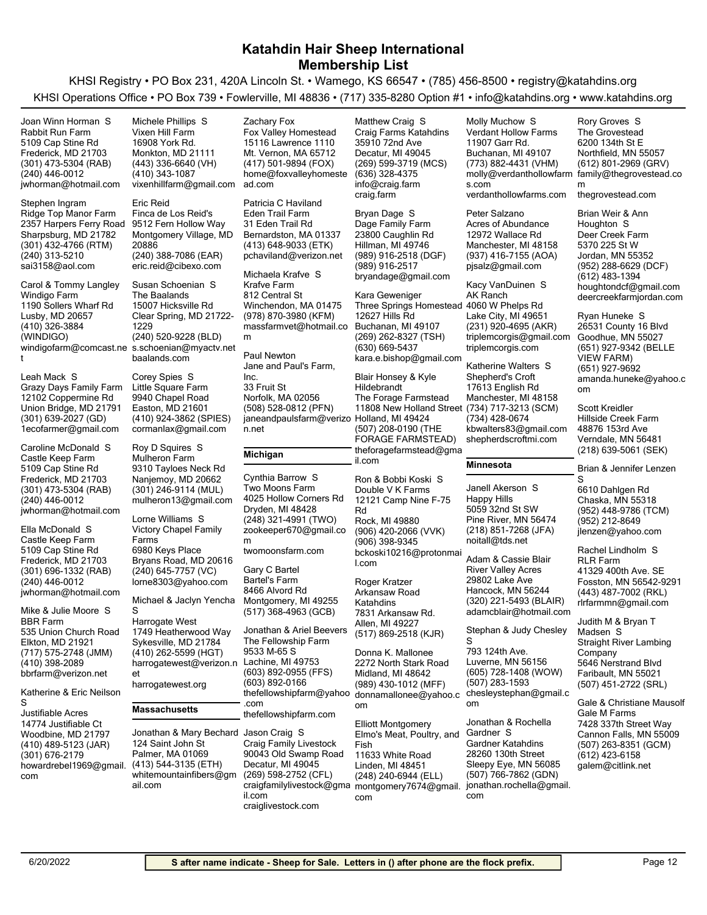# Katahdin Hair Sheep International
# Membership List

KHSI Registry • PO Box 231, 420A Lincoln St. • Wamego, KS 66547 • (785) 456-8500 • registry@katahdins.org

KHSI Operations Office • PO Box 739 • Fowlerville, MI 48836 • (717) 335-8280 Option #1 • info@katahdins.org • www.katahdins.org

Joan Winn Horman S
Rabbit Run Farm
5109 Cap Stine Rd
Frederick, MD 21703
(301) 473-5304 (RAB)
(240) 446-0012
jwhorman@hotmail.com

Stephen Ingram
Ridge Top Manor Farm
2357 Harpers Ferry Road
Sharpsburg, MD 21782
(301) 432-4766 (RTM)
(240) 313-5210
sai3158@aol.com

Carol & Tommy Langley
Windigo Farm
1190 Sollers Wharf Rd
Lusby, MD 20657
(410) 326-3884 (WINDIGO)
windigofarm@comcast.net

Leah Mack S
Grazy Days Family Farm
12102 Coppermine Rd
Union Bridge, MD 21791
(301) 639-2027 (GD)
1ecofarmer@gmail.com

Caroline McDonald S
Castle Keep Farm
5109 Cap Stine Rd
Frederick, MD 21703
(301) 473-5304 (RAB)
(240) 446-0012
jwhorman@hotmail.com

Ella McDonald S
Castle Keep Farm
5109 Cap Stine Rd
Frederick, MD 21703
(301) 696-1332 (RAB)
(240) 446-0012
jwhorman@hotmail.com

Mike & Julie Moore S
BBR Farm
535 Union Church Road
Elkton, MD 21921
(717) 575-2748 (JMM)
(410) 398-2089
bbrfarm@verizon.net

Katherine & Eric Neilson S
Justifiable Acres
14774 Justifiable Ct
Woodbine, MD 21797
(410) 489-5123 (JAR)
(301) 676-2179
howardrebel1969@gmail.com

Michele Phillips S
Vixen Hill Farm
16908 York Rd.
Monkton, MD 21111
(443) 336-6640 (VH)
(410) 343-1087
vixenhillfarm@gmail.com

Eric Reid
Finca de Los Reid's
9512 Fern Hollow Way
Montgomery Village, MD 20886
(240) 388-7086 (EAR)
eric.reid@cibexo.com

Susan Schoenian S
The Baalands
15007 Hicksville Rd
Clear Spring, MD 21722-1229
(240) 520-9228 (BLD)
s.schoenian@myactv.net
baalands.com

Corey Spies S
Little Square Farm
9940 Chapel Road
Easton, MD 21601
(410) 924-3862 (SPIES)
cormanlax@gmail.com

Roy D Squires S
Mulheron Farm
9310 Tayloes Neck Rd
Nanjemoy, MD 20662
(301) 246-9114 (MUL)
mulheron13@gmail.com

Lorne Williams S
Victory Chapel Family Farms
6980 Keys Place
Bryans Road, MD 20616
(240) 645-7757 (VC)
lorne8303@yahoo.com

Michael & Jaclyn Yencha S
Harrogate West
1749 Heatherwood Way
Sykesville, MD 21784
(410) 262-5599 (HGT)
harrogatewest@verizon.net
harrogatewest.org

## Massachusetts

Jonathan & Mary Bechard
124 Saint John St
Palmer, MA 01069
(413) 544-3135 (ETH)
whitemountainfibers@gmail.com

Zachary Fox
Fox Valley Homestead
15116 Lawrence 1110
Mt. Vernon, MA 65712
(417) 501-9894 (FOX)
home@foxvalleyhomestead.com

Patricia C Haviland
Eden Trail Farm
31 Eden Trail Rd
Bernardston, MA 01337
(413) 648-9033 (ETK)
pchaviland@verizon.net

Michaela Krafve S
Krafve Farm
812 Central St
Winchendon, MA 01475
(978) 870-3980 (KFM)
massfarmvet@hotmail.com

Paul Newton
Jane and Paul's Farm, Inc.
33 Fruit St
Norfolk, MA 02056
(508) 528-0812 (PFN)
janeandpaulsfarm@verizon.net

## Michigan

Cynthia Barrow S
Two Moons Farm
4025 Hollow Corners Rd
Dryden, MI 48428
(248) 321-4991 (TWO)
zookeeper670@gmail.com
twomoonsfarm.com

Gary C Bartel
Bartel's Farm
8466 Alvord Rd
Montgomery, MI 49255
(517) 368-4963 (GCB)

Jonathan & Ariel Beevers
The Fellowship Farm
9533 M-65 S
Lachine, MI 49753
(603) 892-0955 (FFS)
(603) 892-0166
thefellowshipfarm@yahoo.com
thefellowshipfarm.com

Jason Craig S
Craig Family Livestock
90043 Old Swamp Road
Decatur, MI 49045
(269) 598-2752 (CFL)
craigfamilylivestock@gmail.com
craiglivestock.com

Matthew Craig S
Craig Farms Katahdins
35910 72nd Ave
Decatur, MI 49045
(269) 599-3719 (MCS)
(636) 328-4375
info@craig.farm
craig.farm

Bryan Dage S
Dage Family Farm
23800 Caughlin Rd
Hillman, MI 49746
(989) 916-2518 (DGF)
(989) 916-2517
bryandage@gmail.com

Kara Geweniger
Three Springs Homestead
12627 Hills Rd
Buchanan, MI 49107
(269) 262-8327 (TSH)
(630) 669-5437
kara.e.bishop@gmail.com

Blair Honsey & Kyle Hildebrandt
The Forage Farmstead
11808 New Holland Street
Holland, MI 49424
(507) 208-0190 (THE FORAGE FARMSTEAD)
theforagefarmstead@gmail.com

Ron & Bobbi Koski S
Double V K Farms
12121 Camp Nine F-75 Rd
Rock, MI 49880
(906) 420-2066 (VVK)
(906) 398-9345
bckoski10216@protonmail.com

Roger Kratzer
Arkansaw Road Katahdins
7831 Arkansaw Rd.
Allen, MI 49227
(517) 869-2518 (KJR)

Donna K. Mallonee
2272 North Stark Road
Midland, MI 48642
(989) 430-1012 (MFF)
donnamallonee@yahoo.com

Elliott Montgomery
Elmo's Meat, Poultry, and Fish
11633 White Road
Linden, MI 48451
(248) 240-6944 (ELL)
montgomery7674@gmail.com

Molly Muchow S
Verdant Hollow Farms
11907 Garr Rd.
Buchanan, MI 49107
(773) 882-4431 (VHM)
molly@verdanthollowfarms.com
verdanthollowfarms.com

Peter Salzano
Acres of Abundance
12972 Wallace Rd
Manchester, MI 48158
(937) 416-7155 (AOA)
pjsalz@gmail.com

Kacy VanDuinen S
AK Ranch
4060 W Phelps Rd
Lake City, MI 49651
(231) 920-4695 (AKR)
triplemcorgis@gmail.com
triplemcorgis.com

Katherine Walters S
Shepherd's Croft
17613 English Rd
Manchester, MI 48158
(734) 717-3213 (SCM)
(734) 428-0674
kbwalters83@gmail.com
shepherdscroftmi.com

## Minnesota

Janell Akerson S
Happy Hills
5059 32nd St SW
Pine River, MN 56474
(218) 851-7268 (JFA)
noitall@tds.net

Adam & Cassie Blair
River Valley Acres
29802 Lake Ave
Hancock, MN 56244
(320) 221-5493 (BLAIR)
adamcblair@hotmail.com

Stephan & Judy Chesley S
793 124th Ave.
Luverne, MN 56156
(605) 728-1408 (WOW)
(507) 283-1593
chesleystephan@gmail.com

Jonathan & Rochella Gardner S
Gardner Katahdins
28260 130th Street
Sleepy Eye, MN 56085
(507) 766-7862 (GDN)
jonathan.rochella@gmail.com

Rory Groves S
The Grovestead
6200 134th St E
Northfield, MN 55057
(612) 801-2969 (GRV)
family@thegrovestead.com
thegrovestead.com

Brian Weir & Ann Houghton S
Deer Creek Farm
5370 225 St W
Jordan, MN 55352
(952) 288-6629 (DCF)
(612) 483-1394
houghtondcf@gmail.com
deercreekfarmjordan.com

Ryan Huneke S
26531 County 16 Blvd
Goodhue, MN 55027
(651) 927-9342 (BELLE VIEW FARM)
(651) 927-9692
amanda.huneke@yahoo.com

Scott Kreidler
Hillside Creek Farm
48876 153rd Ave
Verndale, MN 56481
(218) 639-5061 (SEK)

Brian & Jennifer Lenzen S
6610 Dahlgen Rd
Chaska, MN 55318
(952) 448-9786 (TCM)
(952) 212-8649
jlenzen@yahoo.com

Rachel Lindholm S
RLR Farm
41329 400th Ave. SE
Fosston, MN 56542-9291
(443) 487-7002 (RKL)
rlrfarmmn@gmail.com

Judith M & Bryan T Madsen S
Straight River Lambing Company
5646 Nerstrand Blvd
Faribault, MN 55021
(507) 451-2722 (SRL)

Gale & Christiane Mausolf
Gale M Farms
7428 337th Street Way
Cannon Falls, MN 55009
(507) 263-8351 (GCM)
(612) 423-6158
galem@citlink.net

6/20/2022

**S after name indicate - Sheep for Sale. Letters in () after phone are the flock prefix.**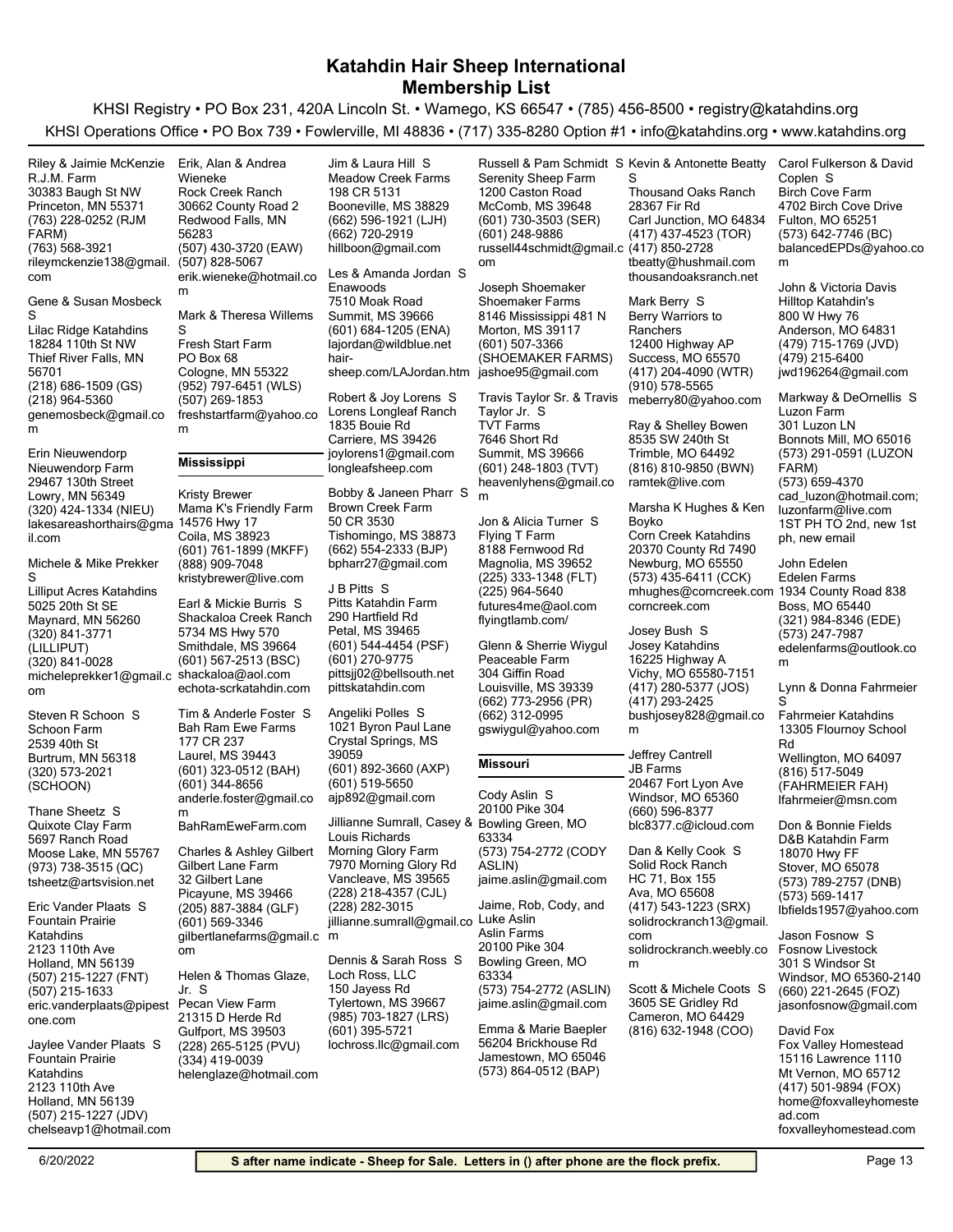# Katahdin Hair Sheep International
## Membership List

KHSI Registry • PO Box 231, 420A Lincoln St. • Wamego, KS 66547 • (785) 456-8500 • registry@katahdins.org

KHSI Operations Office • PO Box 739 • Fowlerville, MI 48836 • (717) 335-8280 Option #1 • info@katahdins.org • www.katahdins.org

Riley & Jaimie McKenzie
R.J.M. Farm
30383 Baugh St NW
Princeton, MN 55371
(763) 228-0252 (RJM FARM)
(763) 568-3921
rileymckenzie138@gmail.com

Gene & Susan Mosbeck S
Lilac Ridge Katahdins
18284 110th St NW
Thief River Falls, MN 56701
(218) 686-1509 (GS)
(218) 964-5360
genemosbeck@gmail.com

Erin Nieuwendorp
Nieuwendorp Farm
29467 130th Street
Lowry, MN 56349
(320) 424-1334 (NIEU)
lakesareashorthairs@gmail.com

Michele & Mike Prekker S
Lilliput Acres Katahdins
5025 20th St SE
Maynard, MN 56260
(320) 841-3771 (LILLIPUT)
(320) 841-0028
micheleprekker1@gmail.com

Steven R Schoon S
Schoon Farm
2539 40th St
Burtrum, MN 56318
(320) 573-2021 (SCHOON)

Thane Sheetz S
Quixote Clay Farm
5697 Ranch Road
Moose Lake, MN 55767
(973) 738-3515 (QC)
tsheetz@artsvision.net

Eric Vander Plaats S
Fountain Prairie Katahdins
2123 110th Ave
Holland, MN 56139
(507) 215-1227 (FNT)
(507) 215-1633
eric.vanderplaats@pipestone.com

Jaylee Vander Plaats S
Fountain Prairie Katahdins
2123 110th Ave
Holland, MN 56139
(507) 215-1227 (JDV)
chelseavp1@hotmail.com

Erik, Alan & Andrea Wieneke
Rock Creek Ranch
30662 County Road 2
Redwood Falls, MN 56283
(507) 430-3720 (EAW)
(507) 828-5067
erik.wieneke@hotmail.com

Mark & Theresa Willems S
Fresh Start Farm
PO Box 68
Cologne, MN 55322
(952) 797-6451 (WLS)
(507) 269-1853
freshstartfarm@yahoo.com

## Mississippi

Kristy Brewer
Mama K's Friendly Farm
14576 Hwy 17
Coila, MS 38923
(601) 761-1899 (MKFF)
(888) 909-7048
kristybrewer@live.com

Earl & Mickie Burris S
Shackaloa Creek Ranch
5734 MS Hwy 570
Smithdale, MS 39664
(601) 567-2513 (BSC)
shackaloa@aol.com
echota-scrkatahdin.com

Tim & Anderle Foster S
Bah Ram Ewe Farms
177 CR 237
Laurel, MS 39443
(601) 323-0512 (BAH)
(601) 344-8656
anderle.foster@gmail.com
BahRamEweFarm.com

Charles & Ashley Gilbert
Gilbert Lane Farm
32 Gilbert Lane
Picayune, MS 39466
(205) 887-3884 (GLF)
(601) 569-3346
gilbertlanefarms@gmail.com

Helen & Thomas Glaze, Jr. S
Pecan View Farm
21315 D Herde Rd
Gulfport, MS 39503
(228) 265-5125 (PVU)
(334) 419-0039
helenglaze@hotmail.com

Jim & Laura Hill S
Meadow Creek Farms
198 CR 5131
Booneville, MS 38829
(662) 596-1921 (LJH)
(662) 720-2919
hillboon@gmail.com

Les & Amanda Jordan S
Enawoods
7510 Moak Road
Summit, MS 39666
(601) 684-1205 (ENA)
lajordan@wildblue.net
hair-sheep.com/LAJordan.htm

Robert & Joy Lorens S
Lorens Longleaf Ranch
1835 Bouie Rd
Carriere, MS 39426
joylorens1@gmail.com
longleafsheep.com

Bobby & Janeen Pharr S
Brown Creek Farm
50 CR 3530
Tishomingo, MS 38873
(662) 554-2333 (BJP)
bpharr27@gmail.com

J B Pitts S
Pitts Katahdin Farm
290 Hartfield Rd
Petal, MS 39465
(601) 544-4454 (PSF)
(601) 270-9775
pittsjj02@bellsouth.net
pittskatahdin.com

Angeliki Polles S
1021 Byron Paul Lane
Crystal Springs, MS 39059
(601) 892-3660 (AXP)
(601) 519-5650
ajp892@gmail.com

Jillianne Sumrall, Casey & Louis Richards
Morning Glory Farm
7970 Morning Glory Rd
Vancleave, MS 39565
(228) 218-4357 (CJL)
(228) 282-3015
jillianne.sumrall@gmail.com

Dennis & Sarah Ross S
Loch Ross, LLC
150 Jayess Rd
Tylertown, MS 39667
(985) 703-1827 (LRS)
(601) 395-5721
lochross.llc@gmail.com

Russell & Pam Schmidt S
Serenity Sheep Farm
1200 Caston Road
McComb, MS 39648
(601) 730-3503 (SER)
(601) 248-9886
russell44schmidt@gmail.com

Joseph Shoemaker
Shoemaker Farms
8146 Mississippi 481 N
Morton, MS 39117
(601) 507-3366 (SHOEMAKER FARMS)
jashoe95@gmail.com

Travis Taylor Sr. & Travis Taylor Jr. S
TVT Farms
7646 Short Rd
Summit, MS 39666
(601) 248-1803 (TVT)
heavenlyhens@gmail.com

Jon & Alicia Turner S
Flying T Farm
8188 Fernwood Rd
Magnolia, MS 39652
(225) 333-1348 (FLT)
(225) 964-5640
futures4me@aol.com
flyingtlamb.com/

Glenn & Sherrie Wiygul
Peaceable Farm
304 Giffin Road
Louisville, MS 39339
(662) 773-2956 (PR)
(662) 312-0995
gswiygul@yahoo.com

## Missouri

Cody Aslin S
20100 Pike 304
Bowling Green, MO 63334
(573) 754-2772 (CODY ASLIN)
jaime.aslin@gmail.com

Jaime, Rob, Cody, and Luke Aslin
Aslin Farms
20100 Pike 304
Bowling Green, MO 63334
(573) 754-2772 (ASLIN)
jaime.aslin@gmail.com

Emma & Marie Baepler
56204 Brickhouse Rd
Jamestown, MO 65046
(573) 864-0512 (BAP)

Kevin & Antonette Beatty S
Thousand Oaks Ranch
28367 Fir Rd
Carl Junction, MO 64834
(417) 437-4523 (TOR)
(417) 850-2728
tbeatty@hushmail.com
thousandoaksranch.net

Mark Berry S
Berry Warriors to Ranchers
12400 Highway AP
Success, MO 65570
(417) 204-4090 (WTR)
(910) 578-5565
meberry80@yahoo.com

Ray & Shelley Bowen
8535 SW 240th St
Trimble, MO 64492
(816) 810-9850 (BWN)
ramtek@live.com

Marsha K Hughes & Ken Boyko
Corn Creek Katahdins
20370 County Rd 7490
Newburg, MO 65550
(573) 435-6411 (CCK)
mhughes@corncreek.com
corncreek.com

Josey Bush S
Josey Katahdins
16225 Highway A
Vichy, MO 65580-7151
(417) 280-5377 (JOS)
(417) 293-2425
bushjosey828@gmail.com

Jeffrey Cantrell
JB Farms
20467 Fort Lyon Ave
Windsor, MO 65360
(660) 596-8377
blc8377.c@icloud.com

Dan & Kelly Cook S
Solid Rock Ranch
HC 71, Box 155
Ava, MO 65608
(417) 543-1223 (SRX)
solidrockranch13@gmail.com
solidrockranch.weebly.com

Scott & Michele Coots S
3605 SE Gridley Rd
Cameron, MO 64429
(816) 632-1948 (COO)

Carol Fulkerson & David Coplen S
Birch Cove Farm
4702 Birch Cove Drive
Fulton, MO 65251
(573) 642-7746 (BC)
balancedEPDs@yahoo.com

John & Victoria Davis
Hilltop Katahdin's
800 W Hwy 76
Anderson, MO 64831
(479) 715-1769 (JVD)
(479) 215-6400
jwd196264@gmail.com

Markway & DeOrnellis S
Luzon Farm
301 Luzon LN
Bonnots Mill, MO 65016
(573) 291-0591 (LUZON FARM)
(573) 659-4370
cad_luzon@hotmail.com; luzonfarm@live.com
1ST PH TO 2nd, new 1st ph, new email

John Edelen
Edelen Farms
1934 County Road 838
Boss, MO 65440
(321) 984-8346 (EDE)
(573) 247-7987
edelenfarms@outlook.com

Lynn & Donna Fahrmeier S
Fahrmeier Katahdins
13305 Flournoy School Rd
Wellington, MO 64097
(816) 517-5049 (FAHRMEIER FAH)
lfahrmeier@msn.com

Don & Bonnie Fields
D&B Katahdin Farm
18070 Hwy FF
Stover, MO 65078
(573) 789-2757 (DNB)
(573) 569-1417
lbfields1957@yahoo.com

Jason Fosnow S
Fosnow Livestock
301 S Windsor St
Windsor, MO 65360-2140
(660) 221-2645 (FOZ)
jasonfosnow@gmail.com

David Fox
Fox Valley Homestead
15116 Lawrence 1110
Mt Vernon, MO 65712
(417) 501-9894 (FOX)
home@foxvalleyhomestead.com
foxvalleyhomestead.com

6/20/2022 — S after name indicate - Sheep for Sale. Letters in () after phone are the flock prefix.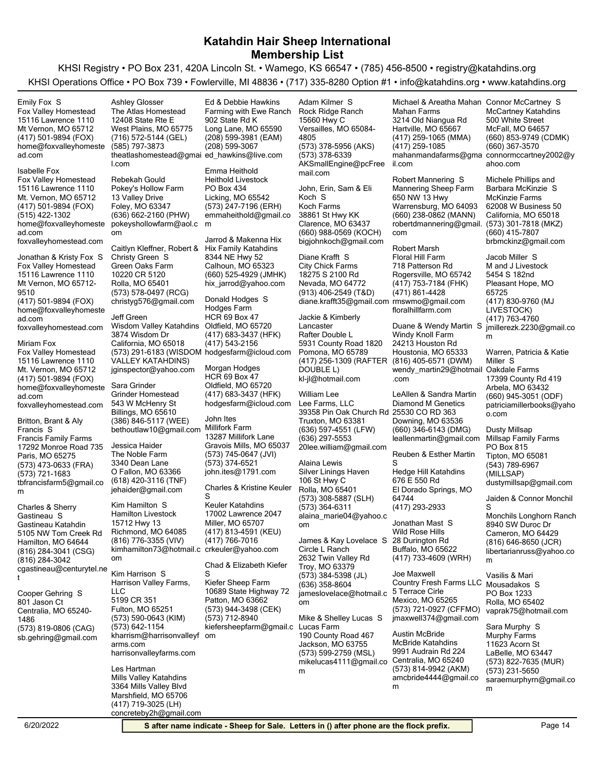# Katahdin Hair Sheep International
## Membership List

KHSI Registry • PO Box 231, 420A Lincoln St. • Wamego, KS 66547 • (785) 456-8500 • registry@katahdins.org

KHSI Operations Office • PO Box 739 • Fowlerville, MI 48836 • (717) 335-8280 Option #1 • info@katahdins.org • www.katahdins.org

Emily Fox S
Fox Valley Homestead
15116 Lawrence 1110
Mt Vernon, MO 65712
(417) 501-9894 (FOX)
home@foxvalleyhomestead.com

Isabelle Fox
Fox Valley Homestead
15116 Lawrence 1110
Mt. Vernon, MO 65712
(417) 501-9894 (FOX)
(515) 422-1302
home@foxvalleyhomestead.com
foxvalleyhomestead.com

Jonathan & Kristy Fox S
Fox Valley Homestead
15116 Lawrence 1110
Mt Vernon, MO 65712-9510
(417) 501-9894 (FOX)
home@foxvalleyhomestead.com
foxvalleyhomestead.com

Miriam Fox
Fox Valley Homestead
15116 Lawrence 1110
Mt. Vernon, MO 65712
(417) 501-9894 (FOX)
home@foxvalleyhomestead.com
foxvalleyhomestead.com

Britton, Brant & Aly Francis S
Francis Family Farms
17292 Monroe Road 735
Paris, MO 65275
(573) 473-0633 (FRA)
(573) 721-1683
tbfrancisfarm5@gmail.com

Charles & Sherry Gastineau S
Gastineau Katahdin
5105 NW Tom Creek Rd
Hamilton, MO 64644
(816) 284-3041 (CSG)
(816) 284-3042
cgastineau@centurytel.net

Cooper Gehring S
801 Jason Ct
Centralia, MO 65240-1486
(573) 819-0806 (CAG)
sb.gehring@gmail.com

Ashley Glosser
The Atlas Homestead
12408 State Rte E
West Plains, MO 65775
(716) 572-5144 (GEL)
(585) 797-3873
theatlashomestead@gmail.com

Rebekah Gould
Pokey's Hollow Farm
13 Valley Drive
Foley, MO 63347
(636) 662-2160 (PHW)
pokeyshollowfarm@aol.com

Caitlyn Kleffner, Robert & Christy Green S
Green Oaks Farm
10220 CR 5120
Rolla, MO 65401
(573) 578-0497 (RCG)
christyg576@gmail.com

Jeff Green
Wisdom Valley Katahdins
3874 Wisdom Dr
California, MO 65018
(573) 291-6183 (WISDOM VALLEY KATAHDINS)
jginspector@yahoo.com

Sara Grinder
Grinder Homestead
543 W McHenry St
Billings, MO 65610
(386) 846-5117 (WEE)
bethoutlaw10@gmail.com

Jessica Haider
The Noble Farm
3340 Dean Lane
O Fallon, MO 63366
(618) 420-3116 (TNF)
jehaider@gmail.com

Kim Hamilton S
Hamilton Livestock
15712 Hwy 13
Richmond, MO 64085
(816) 776-3355 (VIV)
kimhamilton73@hotmail.com

Kim Harrison S
Harrison Valley Farms, LLC
5199 CR 351
Fulton, MO 65251
(573) 590-0643 (KIM)
(573) 642-1154
kharrism@harrisonvalleyfarms.com
harrisonvalleyfarms.com

Les Hartman
Mills Valley Katahdins
3364 Mills Valley Blvd
Marshfield, MO 65706
(417) 719-3025 (LH)
concreteby2h@gmail.com

Ed & Debbie Hawkins
Farming with Ewe Ranch
902 State Rd K
Long Lane, MO 65590
(208) 599-3981 (EAM)
(208) 599-3067
ed_hawkins@live.com

Emma Heithold
Heithold Livestock
PO Box 434
Licking, MO 65542
(573) 247-7196 (ERH)
emmaheithold@gmail.com

Jarrod & Makenna Hix
Hix Family Katahdins
8344 NE Hwy 52
Calhoun, MO 65323
(660) 525-4929 (JMHK)
hix_jarrod@yahoo.com

Donald Hodges S
Hodges Farm
HCR 69 Box 47
Oldfield, MO 65720
(417) 683-3437 (HFK)
(417) 543-2156
hodgesfarm@icloud.com

Morgan Hodges
HCR 69 Box 47
Oldfield, MO 65720
(417) 683-3437 (HFK)
hodgesfarm@icloud.com

John Ites
Millifork Farm
13287 Millifork Lane
Gravois Mills, MO 65037
(573) 745-0647 (JVI)
(573) 374-6521
john.ites@1791.com

Charles & Kristine Keuler S
Keuler Katahdins
17002 Lawrence 2047
Miller, MO 65707
(417) 813-4591 (KEU)
(417) 766-7016
crkeuler@yahoo.com

Chad & Elizabeth Kiefer S
Kiefer Sheep Farm
10689 State Highway 72
Patton, MO 63662
(573) 944-3498 (CEK)
(573) 712-8940
kiefersheepfarm@gmail.com

Adam Kilmer S
Rock Ridge Ranch
15660 Hwy C
Versailles, MO 65084-4805
(573) 378-5956 (AKS)
(573) 378-6339
AKSmallEngine@pcFreemail.com

John, Erin, Sam & Eli Koch S
Koch Farms
38861 St Hwy KK
Clarence, MO 63437
(660) 988-0569 (KOCH)
bigjohnkoch@gmail.com

Diane Krafft S
City Chick Farms
18275 S 2100 Rd
Nevada, MO 64772
(913) 406-2549 (T&D)
diane.krafft35@gmail.com

Jackie & Kimberly Lancaster
Rafter Double L
5931 County Road 1820
Pomona, MO 65789
(417) 256-1309 (RAFTER DOUBLE L)
kl-jl@hotmail.com

William Lee
Lee Farms, LLC
39358 Pin Oak Church Rd
Truxton, MO 63381
(636) 597-4551 (LFW)
(636) 297-5553
20lee.william@gmail.com

Alaina Lewis
Silver Linings Haven
106 St Hwy C
Rolla, MO 65401
(573) 308-5887 (SLH)
(573) 364-6311
alaina_marie04@yahoo.com

James & Kay Lovelace S
Circle L Ranch
2632 Twin Valley Rd
Troy, MO 63379
(573) 384-5398 (JL)
(636) 358-8604
jameslovelace@hotmail.com

Mike & Shelley Lucas S
Lucas Farm
190 County Road 467
Jackson, MO 63755
(573) 599-2759 (MSL)
mikelucas4111@gmail.com

Michael & Areatha Mahan
Mahan Farms
3214 Old Niangua Rd
Hartville, MO 65667
(417) 259-1065 (MMA)
(417) 259-1085
mahanmandafarms@gmail.com

Robert Mannering S
Mannering Sheep Farm
650 NW 13 Hwy
Warrensburg, MO 64093
(660) 238-0862 (MANN)
robertdmannering@gmail.com

Robert Marsh
Floral Hill Farm
718 Patterson Rd
Rogersville, MO 65742
(417) 753-7184 (FHK)
(471) 861-4428
rmswmo@gmail.com
floralhillfarm.com

Duane & Wendy Martin S
Windy Knoll Farm
24213 Houston Rd
Houstonia, MO 65333
(816) 405-6571 (DWM)
wendy_martin29@hotmail.com

LeAllen & Sandra Martin
Diamond M Genetics
25530 CO RD 363
Downing, MO 63536
(660) 346-6143 (DMG)
leallenmartin@gmail.com

Reuben & Esther Martin S
Hedge Hill Katahdins
676 E 550 Rd
El Dorado Springs, MO 64744
(417) 293-2933

Jonathan Mast S
Wild Rose Hills
28 Durington Rd
Buffalo, MO 65622
(417) 733-4609 (WRH)

Joe Maxwell
Country Fresh Farms LLC
5 Terrace Cirle
Mexico, MO 65265
(573) 721-0927 (CFFMO)
jmaxwell374@gmail.com

Austin McBride
McBride Katahdins
9991 Audrain Rd 224
Centralia, MO 65240
(573) 814-9942 (AKM)
amcbride4444@gmail.com

Connor McCartney S
McCartney Katahdins
500 White Street
McFall, MO 64657
(660) 853-9749 (CDMK)
(660) 367-3570
connormccartney2002@yahoo.com

Michele Phillips and Barbara McKinzie S
McKinzie Farms
62008 W Business 50
California, MO 65018
(573) 301-7818 (MKZ)
(660) 415-7807
brbmckinz@gmail.com

Jacob Miller S
M and J Livestock
5454 S 182nd
Pleasant Hope, MO 65725
(417) 830-9760 (MJ LIVESTOCK)
(417) 763-4760
jmillerezk.2230@gmail.com

Warren, Patricia & Katie Miller S
Oakdale Farms
17399 County Rd 419
Arbela, MO 63432
(660) 945-3051 (ODF)
patriciamillerbooks@yahoo.com

Dusty Millsap
Millsap Family Farms
PO Box 815
Tipton, MO 65081
(543) 789-6967 (MILLSAP)
dustymillsap@gmail.com

Jaiden & Connor Monchil S
Monchils Longhorn Ranch
8940 SW Duroc Dr
Cameron, MO 64429
(816) 646-8650 (JCR)
libertarianruss@yahoo.com

Vasilis & Mari Mousadakos S
PO Box 1233
Rolla, MO 65402
vaprak75@hotmail.com

Sara Murphy S
Murphy Farms
11623 Acorn St
LaBelle, MO 63447
(573) 822-7635 (MUR)
(573) 231-5650
saraemurphyrn@gmail.com

6/20/2022

**S after name indicate - Sheep for Sale. Letters in () after phone are the flock prefix.**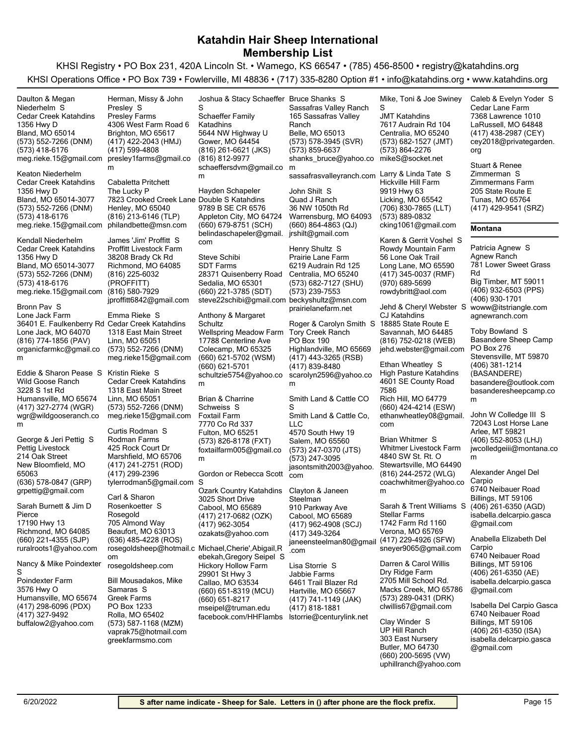# Katahdin Hair Sheep International
## Membership List

KHSI Registry • PO Box 231, 420A Lincoln St. • Wamego, KS 66547 • (785) 456-8500 • registry@katahdins.org

KHSI Operations Office • PO Box 739 • Fowlerville, MI 48836 • (717) 335-8280 Option #1 • info@katahdins.org • www.katahdins.org

Daulton & Megan Niederhelm S
Cedar Creek Katahdins
1356 Hwy D
Bland, MO 65014
(573) 552-7266 (DNM)
(573) 418-6176
meg.rieke.15@gmail.com

Keaton Niederhelm
Cedar Creek Katahdins
1356 Hwy D
Bland, MO 65014-3077
(573) 552-7266 (DNM)
(573) 418-6176
meg.rieke.15@gmail.com

Kendall Niederhelm
Cedar Creek Katahdins
1356 Hwy D
Bland, MO 65014-3077
(573) 552-7266 (DNM)
(573) 418-6176
meg.rieke.15@gmail.com

Bronn Pav S
Lone Jack Farm
36401 E. Faulkenberry Rd
Lone Jack, MO 64070
(816) 774-1856 (PAV)
organicfarmkc@gmail.com

Eddie & Sharon Pease S
Wild Goose Ranch
3228 S 1st Rd
Humansville, MO 65674
(417) 327-2774 (WGR)
wgr@wildgooseranch.com

George & Jeri Pettig S
Pettig Livestock
214 Oak Street
New Bloomfield, MO 65063
(636) 578-0847 (GRP)
grpettig@gmail.com

Sarah Burnett & Jim D Pierce
17190 Hwy 13
Richmond, MO 64085
(660) 221-4355 (SJP)
ruralroots1@yahoo.com

Nancy & Mike Poindexter S
Poindexter Farm
3576 Hwy O
Humansville, MO 65674
(417) 298-6096 (PDX)
(417) 327-9492
buffalow2@yahoo.com

Herman, Missy & John Presley S
Presley Farms
4306 West Farm Road 6
Brighton, MO 65617
(417) 422-2043 (HMJ)
(417) 599-4808
presley1farms@gmail.com

Cabaletta Pritchett
The Lucky P
7823 Crooked Creek Lane
Henley, MO 65040
(816) 213-6146 (TLP)
philandbette@msn.com

James 'Jim' Proffitt S
Proffitt Livestock Farm
38208 Brady Ck Rd
Richmond, MO 64085
(816) 225-6032 (PROFFITT)
(816) 580-7929
jproffitt6842@gmail.com

Emma Rieke S
Cedar Creek Katahdins
1318 East Main Street
Linn, MO 65051
(573) 552-7266 (DNM)
meg.rieke15@gmail.com

Kristin Rieke S
Cedar Creek Katahdins
1318 East Main Street
Linn, MO 65051
(573) 552-7266 (DNM)
meg.rieke15@gmail.com

Curtis Rodman S
Rodman Farms
425 Rock Court Dr
Marshfield, MO 65706
(417) 241-2751 (ROD)
(417) 299-2396
tylerrodman5@gmail.com

Carl & Sharon Rosenkoetter S
Rosegold
705 Almond Way
Beaufort, MO 63013
(636) 485-4228 (ROS)
rosegoldsheep@hotmail.com
rosegoldsheep.com

Bill Mousadakos, Mike Samaras S
Greek Farms
PO Box 1233
Rolla, MO 65402
(573) 587-1168 (MZM)
vaprak75@hotmail.com
greekfarmsmo.com

Joshua & Stacy Schaeffer S
Schaeffer Family Katadhins
5644 NW Highway U
Gower, MO 64454
(816) 261-6621 (JKS)
(816) 812-9977
schaeffersdvm@gmail.com

Hayden Schapeler
Double S Katahdins
9789 B SE CR 6576
Appleton City, MO 64724
(660) 679-8751 (SCH)
belindaschapeler@gmail.com

Steve Schibi
SDT Farms
28371 Quisenberry Road
Sedalia, MO 65301
(660) 221-3785 (SDT)
steve22schibi@gmail.com

Anthony & Margaret Schultz
Wellspring Meadow Farm
17788 Centerline Ave
Colecamp, MO 65325
(660) 621-5702 (WSM)
(660) 621-5701
schultzie5754@yahoo.com

Brian & Charrine Schweiss S
Foxtail Farm
7770 Co Rd 337
Fulton, MO 65251
(573) 826-8178 (FXT)
foxtailfarm005@gmail.com

Gordon or Rebecca Scott S
Ozark Country Katahdins
3025 Short Drive
Cabool, MO 65689
(417) 217-0682 (OZK)
(417) 962-3054
ozakats@yahoo.com

Michael,Cherie',Abigail,Rebekah,Gregory Seipel S
Hickory Hollow Farm
29901 St Hwy 3
Callao, MO 63534
(660) 651-8319 (MCU)
(660) 651-8217
mseipel@truman.edu
facebook.com/HHFlambs

Bruce Shanks S
Sassafras Valley Ranch
165 Sassafras Valley Ranch
Belle, MO 65013
(573) 578-3945 (SVR)
(573) 859-6637
shanks_bruce@yahoo.com
sassafrasvalleyranch.com

John Shilt S
Quad J Ranch
36 NW 1050th Rd
Warrensburg, MO 64093
(660) 864-4863 (QJ)
jrshilt@gmail.com

Henry Shultz S
Prairie Lane Farm
6219 Audrain Rd 125
Centralia, MO 65240
(573) 682-7127 (SHU)
(573) 239-7553
beckyshultz@msn.com
prairielanefarm.net

Roger & Carolyn Smith S
Tory Creek Ranch
PO Box 190
Highlandville, MO 65669
(417) 443-3265 (RSB)
(417) 839-8480
scarolyn2596@yahoo.com

Smith Land & Cattle CO S
Smith Land & Cattle Co, LLC
4570 South Hwy 19
Salem, MO 65560
(573) 247-0370 (JTS)
(573) 247-3095
jasontsmith2003@yahoo.com

Clayton & Janeen Steelman
910 Parkway Ave
Cabool, MO 65689
(417) 962-4908 (SCJ)
(417) 349-3264
janeensteelman80@gmail.com

Lisa Storrie S
Jabbie Farms
6461 Trail Blazer Rd
Hartville, MO 65667
(417) 741-1149 (JAK)
(417) 818-1881
lstorrie@centurylink.net

Mike, Toni & Joe Swiney S
JMT Katahdins
7617 Audrain Rd 104
Centralia, MO 65240
(573) 682-1527 (JMT)
(573) 864-2276
mikeS@socket.net

Larry & Linda Tate S
Hickville Hill Farm
9919 Hwy 63
Licking, MO 65542
(706) 830-7865 (LLT)
(573) 889-0832
cking1061@gmail.com

Karen & Gerrit Voshel S
Rowdy Mountain Farm
56 Lone Oak Trail
Long Lane, MO 65590
(417) 345-0037 (RMF)
(970) 689-5699
rowdybritt@aol.com

Jehd & Cheryl Webster S
CJ Katahdins
18885 State Route E
Savannah, MO 64485
(816) 752-0218 (WEB)
jehd.webster@gmail.com

Ethan Wheatley S
High Pasture Katahdins
4601 SE County Road 7586
Rich Hill, MO 64779
(660) 424-4214 (ESW)
ethanwheatley08@gmail.com

Brian Whitmer S
Whitmer Livestock Farm
4840 SW St. Rt. O
Stewartsville, MO 64490
(816) 244-2572 (WLG)
coachwhitmer@yahoo.com

Sarah & Trent Williams S
Stellar Farms
1742 Farm Rd 1160
Verona, MO 65769
(417) 229-4926 (SFW)
sneyer9065@gmail.com

Darren & Carol Willis
Dry Ridge Farm
2705 Mill School Rd.
Macks Creek, MO 65786
(573) 289-0431 (DRK)
clwillis67@gmail.com

Clay Winder S
UP Hill Ranch
303 East Nursery
Butler, MO 64730
(660) 200-5695 (VW)
uphillranch@yahoo.com

Caleb & Evelyn Yoder S
Cedar Lane Farm
7368 Lawrence 1010
LaRussell, MO 64848
(417) 438-2987 (CEY)
cey2018@privategarden.org

Stuart & Renee Zimmerman S
Zimmermans Farm
205 State Route E
Tunas, MO 65764
(417) 429-9541 (SRZ)

### Montana

Patricia Agnew S
Agnew Ranch
781 Lower Sweet Grass Rd
Big Timber, MT 59011
(406) 932-6503 (PPS)
(406) 930-1701
woww@itstriangle.com
agnewranch.com

Toby Bowland S
Basandere Sheep Camp
PO Box 276
Stevensville, MT 59870
(406) 381-1214 (BASANDERE)
basandere@outlook.com
basanderesheepcamp.com

John W Colledge III S
72043 Lost Horse Lane
Arlee, MT 59821
(406) 552-8053 (LHJ)
jwcolledgeiii@montana.com

Alexander Angel Del Carpio
6740 Neibauer Road
Billings, MT 59106
(406) 261-6350 (AGD)
isabella.delcarpio.gasca@gmail.com

Anabella Elizabeth Del Carpio
6740 Neibauer Road
Billings, MT 59106
(406) 261-6350 (AE)
isabella.delcarpio.gasca@gmail.com

Isabella Del Carpio Gasca
6740 Neibauer Road
Billings, MT 59106
(406) 261-6350 (ISA)
isabella.delcarpio.gasca@gmail.com

6/20/2022

**S after name indicate - Sheep for Sale. Letters in () after phone are the flock prefix.**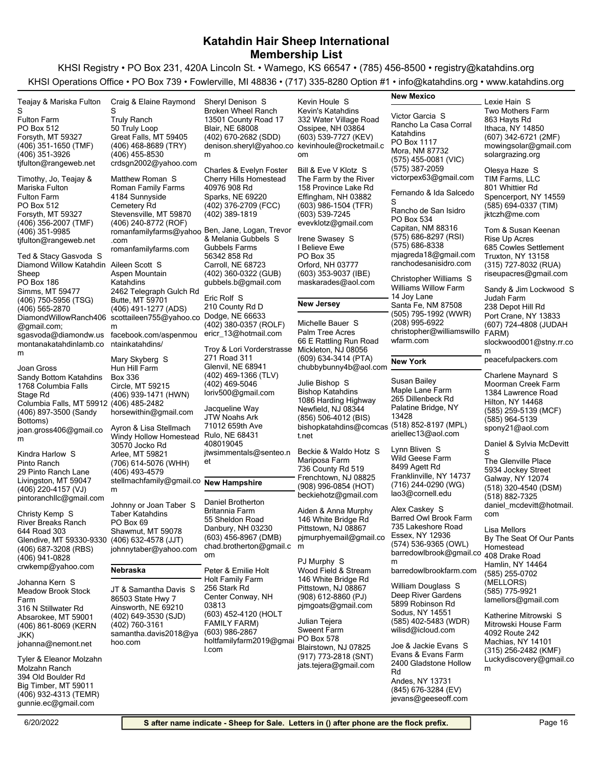# Katahdin Hair Sheep International
# Membership List

KHSI Registry • PO Box 231, 420A Lincoln St. • Wamego, KS 66547 • (785) 456-8500 • registry@katahdins.org

KHSI Operations Office • PO Box 739 • Fowlerville, MI 48836 • (717) 335-8280 Option #1 • info@katahdins.org • www.katahdins.org

Teajay & Mariska Fulton S
Fulton Farm
PO Box 512
Forsyth, MT 59327
(406) 351-1650 (TMF)
(406) 351-3926
tjfulton@rangeweb.net

Timothy, Jo, Teajay & Mariska Fulton
Fulton Farm
PO Box 512
Forsyth, MT 59327
(406) 356-2007 (TMF)
(406) 351-9985
tjfulton@rangeweb.net

Ted & Stacy Gasvoda S
Diamond Willow Katahdin Sheep
PO Box 186
Simms, MT 59477
(406) 750-5956 (TSG)
(406) 565-2870
DiamondWillowRanch406@gmail.com; sgasvoda@diamondw.us
montanakatahdinlamb.com

Joan Gross
Sandy Bottom Katahdins
1768 Columbia Falls Stage Rd
Columbia Falls, MT 59912
(406) 897-3500 (Sandy Bottoms)
joan.gross406@gmail.com

Kindra Harlow S
Pinto Ranch
29 Pinto Ranch Lane
Livingston, MT 59047
(406) 220-4157 (VJ)
pintoranchllc@gmail.com

Christy Kemp S
River Breaks Ranch
644 Road 303
Glendive, MT 59330-9330
(406) 687-3208 (RBS)
(406) 941-0828
crwkemp@yahoo.com

Johanna Kern S
Meadow Brook Stock Farm
316 N Stillwater Rd
Absarokee, MT 59001
(406) 861-8069 (KERN JKK)
johanna@nemont.net

Tyler & Eleanor Molzahn
Molzahn Ranch
394 Old Boulder Rd
Big Timber, MT 59011
(406) 932-4313 (TEMR)
gunnie.ec@gmail.com

Craig & Elaine Raymond S
Truly Ranch
50 Truly Loop
Great Falls, MT 59405
(406) 468-8689 (TRY)
(406) 455-8530
crdsgn2002@yahoo.com

Matthew Roman S
Roman Family Farms
4184 Sunnyside Cemetery Rd
Stevensville, MT 59870
(406) 240-8772 (ROF)
romanfamilyfarms@yahoo.com
romanfamilyfarms.com

Aileen Scott S
Aspen Mountain Katahdins
2462 Telegraph Gulch Rd
Butte, MT 59701
(406) 491-1277 (ADS)
scottaileen755@yahoo.com
facebook.com/aspenmountainkatahdins/

Mary Skyberg S
Hun Hill Farm
Box 336
Circle, MT 59215
(406) 939-1471 (HWN)
(406) 485-2482
horsewithin@gmail.com

Ayron & Lisa Stellmach
Windy Hollow Homestead
30570 Jocko Rd
Arlee, MT 59821
(706) 614-5076 (WHH)
(406) 493-4579
stellmachfamily@gmail.com

Johnny or Joan Taber S
Taber Katahdins
PO Box 69
Shawmut, MT 59078
(406) 632-4578 (JJT)
johnnytaber@yahoo.com

## Nebraska

JT & Samantha Davis S
86503 State Hwy 7
Ainsworth, NE 69210
(402) 649-3530 (SJD)
(402) 760-3161
samantha.davis2018@yahoo.com

Sheryl Denison S
Broken Wheel Ranch
13501 County Road 17
Blair, NE 68008
(402) 670-2682 (SDD)
denison.sheryl@yahoo.com

Charles & Evelyn Foster
Cherry Hills Homestead
40976 908 Rd
Sparks, NE 69220
(402) 376-2709 (FCC)
(402) 389-1819

Ben, Jane, Logan, Trevor & Melania Gubbels S
Gubbels Farms
56342 858 Rd
Carroll, NE 68723
(402) 360-0322 (GUB)
gubbels.b@gmail.com

Eric Rolf S
210 County Rd D
Dodge, NE 66633
(402) 380-0357 (ROLF)
ericr_13@hotmail.com

Troy & Lori Vorderstrasse
271 Road 311
Glenvil, NE 68941
(402) 469-1366 (TLV)
(402) 469-5046
loriv500@gmail.com

Jacqueline Way
JTW Noahs Ark
71012 659th Ave
Rulo, NE 68431
408019045
jtwsimmentals@senteo.net

## New Hampshire

Daniel Brotherton
Britannia Farm
55 Sheldon Road
Danbury, NH 03230
(603) 456-8967 (DMB)
chad.brotherton@gmail.com

Peter & Emilie Holt
Holt Family Farm
256 Stark Rd
Center Conway, NH 03813
(603) 452-4120 (HOLT FAMILY FARM)
(603) 986-2867
holtfamilyfarm2019@gmail.com

Kevin Houle S
Kevin's Katahdins
332 Water Village Road
Ossipee, NH 03864
(603) 539-7727 (KEV)
kevinhoule@rocketmail.com

Bill & Eve V Klotz S
The Farm by the River
158 Province Lake Rd
Effingham, NH 03882
(603) 986-1504 (TFR)
(603) 539-7245
evevklotz@gmail.com

Irene Swasey S
I Believe Ewe
PO Box 35
Orford, NH 03777
(603) 353-9037 (IBE)
maskarades@aol.com

## New Jersey

Michelle Bauer S
Palm Tree Acres
66 E Rattling Run Road
Mickleton, NJ 08056
(609) 634-3414 (PTA)
chubbybunny4b@aol.com

Julie Bishop S
Bishop Katahdins
1086 Harding Highway
Newfield, NJ 08344
(856) 506-4012 (BIS)
bishopkatahdins@comcast.net

Beckie & Waldo Hotz S
Mariposa Farm
736 County Rd 519
Frenchtown, NJ 08825
(908) 996-0854 (HOT)
beckiehotz@gmail.com

Aiden & Anna Murphy
146 White Bridge Rd
Pittstown, NJ 08867
pjmurphyemail@gmail.com

PJ Murphy S
Wood Field & Stream
146 White Bridge Rd
Pittstown, NJ 08867
(908) 612-8860 (PJ)
pjmgoats@gmail.com

Julian Tejera
Sweent Farm
PO Box 578
Blairstown, NJ 07825
(917) 773-2818 (SNT)
jats.tejera@gmail.com

## New Mexico

Victor Garcia S
Rancho La Casa Corral Katahdins
PO Box 1117
Mora, NM 87732
(575) 455-0081 (VIC)
(575) 387-2059
victorpex63@gmail.com

Fernando & Ida Salcedo S
Rancho de San Isidro
PO Box 534
Capitan, NM 88316
(575) 686-8297 (RSI)
(575) 686-8338
mjagreda18@gmail.com
ranchodesanisidro.com

Christopher Williams S
Williams Willow Farm
14 Joy Lane
Santa Fe, NM 87508
(505) 795-1992 (WWR)
(208) 995-6922
christopher@williamswillowfarm.com

## New York

Susan Bailey
Maple Lane Farm
265 Dillenbeck Rd
Palatine Bridge, NY 13428
(518) 852-8197 (MPL)
ariellec13@aol.com

Lynn Bliven S
Wild Geese Farm
8499 Agett Rd
Franklinville, NY 14737
(716) 244-0290 (WG)
lao3@cornell.edu

Alex Caskey S
Barred Owl Brook Farm
735 Lakeshore Road
Essex, NY 12936
(574) 536-9365 (OWL)
barredowlbrook@gmail.com
barredowlbrookfarm.com

William Douglass S
Deep River Gardens
5899 Robinson Rd
Sodus, NY 14551
(585) 402-5483 (WDR)
wilisd@icloud.com

Joe & Jackie Evans S
Evans & Evans Farm
2400 Gladstone Hollow Rd
Andes, NY 13731
(845) 676-3284 (EV)
jevans@geeseoff.com

Lexie Hain S
Two Mothers Farm
863 Hayts Rd
Ithaca, NY 14850
(607) 342-6721 (2MF)
mowingsolar@gmail.com
solargrazing.org

Olesya Haze S
TIM Farms, LLC
801 Whittier Rd
Spencerport, NY 14559
(585) 694-0337 (TIM)
jktczh@me.com

Tom & Susan Keenan
Rise Up Acres
685 Cowles Settlement
Truxton, NY 13158
(315) 727-8032 (RUA)
riseupacres@gmail.com

Sandy & Jim Lockwood S
Judah Farm
238 Depot Hill Rd
Port Crane, NY 13833
(607) 724-4808 (JUDAH FARM)
slockwood001@stny.rr.com
peacefulpackers.com

Charlene Maynard S
Moorman Creek Farm
1384 Lawrence Road
Hilton, NY 14468
(585) 259-5139 (MCF)
(585) 964-5139
spony21@aol.com

Daniel & Sylvia McDevitt S
The Glenville Place
5934 Jockey Street
Galway, NY 12074
(518) 320-4540 (DSM)
(518) 882-7325
daniel_mcdevitt@hotmail.com

Lisa Mellors
By The Seat Of Our Pants Homestead
408 Drake Road
Hamlin, NY 14464
(585) 255-0702 (MELLORS)
(585) 775-9921
lamellors@gmail.com

Katherine Mitrowski S
Mitrowski House Farm
4092 Route 242
Machias, NY 14101
(315) 256-2482 (KMF)
Luckydiscovery@gmail.com

6/20/2022

**S after name indicate - Sheep for Sale. Letters in () after phone are the flock prefix.**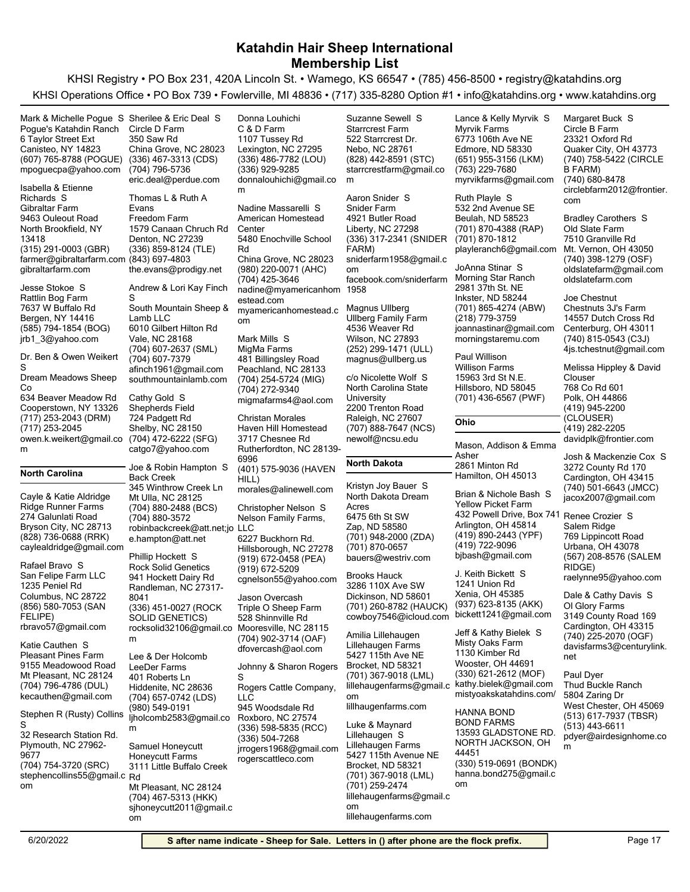# Katahdin Hair Sheep International
## Membership List

KHSI Registry • PO Box 231, 420A Lincoln St. • Wamego, KS 66547 • (785) 456-8500 • registry@katahdins.org

KHSI Operations Office • PO Box 739 • Fowlerville, MI 48836 • (717) 335-8280 Option #1 • info@katahdins.org • www.katahdins.org

Mark & Michelle Pogue S
Pogue's Katahdin Ranch
6 Taylor Street Ext
Canisteo, NY 14823
(607) 765-8788 (POGUE)
mpoguecpa@yahoo.com

Isabella & Etienne Richards S
Gibraltar Farm
9463 Ouleout Road
North Brookfield, NY 13418
(315) 291-0003 (GBR)
farmer@gibraltarfarm.com
gibraltarfarm.com

Jesse Stokoe S
Rattlin Bog Farm
7637 W Buffalo Rd
Bergen, NY 14416
(585) 794-1854 (BOG)
jrb1_3@yahoo.com

Dr. Ben & Owen Weikert S
Dream Meadows Sheep Co
634 Beaver Meadow Rd
Cooperstown, NY 13326
(717) 253-2043 (DRM)
(717) 253-2045
owen.k.weikert@gmail.com

### North Carolina

Cayle & Katie Aldridge
Ridge Runner Farms
274 Galunlati Road
Bryson City, NC 28713
(828) 736-0688 (RRK)
caylealdridge@gmail.com

Rafael Bravo S
San Felipe Farm LLC
1235 Peniel Rd
Columbus, NC 28722
(856) 580-7053 (SAN FELIPE)
rbravo57@gmail.com

Katie Cauthen S
Pleasant Pines Farm
9155 Meadowood Road
Mt Pleasant, NC 28124
(704) 796-4786 (DUL)
kecauthen@gmail.com

Stephen R (Rusty) Collins S
32 Research Station Rd.
Plymouth, NC 27962-9677
(704) 754-3720 (SRC)
stephencollins55@gmail.com

Sherilee & Eric Deal S
Circle D Farm
350 Saw Rd
China Grove, NC 28023
(336) 467-3313 (CDS)
(704) 796-5736
eric.deal@perdue.com

Thomas L & Ruth A Evans
Freedom Farm
1579 Canaan Chruch Rd
Denton, NC 27239
(336) 859-8124 (TLE)
(843) 697-4803
the.evans@prodigy.net

Andrew & Lori Kay Finch S
South Mountain Sheep & Lamb LLC
6010 Gilbert Hilton Rd
Vale, NC 28168
(704) 607-2637 (SML)
(704) 607-7379
afinch1961@gmail.com
southmountainlamb.com

Cathy Gold S
Shepherds Field
724 Padgett Rd
Shelby, NC 28150
(704) 472-6222 (SFG)
catgo7@yahoo.com

Joe & Robin Hampton S
Back Creek
345 Winthrow Creek Ln
Mt Ulla, NC 28125
(704) 880-2488 (BCS)
(704) 880-3572
robinbackcreek@att.net;joe.hampton@att.net

Phillip Hockett S
Rock Solid Genetics
941 Hockett Dairy Rd
Randleman, NC 27317-8041
(336) 451-0027 (ROCK SOLID GENETICS)
rocksolid32106@gmail.com

Lee & Der Holcomb
LeeDer Farms
401 Roberts Ln
Hiddenite, NC 28636
(704) 657-0742 (LDS)
(980) 549-0191
ljholcomb2583@gmail.com

Samuel Honeycutt
Honeycutt Farms
3111 Little Buffalo Creek Rd
Mt Pleasant, NC 28124
(704) 467-5313 (HKK)
sjhoneycutt2011@gmail.com

Donna Louhichi
C & D Farm
1107 Tussey Rd
Lexington, NC 27295
(336) 486-7782 (LOU)
(336) 929-9285
donnalouhichi@gmail.com

Nadine Massarelli S
American Homestead Center
5480 Enochville School Rd
China Grove, NC 28023
(980) 220-0071 (AHC)
(704) 425-3646
nadine@myamericanhomestead.com
myamericanhomestead.com

Mark Mills S
MigMa Farms
481 Billingsley Road
Peachland, NC 28133
(704) 254-5724 (MIG)
(704) 272-9340
migmafarms4@aol.com

Christan Morales
Haven Hill Homestead
3717 Chesnee Rd
Rutherfordton, NC 28139-6996
(401) 575-9036 (HAVEN HILL)
morales@alinewell.com

Christopher Nelson S
Nelson Family Farms, LLC
6227 Buckhorn Rd.
Hillsborough, NC 27278
(919) 672-0458 (PEA)
(919) 672-5209
cgnelson55@yahoo.com

Jason Overcash
Triple O Sheep Farm
528 Shinnville Rd
Mooresville, NC 28115
(704) 902-3714 (OAF)
dfovercash@aol.com

Johnny & Sharon Rogers S
Rogers Cattle Company, LLC
945 Woodsdale Rd
Roxboro, NC 27574
(336) 598-5835 (RCC)
(336) 504-7268
jrrogers1968@gmail.com
rogerscattleco.com

Suzanne Sewell S
Starrcrest Farm
522 Starrcrest Dr.
Nebo, NC 28761
(828) 442-8591 (STC)
starrcrestfarm@gmail.com

Aaron Snider S
Snider Farm
4921 Butler Road
Liberty, NC 27298
(336) 317-2341 (SNIDER FARM)
sniderfarm1958@gmail.com
facebook.com/sniderfarm1958

Magnus Ullberg
Ullberg Family Farm
4536 Weaver Rd
Wilson, NC 27893
(252) 299-1471 (ULL)
magnus@ullberg.us

c/o Nicolette Wolf S
North Carolina State University
2200 Trenton Road
Raleigh, NC 27607
(707) 888-7647 (NCS)
newolf@ncsu.edu

### North Dakota

Kristyn Joy Bauer S
North Dakota Dream Acres
6475 6th St SW
Zap, ND 58580
(701) 948-2000 (ZDA)
(701) 870-0657
bauers@westriv.com

Brooks Hauck
3286 110X Ave SW
Dickinson, ND 58601
(701) 260-8782 (HAUCK)
cowboy7546@icloud.com

Amilia Lillehaugen
Lillehaugen Farms
5427 115th Ave NE
Brocket, ND 58321
(701) 367-9018 (LML)
lillehaugenfarms@gmail.com
lillhaugenfarms.com

Luke & Maynard Lillehaugen S
Lillehaugen Farms
5427 115th Avenue NE
Brocket, ND 58321
(701) 367-9018 (LML)
(701) 259-2474
lillehaugenfarms@gmail.com
lillehaugenfarms.com

Lance & Kelly Myrvik S
Myrvik Farms
6773 106th Ave NE
Edmore, ND 58330
(651) 955-3156 (LKM)
(763) 229-7680
myrvikfarms@gmail.com

Ruth Playle S
532 2nd Avenue SE
Beulah, ND 58523
(701) 870-4388 (RAP)
(701) 870-1812
playleranch6@gmail.com

JoAnna Stinar S
Morning Star Ranch
2981 37th St. NE
Inkster, ND 58244
(701) 865-4274 (ABW)
(218) 779-3759
joannastinar@gmail.com
morningstaremu.com

Paul Willison
Willison Farms
15963 3rd St N.E.
Hillsboro, ND 58045
(701) 436-6567 (PWF)

### Ohio

Mason, Addison & Emma Asher
2861 Minton Rd
Hamilton, OH 45013

Brian & Nichole Bash S
Yellow Picket Farm
432 Powell Drive, Box 741
Arlington, OH 45814
(419) 890-2443 (YPF)
(419) 722-9096
bjbash@gmail.com

J. Keith Bickett S
1241 Union Rd
Xenia, OH 45385
(937) 623-8135 (AKK)
bickett1241@gmail.com

Jeff & Kathy Bielek S
Misty Oaks Farm
1130 Kimber Rd
Wooster, OH 44691
(330) 621-2612 (MOF)
kathy.bielek@gmail.com
mistyoakskatahdins.com/

HANNA BOND
BOND FARMS
13593 GLADSTONE RD.
NORTH JACKSON, OH 44451
(330) 519-0691 (BONDK)
hanna.bond275@gmail.com

Margaret Buck S
Circle B Farm
23321 Oxford Rd
Quaker City, OH 43773
(740) 758-5422 (CIRCLE B FARM)
(740) 680-8478
circlebfarm2012@frontier.com

Bradley Carothers S
Old Slate Farm
7510 Granville Rd
Mt. Vernon, OH 43050
(740) 398-1279 (OSF)
oldslatefarm@gmail.com
oldslatefarm.com

Joe Chestnut
Chestnuts 3J's Farm
14557 Dutch Cross Rd
Centerburg, OH 43011
(740) 815-0543 (C3J)
4js.tchestnut@gmail.com

Melissa Hippley & David Clouser
768 Co Rd 601
Polk, OH 44866
(419) 945-2200 (CLOUSER)
(419) 282-2205
davidplk@frontier.com

Josh & Mackenzie Cox S
3272 County Rd 170
Cardington, OH 43415
(740) 501-6643 (JMCC)
jacox2007@gmail.com

Renee Crozier S
Salem Ridge
769 Lippincott Road
Urbana, OH 43078
(567) 208-8576 (SALEM RIDGE)
raelynne95@yahoo.com

Dale & Cathy Davis S
Ol Glory Farms
3149 County Road 169
Cardington, OH 43315
(740) 225-2070 (OGF)
davisfarms3@centurylink.net

Paul Dyer
Thud Buckle Ranch
5804 Zaring Dr
West Chester, OH 45069
(513) 617-7937 (TBSR)
(513) 443-6611
pdyer@airdesignhome.com

6/20/2022 — **S after name indicate - Sheep for Sale. Letters in () after phone are the flock prefix.**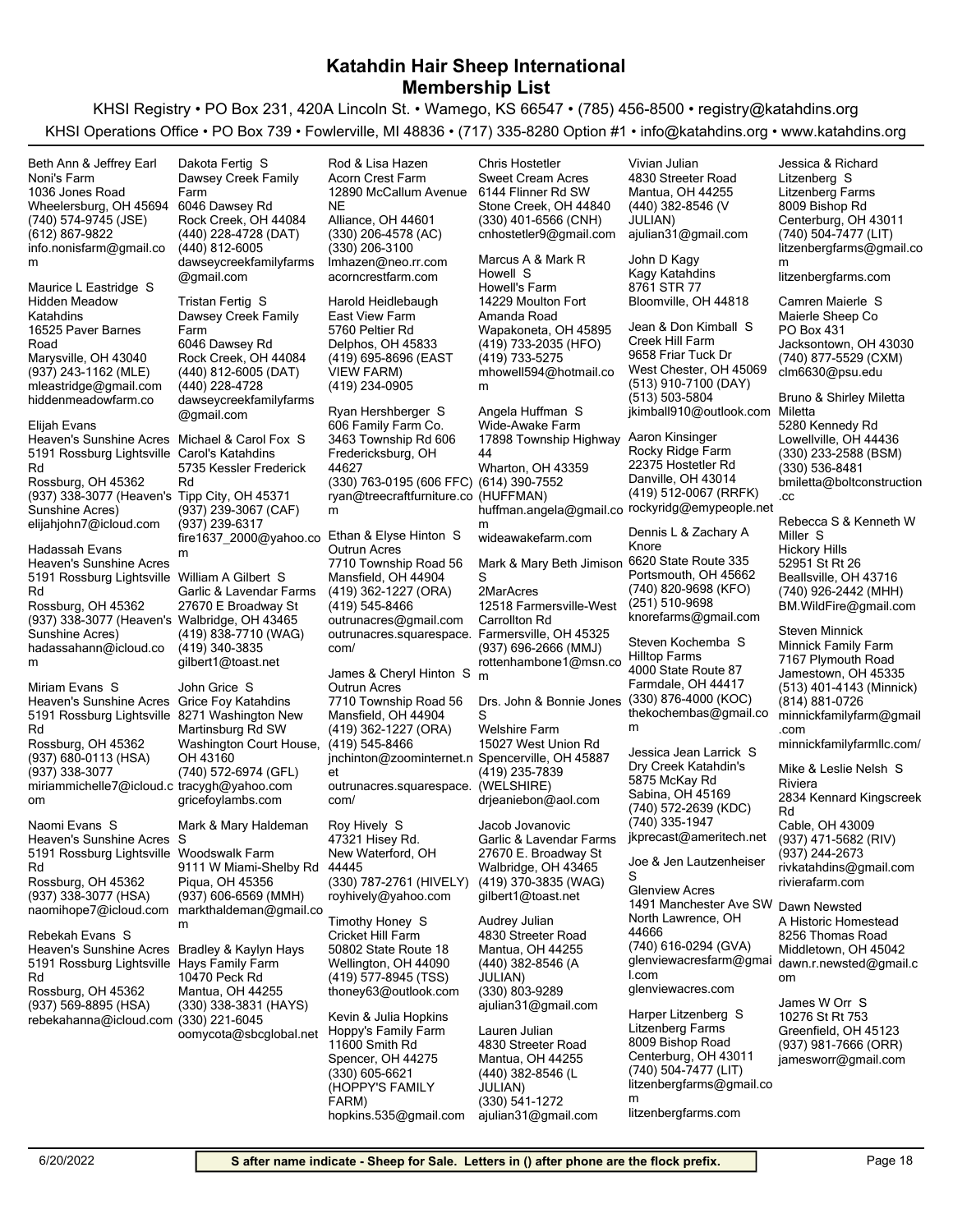# Katahdin Hair Sheep International
## Membership List

KHSI Registry • PO Box 231, 420A Lincoln St. • Wamego, KS 66547 • (785) 456-8500 • registry@katahdins.org

KHSI Operations Office • PO Box 739 • Fowlerville, MI 48836 • (717) 335-8280 Option #1 • info@katahdins.org • www.katahdins.org

Beth Ann & Jeffrey Earl
Noni's Farm
1036 Jones Road
Wheelersburg, OH 45694
(740) 574-9745 (JSE)
(612) 867-9822
info.nonisfarm@gmail.com

Maurice L Eastridge S
Hidden Meadow Katahdins
16525 Paver Barnes Road
Marysville, OH 43040
(937) 243-1162 (MLE)
mleastridge@gmail.com
hiddenmeadowfarm.co

Elijah Evans
Heaven's Sunshine Acres
5191 Rossburg Lightsville Rd
Rossburg, OH 45362
(937) 338-3077 (Heaven's Sunshine Acres)
elijahjohn7@icloud.com

Hadassah Evans
Heaven's Sunshine Acres
5191 Rossburg Lightsville Rd
Rossburg, OH 45362
(937) 338-3077 (Heaven's Sunshine Acres)
hadassahann@icloud.com

Miriam Evans S
Heaven's Sunshine Acres
5191 Rossburg Lightsville Rd
Rossburg, OH 45362
(937) 680-0113 (HSA)
(937) 338-3077
miriammichelle7@icloud.com

Naomi Evans S
Heaven's Sunshine Acres
5191 Rossburg Lightsville Rd
Rossburg, OH 45362
(937) 338-3077 (HSA)
naomihope7@icloud.com

Rebekah Evans S
Heaven's Sunshine Acres
5191 Rossburg Lightsville Rd
Rossburg, OH 45362
(937) 569-8895 (HSA)
rebekahanna@icloud.com

Dakota Fertig S
Dawsey Creek Family Farm
6046 Dawsey Rd
Rock Creek, OH 44084
(440) 228-4728 (DAT)
(440) 812-6005
dawseycreekfamilyfarms@gmail.com

Tristan Fertig S
Dawsey Creek Family Farm
6046 Dawsey Rd
Rock Creek, OH 44084
(440) 812-6005 (DAT)
(440) 228-4728
dawseycreekfamilyfarms@gmail.com

Michael & Carol Fox S
Carol's Katahdins
5735 Kessler Frederick Rd
Tipp City, OH 45371
(937) 239-3067 (CAF)
(937) 239-6317
fire1637_2000@yahoo.com

William A Gilbert S
Garlic & Lavendar Farms
27670 E Broadway St
Walbridge, OH 43465
(419) 838-7710 (WAG)
(419) 340-3835
gilbert1@toast.net

John Grice S
Grice Foy Katahdins
8271 Washington New Martinsburg Rd SW
Washington Court House, OH 43160
(740) 572-6974 (GFL)
tracygh@yahoo.com
gricefoylambs.com

Mark & Mary Haldeman S
Woodswalk Farm
9111 W Miami-Shelby Rd
Piqua, OH 45356
(937) 606-6569 (MMH)
markthaldeman@gmail.com

Bradley & Kaylyn Hays
Hays Family Farm
10470 Peck Rd
Mantua, OH 44255
(330) 338-3831 (HAYS)
(330) 221-6045
oomycota@sbcglobal.net

Rod & Lisa Hazen
Acorn Crest Farm
12890 McCallum Avenue NE
Alliance, OH 44601
(330) 206-4578 (AC)
(330) 206-3100
lmhazen@neo.rr.com
acorncrestfarm.com

Harold Heidlebaugh
East View Farm
5760 Peltier Rd
Delphos, OH 45833
(419) 695-8696 (EAST VIEW FARM)
(419) 234-0905

Ryan Hershberger S
606 Family Farm Co.
3463 Township Rd 606
Fredericksburg, OH 44627
(330) 763-0195 (606 FFC)
ryan@treecraftfurniture.com

Ethan & Elyse Hinton S
Outrun Acres
7710 Township Road 56
Mansfield, OH 44904
(419) 362-1227 (ORA)
(419) 545-8466
outrunacres@gmail.com
outrunacres.squarespace.com/

James & Cheryl Hinton S
Outrun Acres
7710 Township Road 56
Mansfield, OH 44904
(419) 362-1227 (ORA)
(419) 545-8466
jnchinton@zoominternet.net
outrunacres.squarespace.com/

Roy Hively S
47321 Hisey Rd.
New Waterford, OH 44445
(330) 787-2761 (HIVELY)
royhively@yahoo.com

Timothy Honey S
Cricket Hill Farm
50802 State Route 18
Wellington, OH 44090
(419) 577-8945 (TSS)
thoney63@outlook.com

Kevin & Julia Hopkins
Hoppy's Family Farm
11600 Smith Rd
Spencer, OH 44275
(330) 605-6621 (HOPPY'S FAMILY FARM)
hopkins.535@gmail.com

Chris Hostetler
Sweet Cream Acres
6144 Flinner Rd SW
Stone Creek, OH 44840
(330) 401-6566 (CNH)
cnhostetler9@gmail.com

Marcus A & Mark R Howell S
Howell's Farm
14229 Moulton Fort Amanda Road
Wapakoneta, OH 45895
(419) 733-2035 (HFO)
(419) 733-5275
mhowell594@hotmail.com

Angela Huffman S
Wide-Awake Farm
17898 Township Highway 44
Wharton, OH 43359
(614) 390-7552 (HUFFMAN)
huffman.angela@gmail.com
wideawakefarm.com

Mark & Mary Beth Jimison S
2MarAcres
12518 Farmersville-West Carrollton Rd
Farmersville, OH 45325
(937) 696-2666 (MMJ)
rottenhambone1@msn.com

Drs. John & Bonnie Jones S
Welshire Farm
15027 West Union Rd
Spencerville, OH 45887
(419) 235-7839 (WELSHIRE)
drjeaniebon@aol.com

Jacob Jovanovic
Garlic & Lavendar Farms
27670 E. Broadway St
Walbridge, OH 43465
(419) 370-3835 (WAG)
gilbert1@toast.net

Audrey Julian
4830 Streeter Road
Mantua, OH 44255
(440) 382-8546 (A JULIAN)
(330) 803-9289
ajulian31@gmail.com

Lauren Julian
4830 Streeter Road
Mantua, OH 44255
(440) 382-8546 (L JULIAN)
(330) 541-1272
ajulian31@gmail.com

Vivian Julian
4830 Streeter Road
Mantua, OH 44255
(440) 382-8546 (V JULIAN)
ajulian31@gmail.com

John D Kagy
Kagy Katahdins
8761 STR 77
Bloomville, OH 44818

Jean & Don Kimball S
Creek Hill Farm
9658 Friar Tuck Dr
West Chester, OH 45069
(513) 910-7100 (DAY)
(513) 503-5804
jkimball910@outlook.com

Aaron Kinsinger
Rocky Ridge Farm
22375 Hostetler Rd
Danville, OH 43014
(419) 512-0067 (RRFK)
rockyridg@emypeople.net

Dennis L & Zachary A Knore
6620 State Route 335
Portsmouth, OH 45662
(740) 820-9698 (KFO)
(251) 510-9698
knorefarms@gmail.com

Steven Kochemba S
Hilltop Farms
4000 State Route 87
Farmdale, OH 44417
(330) 876-4000 (KOC)
thekochembas@gmail.com

Jessica Jean Larrick S
Dry Creek Katahdin's
5875 McKay Rd
Sabina, OH 45169
(740) 572-2639 (KDC)
(740) 335-1947
jkprecast@ameritech.net

Joe & Jen Lautzenheiser S
Glenview Acres
1491 Manchester Ave SW
North Lawrence, OH 44666
(740) 616-0294 (GVA)
glenviewacresfarm@gmail.com
glenviewacres.com

Harper Litzenberg S
Litzenberg Farms
8009 Bishop Rd
Centerburg, OH 43011
(740) 504-7477 (LIT)
litzenbergfarms@gmail.com
litzenbergfarms.com

Jessica & Richard Litzenberg S
Litzenberg Farms
8009 Bishop Rd
Centerburg, OH 43011
(740) 504-7477 (LIT)
litzenbergfarms@gmail.com
litzenbergfarms.com

Camren Maierle S
Maierle Sheep Co
PO Box 431
Jacksontown, OH 43030
(740) 877-5529 (CXM)
clm6630@psu.edu

Bruno & Shirley Miletta
Miletta
5280 Kennedy Rd
Lowellville, OH 44436
(330) 233-2588 (BSM)
(330) 536-8481
bmiletta@boltconstruction.cc

Rebecca S & Kenneth W Miller S
Hickory Hills
52951 St Rt 26
Beallsville, OH 43716
(740) 926-2442 (MHH)
BM.WildFire@gmail.com

Steven Minnick
Minnick Family Farm
7167 Plymouth Road
Jamestown, OH 45335
(513) 401-4143 (Minnick)
(814) 881-0726
minnickfamilyfarm@gmail.com
minnickfamilyfarmllc.com/

Mike & Leslie Nelsh S
Riviera
2834 Kennard Kingscreek Rd
Cable, OH 43009
(937) 471-5682 (RIV)
(937) 244-2673
rivkatahdins@gmail.com
rivierafarm.com

Dawn Newsted
A Historic Homestead
8256 Thomas Road
Middletown, OH 45042
dawn.r.newsted@gmail.com

James W Orr S
10276 St Rt 753
Greenfield, OH 45123
(937) 981-7666 (ORR)
jamesworr@gmail.com

**S after name indicate - Sheep for Sale. Letters in () after phone are the flock prefix.**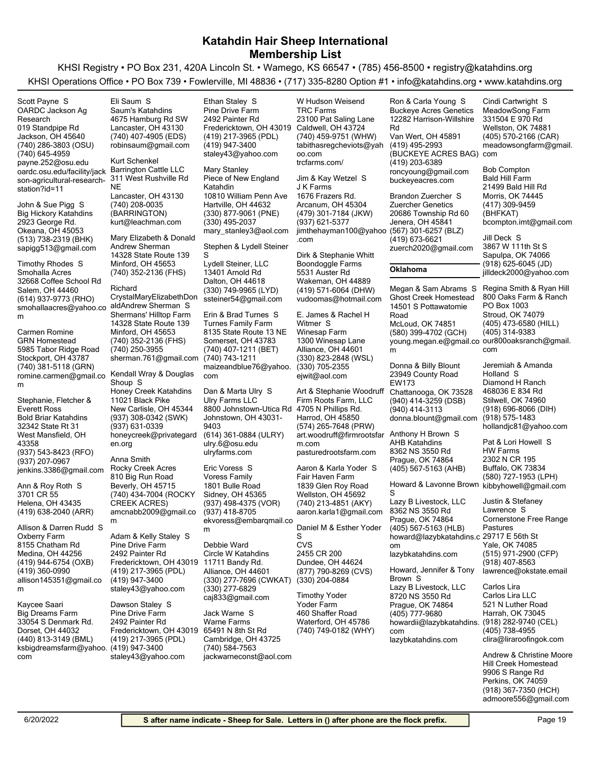# Katahdin Hair Sheep International
## Membership List

KHSI Registry • PO Box 231, 420A Lincoln St. • Wamego, KS 66547 • (785) 456-8500 • registry@katahdins.org

KHSI Operations Office • PO Box 739 • Fowlerville, MI 48836 • (717) 335-8280 Option #1 • info@katahdins.org • www.katahdins.org

Scott Payne S
OARDC Jackson Ag Research
019 Standpipe Rd
Jackson, OH 45640
(740) 286-3803 (OSU)
(740) 645-4959
payne.252@osu.edu
oardc.osu.edu/facility/jackson-agricultural-research-station?id=11

John & Sue Pigg S
Big Hickory Katahdins
2923 George Rd.
Okeana, OH 45053
(513) 738-2319 (BHK)
sapigg513@gmail.com

Timothy Rhodes S
Smohalla Acres
32668 Coffee School Rd
Salem, OH 44460
(614) 937-9773 (RHO)
smohallaacres@yahoo.com

Carmen Romine
GRN Homestead
5985 Tabor Ridge Road
Stockport, OH 43787
(740) 381-5118 (GRN)
romine.carmen@gmail.com

Stephanie, Fletcher & Everett Ross
Bold Briar Katahdins
32342 State Rt 31
West Mansfield, OH 43358
(937) 543-8423 (RFO)
(937) 207-0967
jenkins.3386@gmail.com

Ann & Roy Roth S
3701 CR 55
Helena, OH 43435
(419) 638-2040 (ARR)

Allison & Darren Rudd S
Oxberry Farm
8155 Chatham Rd
Medina, OH 44256
(419) 944-6754 (OXB)
(419) 360-0990
allison145351@gmail.com

Kaycee Saari
Big Dreams Farm
33054 S Denmark Rd.
Dorset, OH 44032
(440) 813-3149 (BML)
ksbigdreamsfarm@yahoo.com

Eli Saum S
Saum's Katahdins
4675 Hamburg Rd SW
Lancaster, OH 43130
(740) 407-4905 (EDS)
robinsaum@gmail.com

Kurt Schenkel
Barrington Cattle LLC
311 West Rushville Rd NE
Lancaster, OH 43130
(740) 208-0035 (BARRINGTON)
kurt@leachman.com

Mary Elizabeth & Donald Andrew Sherman
14328 State Route 139
Minford, OH 45653
(740) 352-2136 (FHS)

Richard CrystalMaryElizabethDonaldAndrew Sherman S
Shermans' Hilltop Farm
14328 State Route 139
Minford, OH 45653
(740) 352-2136 (FHS)
(740) 250-3955
sherman.761@gmail.com

Kendall Wray & Douglas Shoup S
Honey Creek Katahdins
11021 Black Pike
New Carlisle, OH 45344
(937) 308-0342 (SWK)
(937) 631-0339
honeycreek@privategarden.org

Anna Smith
Rocky Creek Acres
810 Big Run Road
Beverly, OH 45715
(740) 434-7004 (ROCKY CREEK ACRES)
amcnabb2009@gmail.com

Adam & Kelly Staley S
Pine Drive Farm
2492 Painter Rd
Fredericktown, OH 43019
(419) 217-3965 (PDL)
(419) 947-3400
staley43@yahoo.com

Dawson Staley S
Pine Drive Farm
2492 Painter Rd
Fredericktown, OH 43019
(419) 217-3965 (PDL)
(419) 947-3400
staley43@yahoo.com

Ethan Staley S
Pine Drive Farm
2492 Painter Rd
Fredericktown, OH 43019
(419) 217-3965 (PDL)
(419) 947-3400
staley43@yahoo.com

Mary Stanley
Piece of New England Katahdin
10810 William Penn Ave
Hartville, OH 44632
(330) 877-9061 (PNE)
(330) 495-2037
mary_stanley3@aol.com

Stephen & Lydell Steiner S
Lydell Steiner, LLC
13401 Arnold Rd
Dalton, OH 44618
(330) 749-9965 (LYD)
ssteiner54@gmail.com

Erin & Brad Turnes S
Turnes Family Farm
8135 State Route 13 NE
Somerset, OH 43783
(740) 407-1211 (BET)
(740) 743-1211
maizeandblue76@yahoo.com

Dan & Marta Ulry S
Ulry Farms LLC
8800 Johnstown-Utica Rd
Johnstown, OH 43031-9403
(614) 361-0884 (ULRY)
ulry.6@osu.edu
ulryfarms.com

Eric Voress S
Voress Family
1801 Bulle Road
Sidney, OH 45365
(937) 498-4375 (VOR)
(937) 418-8705
ekvoress@embarqmail.com

Debbie Ward
Circle W Katahdins
11711 Bandy Rd.
Alliance, OH 44601
(330) 277-7696 (CWKAT)
(330) 277-6829
caj833@gmail.com

Jack Warne S
Warne Farms
65491 N 8th St Rd
Cambridge, OH 43725
(740) 584-7563
jackwarneconst@aol.com

W Hudson Weisend
TRC Farms
23100 Pat Saling Lane
Caldwell, OH 43724
(740) 459-9751 (WHW)
tabithasregcheviots@yahoo.com
trcfarms.com/

Jim & Kay Wetzel S
J K Farms
1676 Frazers Rd.
Arcanum, OH 45304
(479) 301-7184 (JKW)
(937) 621-5377
jimthehayman100@yahoo.com

Dirk & Stephanie Whitt
Boondoggle Farms
5531 Auster Rd
Wakeman, OH 44889
(419) 571-6064 (DHW)
vudoomas@hotmail.com

E. James & Rachel H Witmer S
Winesap Farm
1300 Winesap Lane
Alliance, OH 44601
(330) 823-2848 (WSL)
(330) 705-2355
ejwit@aol.com

Art & Stephanie Woodruff
Firm Roots Farm, LLC
4705 N Phillips Rd.
Harrod, OH 45850
(574) 265-7648 (PRW)
art.woodruff@firmrootsfarm.com
pasturedrootsfarm.com

Aaron & Karla Yoder S
Fair Haven Farm
1839 Glen Roy Road
Wellston, OH 45692
(740) 213-4851 (AKY)
aaron.karla1@gmail.com

Daniel M & Esther Yoder S
CVS
2455 CR 200
Dundee, OH 44624
(877) 790-8269 (CVS)
(330) 204-0884

Timothy Yoder
Yoder Farm
460 Shaffer Road
Waterford, OH 45786
(740) 749-0182 (WHY)

Ron & Carla Young S
Buckeye Acres Genetics
12282 Harrison-Willshire Rd
Van Wert, OH 45891
(419) 495-2993 (BUCKEYE ACRES BAG)
(419) 203-6389
roncyoung@gmail.com
buckeyeacres.com

Brandon Zuercher S
Zuercher Genetics
20686 Township Rd 60
Jenera, OH 45841
(567) 301-6257 (BLZ)
(419) 673-6621
zuerch2020@gmail.com

### Oklahoma

Megan & Sam Abrams S
Ghost Creek Homestead
14501 S Pottawatomie Road
McLoud, OK 74851
(580) 399-4702 (GCH)
young.megan.e@gmail.com

Donna & Billy Blount
23949 County Road EW173
Chattanooga, OK 73528
(940) 414-3259 (DSB)
(940) 414-3113
donna.blount@gmail.com

Anthony H Brown S
AHB Katahdins
8362 NS 3550 Rd
Prague, OK 74864
(405) 567-5163 (AHB)

Howard & Lavonne Brown S
Lazy B Livestock, LLC
8362 NS 3550 Rd
Prague, OK 74864
(405) 567-5163 (HLB)
howard@lazybkatahdins.com
lazybkatahdins.com

Howard, Jennifer & Tony Brown S
Lazy B Livestock, LLC
8720 NS 3550 Rd
Prague, OK 74864
(405) 777-9680
howardii@lazybkatahdins.com
lazybkatahdins.com

Cindi Cartwright S
MeadowSong Farm
331504 E 970 Rd
Wellston, OK 74881
(405) 570-2166 (CAR)
meadowsongfarm@gmail.com

Bob Compton
Bald Hill Farm
21499 Bald Hill Rd
Morris, OK 74445
(417) 309-9459 (BHFKAT)
bcompton.imt@gmail.com

Jill Deck S
3867 W 111th St S
Sapulpa, OK 74066
(918) 625-6045 (JD)
jilldeck2000@yahoo.com

Regina Smith & Ryan Hill
800 Oaks Farm & Ranch
PO Box 1003
Stroud, OK 74079
(405) 473-6580 (HILL)
(405) 314-9383
our800oaksranch@gmail.com

Jeremiah & Amanda Holland S
Diamond H Ranch
468036 E 834 Rd
Stilwell, OK 74960
(918) 696-8066 (DIH)
(918) 575-1483
hollandjc81@yahoo.com

Pat & Lori Howell S
HW Farms
2302 N CR 195
Buffalo, OK 73834
(580) 727-1953 (LPH)
kibbyhowell@gmail.com

Justin & Stefaney Lawrence S
Cornerstone Free Range Pastures
29717 E 56th St
Yale, OK 74085
(515) 971-2900 (CFP)
(918) 407-8563
lawrence@okstate.email

Carlos Lira
Carlos Lira LLC
521 N Luther Road
Harrah, OK 73045
(918) 282-9740 (CEL)
(405) 738-4955
clira@liraroofingok.com

Andrew & Christine Moore
Hill Creek Homestead
9906 S Range Rd
Perkins, OK 74059
(918) 367-7350 (HCH)
admoore556@gmail.com

6/20/2022

**S after name indicate - Sheep for Sale. Letters in () after phone are the flock prefix.**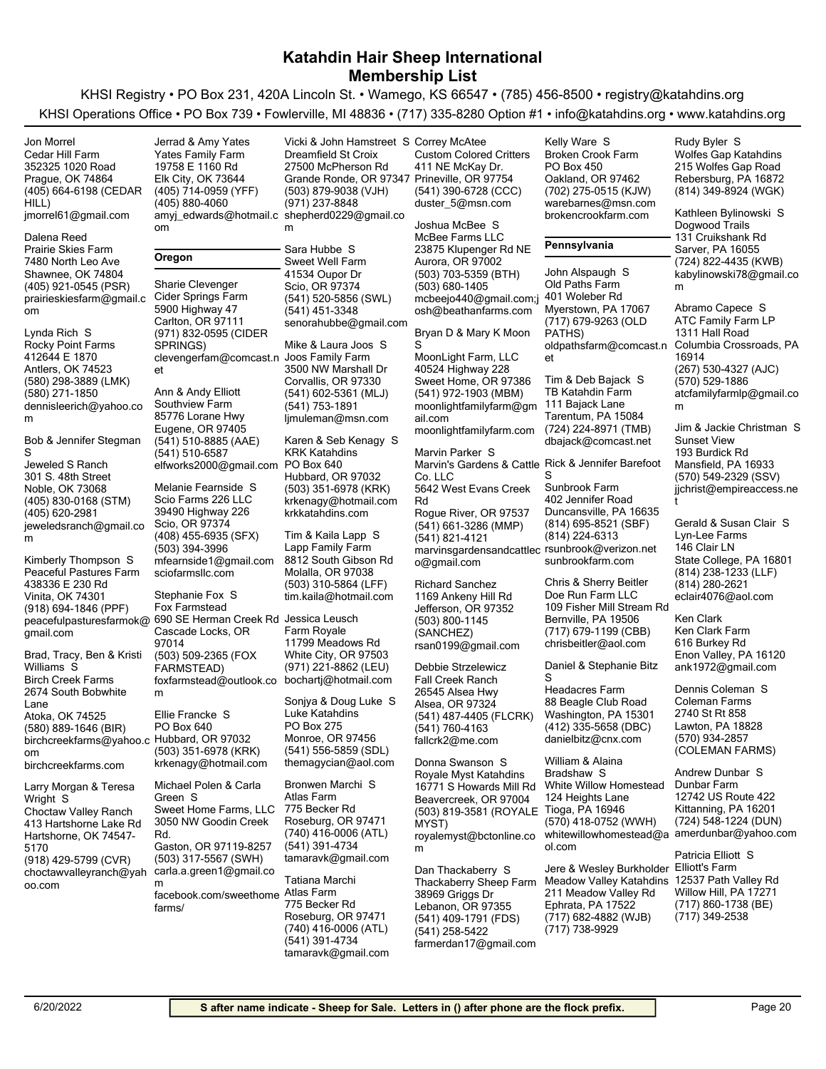# Katahdin Hair Sheep International
## Membership List

KHSI Registry • PO Box 231, 420A Lincoln St. • Wamego, KS 66547 • (785) 456-8500 • registry@katahdins.org

KHSI Operations Office • PO Box 739 • Fowlerville, MI 48836 • (717) 335-8280 Option #1 • info@katahdins.org • www.katahdins.org

Jon Morrel
Cedar Hill Farm
352325 1020 Road
Prague, OK 74864
(405) 664-6198 (CEDAR HILL)
jmorrel61@gmail.com

Dalena Reed
Prairie Skies Farm
7480 North Leo Ave
Shawnee, OK 74804
(405) 921-0545 (PSR)
prairieskiesfarm@gmail.com

Lynda Rich S
Rocky Point Farms
412644 E 1870
Antlers, OK 74523
(580) 298-3889 (LMK)
(580) 271-1850
dennisleerich@yahoo.com

Bob & Jennifer Stegman S
Jeweled S Ranch
301 S. 48th Street
Noble, OK 73068
(405) 830-0168 (STM)
(405) 620-2981
jeweledsranch@gmail.com

Kimberly Thompson S
Peaceful Pastures Farm
438336 E 230 Rd
Vinita, OK 74301
(918) 694-1846 (PPF)
peacefulpasturesfarmok@gmail.com

Brad, Tracy, Ben & Kristi Williams S
Birch Creek Farms
2674 South Bobwhite Lane
Atoka, OK 74525
(580) 889-1646 (BIR)
birchcreekfarms@yahoo.com
birchcreekfarms.com

Larry Morgan & Teresa Wright S
Choctaw Valley Ranch
413 Hartshorne Lake Rd
Hartshorne, OK 74547-5170
(918) 429-5799 (CVR)
choctawvalleyranch@yahoo.com

Jerrad & Amy Yates
Yates Family Farm
19758 E 1160 Rd
Elk City, OK 73644
(405) 714-0959 (YFF)
(405) 880-4060
amyj_edwards@hotmail.com

### Oregon

Sharie Clevenger
Cider Springs Farm
5900 Highway 47
Carlton, OR 97111
(971) 832-0595 (CIDER SPRINGS)
clevengerfam@comcast.net

Ann & Andy Elliott
Southview Farm
85776 Lorane Hwy
Eugene, OR 97405
(541) 510-8885 (AAE)
(541) 510-6587
elfworks2000@gmail.com

Melanie Fearnside S
Scio Farms 226 LLC
39490 Highway 226
Scio, OR 97374
(408) 455-6935 (SFX)
(503) 394-3996
mfearnside1@gmail.com
sciofarmsllc.com

Stephanie Fox S
Fox Farmstead
690 SE Herman Creek Rd
Cascade Locks, OR 97014
(503) 509-2365 (FOX FARMSTEAD)
foxfarmstead@outlook.com

Ellie Francke S
PO Box 640
Hubbard, OR 97032
(503) 351-6978 (KRK)
krkenagy@hotmail.com

Michael Polen & Carla Green S
Sweet Home Farms, LLC
3050 NW Goodin Creek Rd.
Gaston, OR 97119-8257
(503) 317-5567 (SWH)
carla.a.green1@gmail.com
facebook.com/sweethomefarms/

Vicki & John Hamstreet S
Dreamfield St Croix
27500 McPherson Rd
Grande Ronde, OR 97347
(503) 879-9038 (VJH)
(971) 237-8848
shepherd0229@gmail.com

Sara Hubbe S
Sweet Well Farm
41534 Oupor Dr
Scio, OR 97374
(541) 520-5856 (SWL)
(541) 451-3348
senorahubbe@gmail.com

Mike & Laura Joos S
Joos Family Farm
3500 NW Marshall Dr
Corvallis, OR 97330
(541) 602-5361 (MLJ)
(541) 753-1891
ljmuleman@msn.com

Karen & Seb Kenagy S
KRK Katahdins
PO Box 640
Hubbard, OR 97032
(503) 351-6978 (KRK)
krkenagy@hotmail.com
krkkatahdins.com

Tim & Kaila Lapp S
Lapp Family Farm
8812 South Gibson Rd
Molalla, OR 97038
(503) 310-5864 (LFF)
tim.kaila@hotmail.com

Jessica Leusch
Farm Royale
11799 Meadows Rd
White City, OR 97503
(971) 221-8862 (LEU)
bochartj@hotmail.com

Sonjya & Doug Luke S
Luke Katahdins
PO Box 275
Monroe, OR 97456
(541) 556-5859 (SDL)
themagycian@aol.com

Bronwen Marchi S
Atlas Farm
775 Becker Rd
Roseburg, OR 97471
(740) 416-0006 (ATL)
(541) 391-4734
tamaravk@gmail.com

Tatiana Marchi
Atlas Farm
775 Becker Rd
Roseburg, OR 97471
(740) 416-0006 (ATL)
(541) 391-4734
tamaravk@gmail.com

Correy McAtee
Custom Colored Critters
411 NE McKay Dr.
Prineville, OR 97754
(541) 390-6728 (CCC)
duster_5@msn.com

Joshua McBee S
McBee Farms LLC
23875 Klupenger Rd NE
Aurora, OR 97002
(503) 703-5359 (BTH)
(503) 680-1405
mcbeejo440@gmail.com;josh@beathanfarms.com

Bryan D & Mary K Moon S
MoonLight Farm, LLC
40524 Highway 228
Sweet Home, OR 97386
(541) 972-1903 (MBM)
moonlightfamilyfarm@gmail.com
moonlightfamilyfarm.com

Marvin Parker S
Marvin's Gardens & Cattle Co. LLC
5642 West Evans Creek Rd
Rogue River, OR 97537
(541) 661-3286 (MMP)
(541) 821-4121
marvinsgardensandcattleco@gmail.com

Richard Sanchez
1169 Ankeny Hill Rd
Jefferson, OR 97352
(503) 800-1145 (SANCHEZ)
rsan0199@gmail.com

Debbie Strzelewicz
Fall Creek Ranch
26545 Alsea Hwy
Alsea, OR 97324
(541) 487-4405 (FLCRK)
(541) 760-4163
fallcrk2@me.com

Donna Swanson S
Royale Myst Katahdins
16771 S Howards Mill Rd
Beavercreek, OR 97004
(503) 819-3581 (ROYALE MYST)
royalemyst@bctonline.com

Dan Thackaberry S
Thackaberry Sheep Farm
38969 Griggs Dr
Lebanon, OR 97355
(541) 409-1791 (FDS)
(541) 258-5422
farmerdan17@gmail.com

Kelly Ware S
Broken Crook Farm
PO Box 450
Oakland, OR 97462
(702) 275-0515 (KJW)
warebarnes@msn.com
brokencrookfarm.com

### Pennsylvania

John Alspaugh S
Old Paths Farm
401 Woleber Rd
Myerstown, PA 17067
(717) 679-9263 (OLD PATHS)
oldpathsfarm@comcast.net

Tim & Deb Bajack S
TB Katahdin Farm
111 Bajack Lane
Tarentum, PA 15084
(724) 224-8971 (TMB)
dbajack@comcast.net

Rick & Jennifer Barefoot S
Sunbrook Farm
402 Jennifer Road
Duncansville, PA 16635
(814) 695-8521 (SBF)
(814) 224-6313
rsunbrook@verizon.net
sunbrookfarm.com

Chris & Sherry Beitler
Doe Run Farm LLC
109 Fisher Mill Stream Rd
Bernville, PA 19506
(717) 679-1199 (CBB)
chrisbeitler@aol.com

Daniel & Stephanie Bitz S
Headacres Farm
88 Beagle Club Road
Washington, PA 15301
(412) 335-5658 (DBC)
danielbitz@cnx.com

William & Alaina Bradshaw S
White Willow Homestead
124 Heights Lane
Tioga, PA 16946
(570) 418-0752 (WWH)
whitewillowhomestead@aol.com

Jere & Wesley Burkholder
Meadow Valley Katahdins
211 Meadow Valley Rd
Ephrata, PA 17522
(717) 682-4882 (WJB)
(717) 738-9929

Rudy Byler S
Wolfes Gap Katahdins
215 Wolfes Gap Road
Rebersburg, PA 16872
(814) 349-8924 (WGK)

Kathleen Bylinowski S
Dogwood Trails
131 Cruikshank Rd
Sarver, PA 16055
(724) 822-4435 (KWB)
kabylinowski78@gmail.com

Abramo Capece S
ATC Family Farm LP
1311 Hall Road
Columbia Crossroads, PA 16914
(267) 530-4327 (AJC)
(570) 529-1886
atcfamilyfarmlp@gmail.com

Jim & Jackie Christman S
Sunset View
193 Burdick Rd
Mansfield, PA 16933
(570) 549-2329 (SSV)
jjchrist@empireaccess.net

Gerald & Susan Clair S
Lyn-Lee Farms
146 Clair LN
State College, PA 16801
(814) 238-1233 (LLF)
(814) 280-2621
eclair4076@aol.com

Ken Clark
Ken Clark Farm
616 Burkey Rd
Enon Valley, PA 16120
ank1972@gmail.com

Dennis Coleman S
Coleman Farms
2740 St Rt 858
Lawton, PA 18828
(570) 934-2857 (COLEMAN FARMS)

Andrew Dunbar S
Dunbar Farm
12742 US Route 422
Kittanning, PA 16201
(724) 548-1224 (DUN)
amerdunbar@yahoo.com

Patricia Elliott S
Elliott's Farm
12537 Path Valley Rd
Willow Hill, PA 17271
(717) 860-1738 (BE)
(717) 349-2538

6/20/2022 — **S after name indicate - Sheep for Sale. Letters in () after phone are the flock prefix.**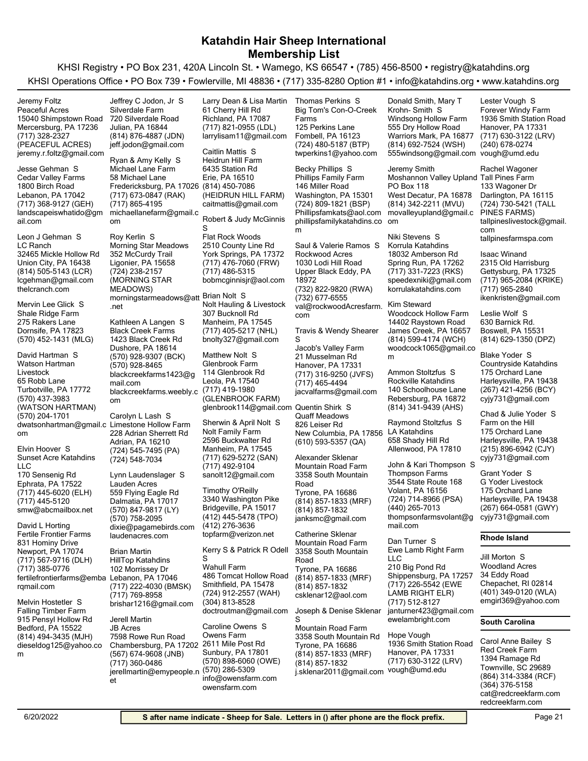# Katahdin Hair Sheep International
## Membership List

KHSI Registry • PO Box 231, 420A Lincoln St. • Wamego, KS 66547 • (785) 456-8500 • registry@katahdins.org

KHSI Operations Office • PO Box 739 • Fowlerville, MI 48836 • (717) 335-8280 Option #1 • info@katahdins.org • www.katahdins.org

Jeremy Foltz
Peaceful Acres
15040 Shimpstown Road
Mercersburg, PA 17236
(717) 328-2327 (PEACEFUL ACRES)
jeremy.r.foltz@gmail.com

Jesse Gehman S
Cedar Valley Farms
1800 Birch Road
Lebanon, PA 17042
(717) 368-9127 (GEH)
landscapeiswhatido@gmail.com

Leon J Gehman S
LC Ranch
32465 Mickle Hollow Rd
Union City, PA 16438
(814) 505-5143 (LCR)
lcgehman@gmail.com
thelcranch.com

Mervin Lee Glick S
Shale Ridge Farm
275 Rakers Lane
Dornsife, PA 17823
(570) 452-1431 (MLG)

David Hartman S
Watson Hartman Livestock
65 Robb Lane
Turbotville, PA 17772
(570) 437-3983 (WATSON HARTMAN)
(570) 204-1701
dwatsonhartman@gmail.com

Elvin Hoover S
Sunset Acre Katahdins LLC
170 Sensenig Rd
Ephrata, PA 17522
(717) 445-6020 (ELH)
(717) 445-5120
smw@abcmailbox.net

David L Horting
Fertile Frontier Farms
831 Hominy Drive
Newport, PA 17074
(717) 567-9716 (DLH)
(717) 385-0776
fertilefrontierfarms@embarqmail.com

Melvin Hostetler S
Falling Timber Farm
915 Pensyl Hollow Rd
Bedford, PA 15522
(814) 494-3435 (MJH)
dieseldog125@yahoo.com

Jeffrey C Jodon, Jr S
Silverdale Farm
720 Silverdale Road
Julian, PA 16844
(814) 876-4887 (JDN)
jeff.jodon@gmail.com

Ryan & Amy Kelly S
Michael Lane Farm
58 Michael Lane
Fredericksburg, PA 17026
(717) 673-0847 (RAK)
(717) 865-4195
michaellanefarm@gmail.com

Roy Kerlin S
Morning Star Meadows
352 McCurdy Trail
Ligonier, PA 15658
(724) 238-2157 (MORNING STAR MEADOWS)
morningstarmeadows@att.net

Kathleen A Langen S
Black Creek Farms
1423 Black Creek Rd
Dushore, PA 18614
(570) 928-9307 (BCK)
(570) 928-8465
blackcreekfarms1423@gmail.com
blackcreekfarms.weebly.com

Carolyn L Lash S
Limestone Hollow Farm
228 Adrian Sherrett Rd
Adrian, PA 16210
(724) 545-7495 (PA)
(724) 548-7034

Lynn Laudenslager S
Lauden Acres
559 Flying Eagle Rd
Dalmatia, PA 17017
(570) 847-9817 (LY)
(570) 758-2095
dixie@pagamebirds.com
laudenacres.com

Brian Martin
HillTop Katahdins
102 Morrissey Dr
Lebanon, PA 17046
(717) 222-4030 (BMSK)
(717) 769-8958
brishar1216@gmail.com

Jerell Martin
JB Acres
7598 Rowe Run Road
Chambersburg, PA 17202
(567) 674-9608 (JNB)
(717) 360-0486
jerellmartin@emypeople.net

Larry Dean & Lisa Martin
61 Cherry Hill Rd
Richland, PA 17087
(717) 821-0955 (LDL)
larrylisam11@gmail.com

Caitlin Mattis S
Heidrun Hill Farm
6435 Station Rd
Erie, PA 16510
(814) 450-7086 (HEIDRUN HILL FARM)
caitmattis@gmail.com

Robert & Judy McGinnis S
Flat Rock Woods
2510 County Line Rd
York Springs, PA 17372
(717) 476-7060 (FRW)
(717) 486-5315
bobmcginnisjr@aol.com

Brian Nolt S
Nolt Hauling & Livestock
307 Bucknoll Rd
Manheim, PA 17545
(717) 405-5217 (NHL)
bnolty327@gmail.com

Matthew Nolt S
Glenbrook Farm
114 Glenbrook Rd
Leola, PA 17540
(717) 419-1980 (GLENBROOK FARM)
glenbrook114@gmail.com

Sherwin & April Nolt S
Nolt Family Farm
2596 Buckwalter Rd
Manheim, PA 17545
(717) 629-5272 (SAN)
(717) 492-9104
sanolt12@gmail.com

Timothy O'Reilly
3340 Washington Pike
Bridgeville, PA 15017
(412) 445-5478 (TPO)
(412) 276-3636
topfarm@verizon.net

Kerry S & Patrick R Odell S
Wahull Farm
486 Tomcat Hollow Road
Smithfield, PA 15478
(724) 912-2557 (WAH)
(304) 813-8528
doctroutman@gmail.com

Caroline Owens S
Owens Farm
2611 Mile Post Rd
Sunbury, PA 17801
(570) 898-6060 (OWE)
(570) 286-5309
info@owensfarm.com
owensfarm.com

Thomas Perkins S
Big Tom's Con-O-Creek Farms
125 Perkins Lane
Fombell, PA 16123
(724) 480-5187 (BTP)
twperkins1@yahoo.com

Becky Phillips S
Phillips Family Farm
146 Miller Road
Washington, PA 15301
(724) 809-1821 (BSP)
Phillipsfamkats@aol.com
phillipsfamilykatahdins.com

Saul & Valerie Ramos S
Rockwood Acres
1030 Lodi Hill Road
Upper Black Eddy, PA 18972
(732) 822-9820 (RWA)
(732) 677-6555
val@rockwoodAcresfarm.com

Travis & Wendy Shearer S
Jacob's Valley Farm
21 Musselman Rd
Hanover, PA 17331
(717) 316-9250 (JVFS)
(717) 465-4494
jacvalfarms@gmail.com

Quentin Shirk S
Quaff Meadows
826 Leiser Rd
New Columbia, PA 17856
(610) 593-5357 (QA)

Alexander Sklenar
Mountain Road Farm
3358 South Mountain Road
Tyrone, PA 16686
(814) 857-1833 (MRF)
(814) 857-1832
janksmc@gmail.com

Catherine Sklenar
Mountain Road Farm
3358 South Mountain Road
Tyrone, PA 16686
(814) 857-1833 (MRF)
(814) 857-1832
csklenar12@aol.com

Joseph & Denise Sklenar S
Mountain Road Farm
3358 South Mountain Rd
Tyrone, PA 16686
(814) 857-1833 (MRF)
(814) 857-1832
j.sklenar2011@gmail.com

Donald Smith, Mary T Krohn- Smith S
Windsong Hollow Farm
555 Dry Hollow Road
Warriors Mark, PA 16877
(814) 692-7524 (WSH)
555windsong@gmail.com

Jeremy Smith
Moshannon Valley Upland
PO Box 118
West Decatur, PA 16878
(814) 342-2211 (MVU)
movalleyupland@gmail.com

Niki Stevens S
Korrula Katahdins
18032 Amberson Rd
Spring Run, PA 17262
(717) 331-7223 (RKS)
speedexniki@gmail.com
korrulakatahdins.com

Kim Steward
Woodcock Hollow Farm
14402 Raystown Road
James Creek, PA 16657
(814) 599-4174 (WCH)
woodcock1065@gmail.com

Ammon Stoltzfus S
Rockville Katahdins
140 Schoolhouse Lane
Rebersburg, PA 16872
(814) 341-9439 (AHS)

Raymond Stoltzfus S
LA Katahdins
658 Shady Hill Rd
Allenwood, PA 17810

John & Kari Thompson S
Thompson Farms
3544 State Route 168
Volant, PA 16156
(724) 714-8966 (PSA)
(440) 265-7013
thompsonfarmsvolant@gmail.com

Dan Turner S
Ewe Lamb Right Farm LLC
210 Big Pond Rd
Shippensburg, PA 17257
(717) 226-5542 (EWE LAMB RIGHT ELR)
(717) 512-8127
janturner423@gmail.com
ewelambright.com

Hope Vough
1936 Smith Station Road
Hanover, PA 17331
(717) 630-3122 (LRV)
vough@umd.edu

Lester Vough S
Forever Windy Farm
1936 Smith Station Road
Hanover, PA 17331
(717) 630-3122 (LRV)
(240) 678-0274
vough@umd.edu

Rachel Wagoner
Tall Pines Farm
133 Wagoner Dr
Darlington, PA 16115
(724) 730-5421 (TALL PINES FARMS)
tallpineslivestock@gmail.com
tallpinesfarmspa.com

Isaac Winand
2315 Old Harrisburg
Gettysburg, PA 17325
(717) 965-2084 (KRIKE)
(717) 965-2840
ikenkristen@gmail.com

Leslie Wolf S
630 Barnick Rd.
Boswell, PA 15531
(814) 629-1350 (DPZ)

Blake Yoder S
Countryside Katahdins
175 Orchard Lane
Harleysville, PA 19438
(267) 421-4256 (BCY)
cyjy731@gmail.com

Chad & Julie Yoder S
Farm on the Hill
175 Orchard Lane
Harleysville, PA 19438
(215) 896-6942 (CJY)
cyjy731@gmail.com

Grant Yoder S
G Yoder Livestock
175 Orchard Lane
Harleysville, PA 19438
(267) 664-0581 (GWY)
cyjy731@gmail.com

### Rhode Island

Jill Morton S
Woodland Acres
34 Eddy Road
Chepachet, RI 02814
(401) 349-0120 (WLA)
emgirl369@yahoo.com

### South Carolina

Carol Anne Bailey S
Red Creek Farm
1394 Ramage Rd
Townville, SC 29689
(864) 314-3384 (RCF)
(364) 376-5158
cat@redcreekfarm.com
redcreekfarm.com

6/20/2022

**S after name indicate - Sheep for Sale. Letters in () after phone are the flock prefix.**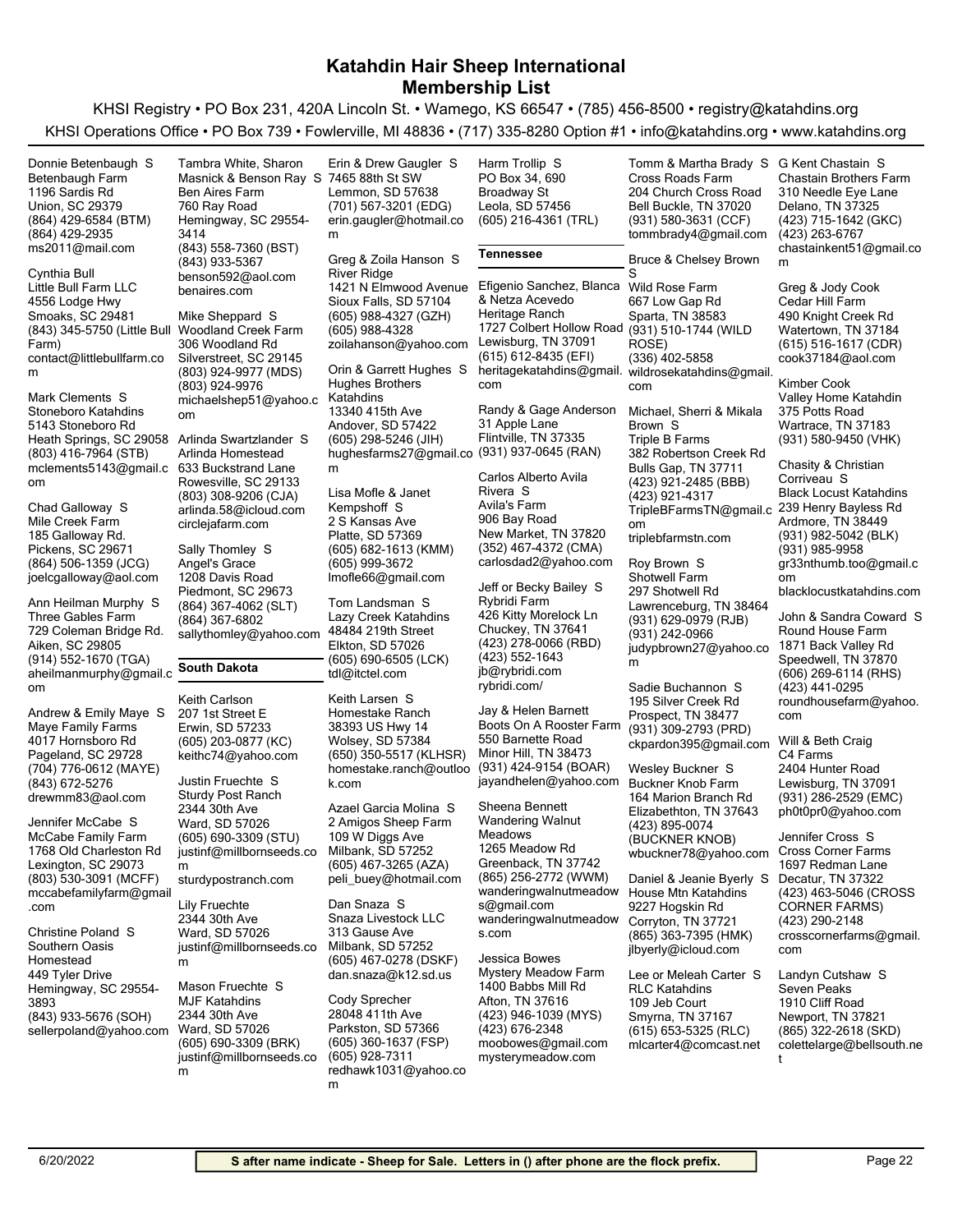# Katahdin Hair Sheep International
## Membership List

KHSI Registry • PO Box 231, 420A Lincoln St. • Wamego, KS 66547 • (785) 456-8500 • registry@katahdins.org

KHSI Operations Office • PO Box 739 • Fowlerville, MI 48836 • (717) 335-8280 Option #1 • info@katahdins.org • www.katahdins.org

Donnie Betenbaugh S
Betenbaugh Farm
1196 Sardis Rd
Union, SC 29379
(864) 429-6584 (BTM)
(864) 429-2935
ms2011@mail.com

Cynthia Bull
Little Bull Farm LLC
4556 Lodge Hwy
Smoaks, SC 29481
(843) 345-5750 (Little Bull Farm)
contact@littlebullfarm.com

Mark Clements S
Stoneboro Katahdins
5143 Stoneboro Rd
Heath Springs, SC 29058
(803) 416-7964 (STB)
mclements5143@gmail.com

Chad Galloway S
Mile Creek Farm
185 Galloway Rd.
Pickens, SC 29671
(864) 506-1359 (JCG)
joelcgalloway@aol.com

Ann Heilman Murphy S
Three Gables Farm
729 Coleman Bridge Rd.
Aiken, SC 29805
(914) 552-1670 (TGA)
aheilmanmurphy@gmail.com

Andrew & Emily Maye S
Maye Family Farms
4017 Hornsboro Rd
Pageland, SC 29728
(704) 776-0612 (MAYE)
(843) 672-5276
drewmm83@aol.com

Jennifer McCabe S
McCabe Family Farm
1768 Old Charleston Rd
Lexington, SC 29073
(803) 530-3091 (MCFF)
mccabefamilyfarm@gmail.com

Christine Poland S
Southern Oasis Homestead
449 Tyler Drive
Hemingway, SC 29554-3893
(843) 933-5676 (SOH)
sellerpoland@yahoo.com

Tambra White, Sharon Masnick & Benson Ray S
Ben Aires Farm
760 Ray Road
Hemingway, SC 29554-3414
(843) 558-7360 (BST)
(843) 933-5367
benson592@aol.com
benaires.com

Mike Sheppard S
Woodland Creek Farm
306 Woodland Rd
Silverstreet, SC 29145
(803) 924-9977 (MDS)
(803) 924-9976
michaelshep51@yahoo.com

Arlinda Swartzlander S
Arlinda Homestead
633 Buckstrand Lane
Rowesville, SC 29133
(803) 308-9206 (CJA)
arlinda.58@icloud.com
circlejafarm.com

Sally Thomley S
Angel's Grace
1208 Davis Road
Piedmont, SC 29673
(864) 367-4062 (SLT)
(864) 367-6802
sallythomley@yahoo.com

### South Dakota

Keith Carlson
207 1st Street E
Erwin, SD 57233
(605) 203-0877 (KC)
keithc74@yahoo.com

Justin Fruechte S
Sturdy Post Ranch
2344 30th Ave
Ward, SD 57026
(605) 690-3309 (STU)
justinf@millbornseeds.com
sturdypostranch.com

Lily Fruechte
2344 30th Ave
Ward, SD 57026
justinf@millbornseeds.com

Mason Fruechte S
MJF Katahdins
2344 30th Ave
Ward, SD 57026
(605) 690-3309 (BRK)
justinf@millbornseeds.com

Erin & Drew Gaugler S
7465 88th St SW
Lemmon, SD 57638
(701) 567-3201 (EDG)
erin.gaugler@hotmail.com

Greg & Zoila Hanson S
River Ridge
1421 N Elmwood Avenue
Sioux Falls, SD 57104
(605) 988-4327 (GZH)
(605) 988-4328
zoilahanson@yahoo.com

Orin & Garrett Hughes S
Hughes Brothers Katahdins
13340 415th Ave
Andover, SD 57422
(605) 298-5246 (JIH)
hughesfarms27@gmail.com

Lisa Mofle & Janet Kempshoff S
2 S Kansas Ave
Platte, SD 57369
(605) 682-1613 (KMM)
(605) 999-3672
lmofle66@gmail.com

Tom Landsman S
Lazy Creek Katahdins
48484 219th Street
Elkton, SD 57026
(605) 690-6505 (LCK)
tdl@itctel.com

Keith Larsen S
Homestake Ranch
38393 US Hwy 14
Wolsey, SD 57384
(650) 350-5517 (KLHSR)
homestake.ranch@outlook.com

Azael Garcia Molina S
2 Amigos Sheep Farm
109 W Diggs Ave
Milbank, SD 57252
(605) 467-3265 (AZA)
peli_buey@hotmail.com

Dan Snaza S
Snaza Livestock LLC
313 Gause Ave
Milbank, SD 57252
(605) 467-0278 (DSKF)
dan.snaza@k12.sd.us

Cody Sprecher
28048 411th Ave
Parkston, SD 57366
(605) 360-1637 (FSP)
(605) 928-7311
redhawk1031@yahoo.com

Harm Trollip S
PO Box 34, 690 Broadway St
Leola, SD 57456
(605) 216-4361 (TRL)

### Tennessee

Efigenio Sanchez, Blanca & Netza Acevedo
Heritage Ranch
1727 Colbert Hollow Road
Lewisburg, TN 37091
(615) 612-8435 (EFI)
heritagekatahdins@gmail.com

Randy & Gage Anderson
31 Apple Lane
Flintville, TN 37335
(931) 937-0645 (RAN)

Carlos Alberto Avila Rivera S
Avila's Farm
906 Bay Road
New Market, TN 37820
(352) 467-4372 (CMA)
carlosdad2@yahoo.com

Jeff or Becky Bailey S
Rybridi Farm
426 Kitty Morelock Ln
Chuckey, TN 37641
(423) 278-0066 (RBD)
(423) 552-1643
jb@rybridi.com
rybridi.com/

Jay & Helen Barnett
Boots On A Rooster Farm
550 Barnette Road
Minor Hill, TN 38473
(931) 424-9154 (BOAR)
jayandhelen@yahoo.com

Sheena Bennett
Wandering Walnut Meadows
1265 Meadow Rd
Greenback, TN 37742
(865) 256-2772 (WWM)
wanderingwalnutmeadows@gmail.com
wanderingwalnutmeadows.com

Jessica Bowes
Mystery Meadow Farm
1400 Babbs Mill Rd
Afton, TN 37616
(423) 946-1039 (MYS)
(423) 676-2348
moobowes@gmail.com
mysterymeadow.com

Tomm & Martha Brady S
Cross Roads Farm
204 Church Cross Road
Bell Buckle, TN 37020
(931) 580-3631 (CCF)
tommbrady4@gmail.com

Bruce & Chelsey Brown S
Wild Rose Farm
667 Low Gap Rd
Sparta, TN 38583
(931) 510-1744 (WILD ROSE)
(336) 402-5858
wildrosekatahdins@gmail.com

Michael, Sherri & Mikala Brown S
Triple B Farms
382 Robertson Creek Rd
Bulls Gap, TN 37711
(423) 921-2485 (BBB)
(423) 921-4317
TripleBFarmsTN@gmail.com
triplebfarmstn.com

Roy Brown S
Shotwell Farm
297 Shotwell Rd
Lawrenceburg, TN 38464
(931) 629-0979 (RJB)
(931) 242-0966
judypbrown27@yahoo.com

Sadie Buchannon S
195 Silver Creek Rd
Prospect, TN 38477
(931) 309-2793 (PRD)
ckpardon395@gmail.com

Wesley Buckner S
Buckner Knob Farm
164 Marion Branch Rd
Elizabethton, TN 37643
(423) 895-0074 (BUCKNER KNOB)
wbuckner78@yahoo.com

Daniel & Jeanie Byerly S
House Mtn Katahdins
9227 Hogskin Rd
Corryton, TN 37721
(865) 363-7395 (HMK)
jlbyerly@icloud.com

Lee or Meleah Carter S
RLC Katahdins
109 Jeb Court
Smyrna, TN 37167
(615) 653-5325 (RLC)
mlcarter4@comcast.net

G Kent Chastain S
Chastain Brothers Farm
310 Needle Eye Lane
Delano, TN 37325
(423) 715-1642 (GKC)
(423) 263-6767
chastainkent51@gmail.com

Greg & Jody Cook
Cedar Hill Farm
490 Knight Creek Rd
Watertown, TN 37184
(615) 516-1617 (CDR)
cook37184@aol.com

Kimber Cook
Valley Home Katahdin
375 Potts Road
Wartrace, TN 37183
(931) 580-9450 (VHK)

Chasity & Christian Corriveau S
Black Locust Katahdins
239 Henry Bayless Rd
Ardmore, TN 38449
(931) 982-5042 (BLK)
(931) 985-9958
gr33nthumb.too@gmail.com
blacklocustkatahdins.com

John & Sandra Coward S
Round House Farm
1871 Back Valley Rd
Speedwell, TN 37870
(606) 269-6114 (RHS)
(423) 441-0295
roundhousefarm@yahoo.com

Will & Beth Craig
C4 Farms
2404 Hunter Road
Lewisburg, TN 37091
(931) 286-2529 (EMC)
ph0t0pr0@yahoo.com

Jennifer Cross S
Cross Corner Farms
1697 Redman Lane
Decatur, TN 37322
(423) 463-5046 (CROSS CORNER FARMS)
(423) 290-2148
crosscornerfarms@gmail.com

Landyn Cutshaw S
Seven Peaks
1910 Cliff Road
Newport, TN 37821
(865) 322-2618 (SKD)
colettelarge@bellsouth.net

6/20/2022

**S after name indicate - Sheep for Sale. Letters in () after phone are the flock prefix.**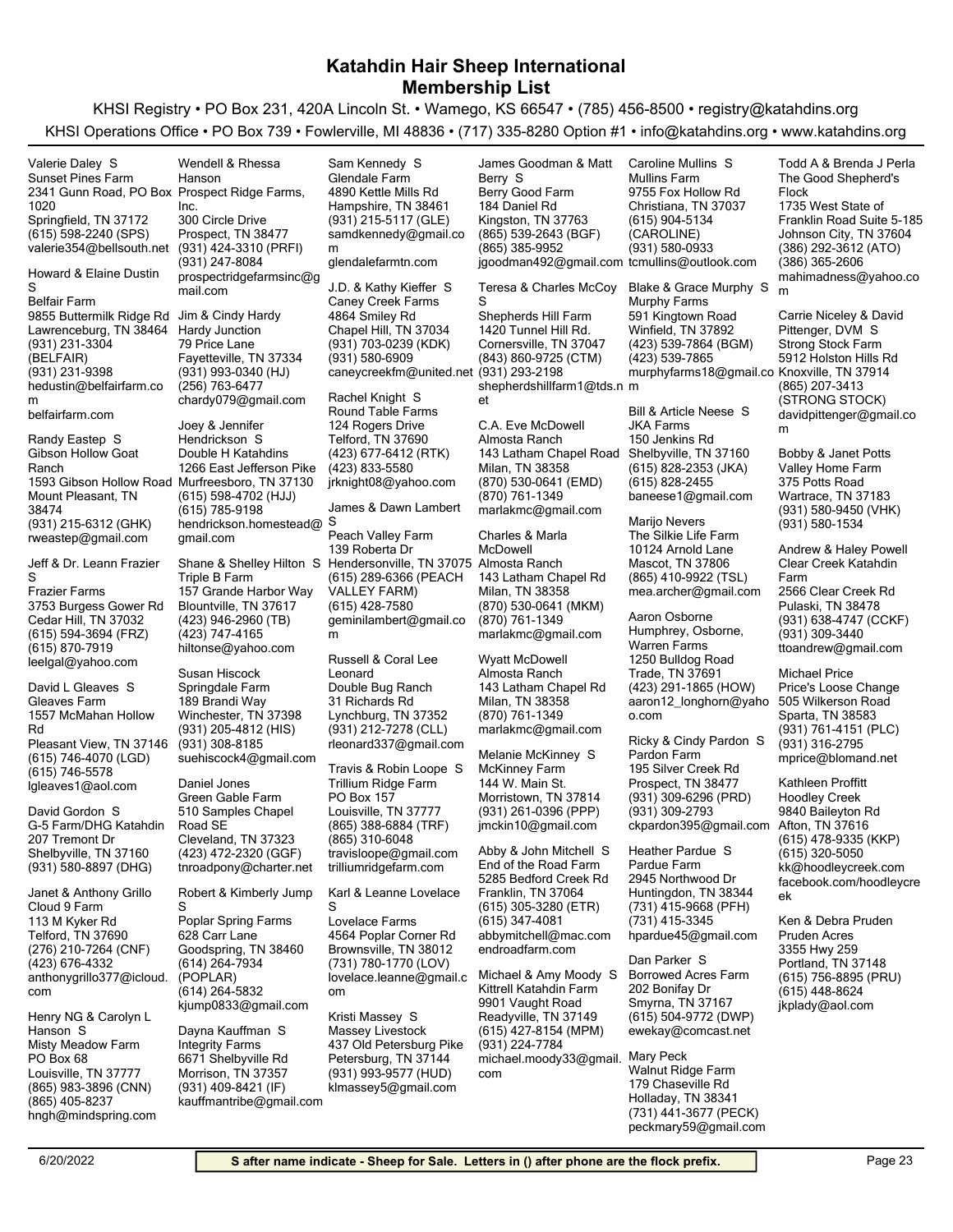# Katahdin Hair Sheep International
## Membership List

KHSI Registry • PO Box 231, 420A Lincoln St. • Wamego, KS 66547 • (785) 456-8500 • registry@katahdins.org

KHSI Operations Office • PO Box 739 • Fowlerville, MI 48836 • (717) 335-8280 Option #1 • info@katahdins.org • www.katahdins.org

Valerie Daley S
Sunset Pines Farm
2341 Gunn Road, PO Box 1020
Springfield, TN 37172
(615) 598-2240 (SPS)
valerie354@bellsouth.net

Howard & Elaine Dustin S
Belfair Farm
9855 Buttermilk Ridge Rd
Lawrenceburg, TN 38464
(931) 231-3304 (BELFAIR)
(931) 231-9398
hedustin@belfairfarm.com
belfairfarm.com

Randy Eastep S
Gibson Hollow Goat Ranch
1593 Gibson Hollow Road
Mount Pleasant, TN 38474
(931) 215-6312 (GHK)
rweastep@gmail.com

Jeff & Dr. Leann Frazier S
Frazier Farms
3753 Burgess Gower Rd
Cedar Hill, TN 37032
(615) 594-3694 (FRZ)
(615) 870-7919
leelgal@yahoo.com

David L Gleaves S
Gleaves Farm
1557 McMahan Hollow Rd
Pleasant View, TN 37146
(615) 746-4070 (LGD)
(615) 746-5578
lgleaves1@aol.com

David Gordon S
G-5 Farm/DHG Katahdin
207 Tremont Dr
Shelbyville, TN 37160
(931) 580-8897 (DHG)

Janet & Anthony Grillo
Cloud 9 Farm
113 M Kyker Rd
Telford, TN 37690
(276) 210-7264 (CNF)
(423) 676-4332
anthonygrillo377@icloud.com

Henry NG & Carolyn L Hanson S
Misty Meadow Farm
PO Box 68
Louisville, TN 37777
(865) 983-3896 (CNN)
(865) 405-8237
hngh@mindspring.com

Wendell & Rhessa Hanson
Prospect Ridge Farms, Inc.
300 Circle Drive
Prospect, TN 38477
(931) 424-3310 (PRFI)
(931) 247-8084
prospectridgefarmsinc@gmail.com

Jim & Cindy Hardy
Hardy Junction
79 Price Lane
Fayetteville, TN 37334
(931) 993-0340 (HJ)
(256) 763-6477
chardy079@gmail.com

Joey & Jennifer Hendrickson S
Double H Katahdins
1266 East Jefferson Pike
Murfreesboro, TN 37130
(615) 598-4702 (HJJ)
(615) 785-9198
hendrickson.homestead@gmail.com

Shane & Shelley Hilton S
Triple B Farm
157 Grande Harbor Way
Blountville, TN 37617
(423) 946-2960 (TB)
(423) 747-4165
hiltonse@yahoo.com

Susan Hiscock
Springdale Farm
189 Brandi Way
Winchester, TN 37398
(931) 205-4812 (HIS)
(931) 308-8185
suehiscock4@gmail.com

Daniel Jones
Green Gable Farm
510 Samples Chapel Road SE
Cleveland, TN 37323
(423) 472-2320 (GGF)
tnroadpony@charter.net

Robert & Kimberly Jump S
Poplar Spring Farms
628 Carr Lane
Goodspring, TN 38460
(614) 264-7934 (POPLAR)
(614) 264-5832
kjump0833@gmail.com

Dayna Kauffman S
Integrity Farms
6671 Shelbyville Rd
Morrison, TN 37357
(931) 409-8421 (IF)
kauffmantribe@gmail.com

Sam Kennedy S
Glendale Farm
4890 Kettle Mills Rd
Hampshire, TN 38461
(931) 215-5117 (GLE)
samdkennedy@gmail.com
glendalefarmtn.com

J.D. & Kathy Kieffer S
Caney Creek Farms
4864 Smiley Rd
Chapel Hill, TN 37034
(931) 703-0239 (KDK)
(931) 580-6909
caneycreekfm@united.net

Rachel Knight S
Round Table Farms
124 Rogers Drive
Telford, TN 37690
(423) 677-6412 (RTK)
(423) 833-5580
jrknight08@yahoo.com

James & Dawn Lambert S
Peach Valley Farm
139 Roberta Dr
Hendersonville, TN 37075
(615) 289-6366 (PEACH VALLEY FARM)
(615) 428-7580
geminilambert@gmail.com

Russell & Coral Lee Leonard
Double Bug Ranch
31 Richards Rd
Lynchburg, TN 37352
(931) 212-7278 (CLL)
rleonard337@gmail.com

Travis & Robin Loope S
Trillium Ridge Farm
PO Box 157
Louisville, TN 37777
(865) 388-6884 (TRF)
(865) 310-6048
travisloope@gmail.com
trilliumridgefarm.com

Karl & Leanne Lovelace S
Lovelace Farms
4564 Poplar Corner Rd
Brownsville, TN 38012
(731) 780-1770 (LOV)
lovelace.leanne@gmail.com

Kristi Massey S
Massey Livestock
437 Old Petersburg Pike
Petersburg, TN 37144
(931) 993-9577 (HUD)
klmassey5@gmail.com

James Goodman & Matt Berry S
Berry Good Farm
184 Daniel Rd
Kingston, TN 37763
(865) 539-2643 (BGF)
(865) 385-9952
jgoodman492@gmail.com

Teresa & Charles McCoy S
Shepherds Hill Farm
1420 Tunnel Hill Rd.
Cornersville, TN 37047
(843) 860-9725 (CTM)
(931) 293-2198
shepherdshillfarm1@tds.net

C.A. Eve McDowell
Almosta Ranch
143 Latham Chapel Road
Milan, TN 38358
(870) 530-0641 (EMD)
(870) 761-1349
marlakmc@gmail.com

Charles & Marla McDowell
Almosta Ranch
143 Latham Chapel Rd
Milan, TN 38358
(870) 530-0641 (MKM)
(870) 761-1349
marlakmc@gmail.com

Wyatt McDowell
Almosta Ranch
143 Latham Chapel Rd
Milan, TN 38358
(870) 761-1349
marlakmc@gmail.com

Melanie McKinney S
McKinney Farm
144 W. Main St.
Morristown, TN 37814
(931) 261-0396 (PPP)
jmckin10@gmail.com

Abby & John Mitchell S
End of the Road Farm
5285 Bedford Creek Rd
Franklin, TN 37064
(615) 305-3280 (ETR)
(615) 347-4081
abbymitchell@mac.com
endroadfarm.com

Michael & Amy Moody S
Kittrell Katahdin Farm
9901 Vaught Road
Readyville, TN 37149
(615) 427-8154 (MPM)
(931) 224-7784
michael.moody33@gmail.com

Caroline Mullins S
Mullins Farm
9755 Fox Hollow Rd
Christiana, TN 37037
(615) 904-5134 (CAROLINE)
(931) 580-0933
tcmullins@outlook.com

Blake & Grace Murphy S
Murphy Farms
591 Kingtown Road
Winfield, TN 37892
(423) 539-7864 (BGM)
(423) 539-7865
murphyfarms18@gmail.com

Bill & Article Neese S
JKA Farms
150 Jenkins Rd
Shelbyville, TN 37160
(615) 828-2353 (JKA)
(615) 828-2455
baneese1@gmail.com

Marijo Nevers
The Silkie Life Farm
10124 Arnold Lane
Mascot, TN 37806
(865) 410-9922 (TSL)
mea.archer@gmail.com

Aaron Osborne
Humphrey, Osborne, Warren Farms
1250 Bulldog Road
Trade, TN 37691
(423) 291-1865 (HOW)
aaron12_longhorn@yahoo.com

Ricky & Cindy Pardon S
Pardon Farm
195 Silver Creek Rd
Prospect, TN 38477
(931) 309-6296 (PRD)
(931) 309-2793
ckpardon395@gmail.com

Heather Pardue S
Pardue Farm
2945 Northwood Dr
Huntingdon, TN 38344
(731) 415-9668 (PFH)
(731) 415-3345
hpardue45@gmail.com

Dan Parker S
Borrowed Acres Farm
202 Bonifay Dr
Smyrna, TN 37167
(615) 504-9772 (DWP)
ewekay@comcast.net

Mary Peck
Walnut Ridge Farm
179 Chaseville Rd
Holladay, TN 38341
(731) 441-3677 (PECK)
peckmary59@gmail.com

Todd A & Brenda J Perla
The Good Shepherd's Flock
1735 West State of Franklin Road Suite 5-185
Johnson City, TN 37604
(386) 292-3612 (ATO)
(386) 365-2606
mahimadness@yahoo.com

Carrie Niceley & David Pittenger, DVM S
Strong Stock Farm
5912 Holston Hills Rd
Knoxville, TN 37914
(865) 207-3413 (STRONG STOCK)
davidpittenger@gmail.com

Bobby & Janet Potts
Valley Home Farm
375 Potts Road
Wartrace, TN 37183
(931) 580-9450 (VHK)
(931) 580-1534

Andrew & Haley Powell
Clear Creek Katahdin Farm
2566 Clear Creek Rd
Pulaski, TN 38478
(931) 638-4747 (CCKF)
(931) 309-3440
ttoandrew@gmail.com

Michael Price
Price's Loose Change
505 Wilkerson Road
Sparta, TN 38583
(931) 761-4151 (PLC)
(931) 316-2795
mprice@blomand.net

Kathleen Proffitt
Hoodly Creek
9840 Baileyton Rd
Afton, TN 37616
(615) 478-9335 (KKP)
(615) 320-5050
kk@hoodleycreek.com
facebook.com/hoodleycreek

Ken & Debra Pruden
Pruden Acres
3355 Hwy 259
Portland, TN 37148
(615) 756-8895 (PRU)
(615) 448-8624
jkplady@aol.com

6/20/2022

**S after name indicate - Sheep for Sale. Letters in () after phone are the flock prefix.**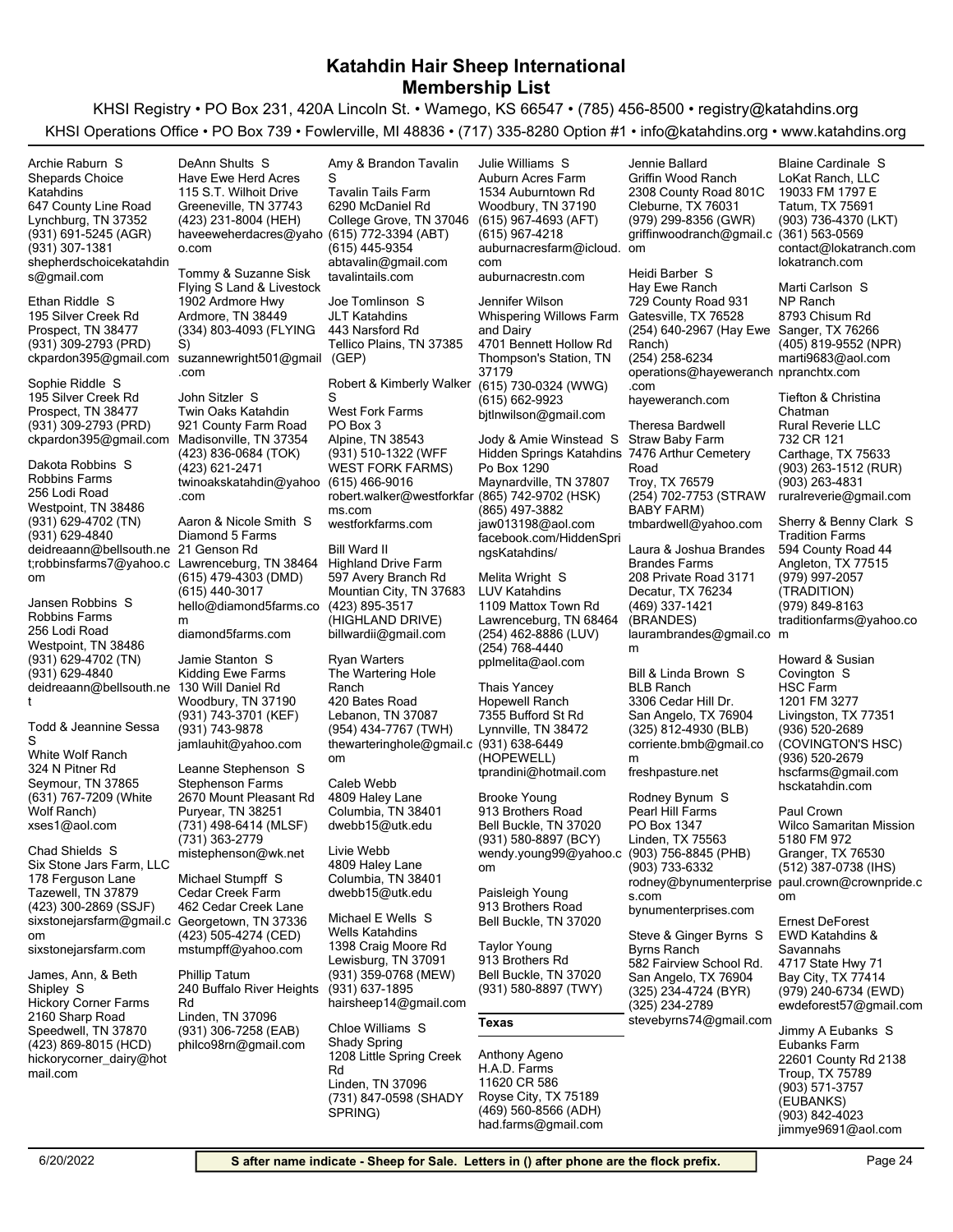# Katahdin Hair Sheep International Membership List

KHSI Registry • PO Box 231, 420A Lincoln St. • Wamego, KS 66547 • (785) 456-8500 • registry@katahdins.org

KHSI Operations Office • PO Box 739 • Fowlerville, MI 48836 • (717) 335-8280 Option #1 • info@katahdins.org • www.katahdins.org

Archie Raburn S
Shepards Choice Katahdins
647 County Line Road
Lynchburg, TN 37352
(931) 691-5245 (AGR)
(931) 307-1381
shepherdschoicekatahdins@gmail.com

Ethan Riddle S
195 Silver Creek Rd
Prospect, TN 38477
(931) 309-2793 (PRD)
ckpardon395@gmail.com

Sophie Riddle S
195 Silver Creek Rd
Prospect, TN 38477
(931) 309-2793 (PRD)
ckpardon395@gmail.com

Dakota Robbins S
Robbins Farms
256 Lodi Road
Westpoint, TN 38486
(931) 629-4702 (TN)
(931) 629-4840
deidreaann@bellsouth.net;robbinsfarms7@yahoo.com

Jansen Robbins S
Robbins Farms
256 Lodi Road
Westpoint, TN 38486
(931) 629-4702 (TN)
(931) 629-4840
deidreaann@bellsouth.net

Todd & Jeannine Sessa S
White Wolf Ranch
324 N Pitner Rd
Seymour, TN 37865
(631) 767-7209 (White Wolf Ranch)
xses1@aol.com

Chad Shields S
Six Stone Jars Farm, LLC
178 Ferguson Lane
Tazewell, TN 37879
(423) 300-2869 (SSJF)
sixstonejarsfarm@gmail.com
sixstonejarsfarm.com

James, Ann, & Beth Shipley S
Hickory Corner Farms
2160 Sharp Road
Speedwell, TN 37870
(423) 869-8015 (HCD)
hickorycorner_dairy@hotmail.com

DeAnn Shults S
Have Ewe Herd Acres
115 S.T. Wilhoit Drive
Greeneville, TN 37743
(423) 231-8004 (HEH)
haveeweherdacres@yahoo.com

Tommy & Suzanne Sisk
Flying S Land & Livestock
1902 Ardmore Hwy
Ardmore, TN 38449
(334) 803-4093 (FLYING S)
suzannewright501@gmail.com

John Sitzler S
Twin Oaks Katahdin
921 County Farm Road
Madisonville, TN 37354
(423) 836-0684 (TOK)
(423) 621-2471
twinoakskatahdin@yahoo.com

Aaron & Nicole Smith S
Diamond 5 Farms
21 Genson Rd
Lawrenceburg, TN 38464
(615) 479-4303 (DMD)
(615) 440-3017
hello@diamond5farms.com
diamond5farms.com

Jamie Stanton S
Kidding Ewe Farms
130 Will Daniel Rd
Woodbury, TN 37190
(931) 743-3701 (KEF)
(931) 743-9878
jamlauhit@yahoo.com

Leanne Stephenson S
Stephenson Farms
2670 Mount Pleasant Rd
Puryear, TN 38251
(731) 498-6414 (MLSF)
(731) 363-2779
mistephenson@wk.net

Michael Stumpff S
Cedar Creek Farm
462 Cedar Creek Lane
Georgetown, TN 37336
(423) 505-4274 (CED)
mstumpff@yahoo.com

Phillip Tatum
240 Buffalo River Heights Rd
Linden, TN 37096
(931) 306-7258 (EAB)
philco98rn@gmail.com

Amy & Brandon Tavalin S
Tavalin Tails Farm
6290 McDaniel Rd
College Grove, TN 37046
(615) 772-3394 (ABT)
(615) 445-9354
abtavalin@gmail.com
tavalintails.com

Joe Tomlinson S
JLT Katahdins
443 Narsford Rd
Tellico Plains, TN 37385
(GEP)

Robert & Kimberly Walker S
West Fork Farms
PO Box 3
Alpine, TN 38543
(931) 510-1322 (WFF WEST FORK FARMS)
(615) 466-9016
robert.walker@westforkfarms.com
westforkfarms.com

Bill Ward II
Highland Drive Farm
597 Avery Branch Rd
Mountian City, TN 37683
(423) 895-3517 (HIGHLAND DRIVE)
billwardii@gmail.com

Ryan Warters
The Wartering Hole Ranch
420 Bates Road
Lebanon, TN 37087
(954) 434-7767 (TWH)
thewarteringhole@gmail.com

Caleb Webb
4809 Haley Lane
Columbia, TN 38401
dwebb15@utk.edu

Livie Webb
4809 Haley Lane
Columbia, TN 38401
dwebb15@utk.edu

Michael E Wells S
Wells Katahdins
1398 Craig Moore Rd
Lewisburg, TN 37091
(931) 359-0768 (MEW)
(931) 637-1895
hairsheep14@gmail.com

Chloe Williams S
Shady Spring
1208 Little Spring Creek Rd
Linden, TN 37096
(731) 847-0598 (SHADY SPRING)

Julie Williams S
Auburn Acres Farm
1534 Auburntown Rd
Woodbury, TN 37190
(615) 967-4693 (AFT)
(615) 967-4218
auburnacresfarm@icloud.com
auburnacrestn.com

Jennifer Wilson
Whispering Willows Farm and Dairy
4701 Bennett Hollow Rd
Thompson's Station, TN 37179
(615) 730-0324 (WWG)
(615) 662-9923
bjtlnwilson@gmail.com

Jody & Amie Winstead S
Hidden Springs Katahdins
Po Box 1290
Maynardville, TN 37807
(865) 742-9702 (HSK)
(865) 497-3882
jaw013198@aol.com
facebook.com/HiddenSpringsKatahdins/

Melita Wright S
LUV Katahdins
1109 Mattox Town Rd
Lawrenceburg, TN 68464
(254) 462-8886 (LUV)
(254) 768-4440
pplmelita@aol.com

Thais Yancey
Hopewell Ranch
7355 Bufford St Rd
Lynnville, TN 38472
(931) 638-6449 (HOPEWELL)
tprandini@hotmail.com

Brooke Young
913 Brothers Road
Bell Buckle, TN 37020
(931) 580-8897 (BCY)
wendy.young99@yahoo.com

Paisleigh Young
913 Brothers Road
Bell Buckle, TN 37020

Taylor Young
913 Brothers Rd
Bell Buckle, TN 37020
(931) 580-8897 (TWY)

## Texas

Anthony Ageno
H.A.D. Farms
11620 CR 586
Royse City, TX 75189
(469) 560-8566 (ADH)
had.farms@gmail.com

Jennie Ballard
Griffin Wood Ranch
2308 County Road 801C
Cleburne, TX 76031
(979) 299-8356 (GWR)
griffinwoodranch@gmail.com

Heidi Barber S
Hay Ewe Ranch
729 County Road 931
Gatesville, TX 76528
(254) 640-2967 (Hay Ewe Ranch)
(254) 258-6234
operations@hayeweranch.com
hayeweranch.com

Theresa Bardwell
Straw Baby Farm
7476 Arthur Cemetery Road
Troy, TX 76579
(254) 702-7753 (STRAW BABY FARM)
tmbardwell@yahoo.com

Laura & Joshua Brandes
Brandes Farms
208 Private Road 3171
Decatur, TX 76234
(469) 337-1421 (BRANDES)
laurambrandes@gmail.com

Bill & Linda Brown S
BLB Ranch
3306 Cedar Hill Dr.
San Angelo, TX 76904
(325) 812-4930 (BLB)
corriente.bmb@gmail.com
freshpasture.net

Rodney Bynum S
Pearl Hill Farms
PO Box 1347
Linden, TX 75563
(903) 756-8845 (PHB)
(903) 733-6332
rodney@bynumenterprises.com
bynumenterprises.com

Steve & Ginger Byrns S
Byrns Ranch
582 Fairview School Rd.
San Angelo, TX 76904
(325) 234-4724 (BYR)
(325) 234-2789
stevebyrns74@gmail.com

Blaine Cardinale S
LoKat Ranch, LLC
19033 FM 1797 E
Tatum, TX 75691
(903) 736-4370 (LKT)
(361) 563-0569
contact@lokatranch.com
lokatranch.com

Marti Carlson S
NP Ranch
8793 Chisum Rd
Sanger, TX 76266
(405) 819-9552 (NPR)
marti9683@aol.com
npranchtx.com

Tiefton & Christina Chatman
Rural Reverie LLC
732 CR 121
Carthage, TX 75633
(903) 263-1512 (RUR)
(903) 263-4831
ruralreverie@gmail.com

Sherry & Benny Clark S
Tradition Farms
594 County Road 44
Angleton, TX 77515
(979) 997-2057 (TRADITION)
(979) 849-8163
traditionfarms@yahoo.com

Howard & Susian Covington S
HSC Farm
1201 FM 3277
Livingston, TX 77351
(936) 520-2689 (COVINGTON'S HSC)
(936) 520-2679
hscfarms@gmail.com
hsckatahdin.com

Paul Crown
Wilco Samaritan Mission
5180 FM 972
Granger, TX 76530
(512) 387-0738 (IHS)
paul.crown@crownpride.com

Ernest DeForest
EWD Katahdins & Savannahs
4717 State Hwy 71
Bay City, TX 77414
(979) 240-6734 (EWD)
ewdeforest57@gmail.com

Jimmy A Eubanks S
Eubanks Farm
22601 County Rd 2138
Troup, TX 75789
(903) 571-3757 (EUBANKS)
(903) 842-4023
jimmye9691@aol.com

6/20/2022

**S after name indicate - Sheep for Sale. Letters in () after phone are the flock prefix.**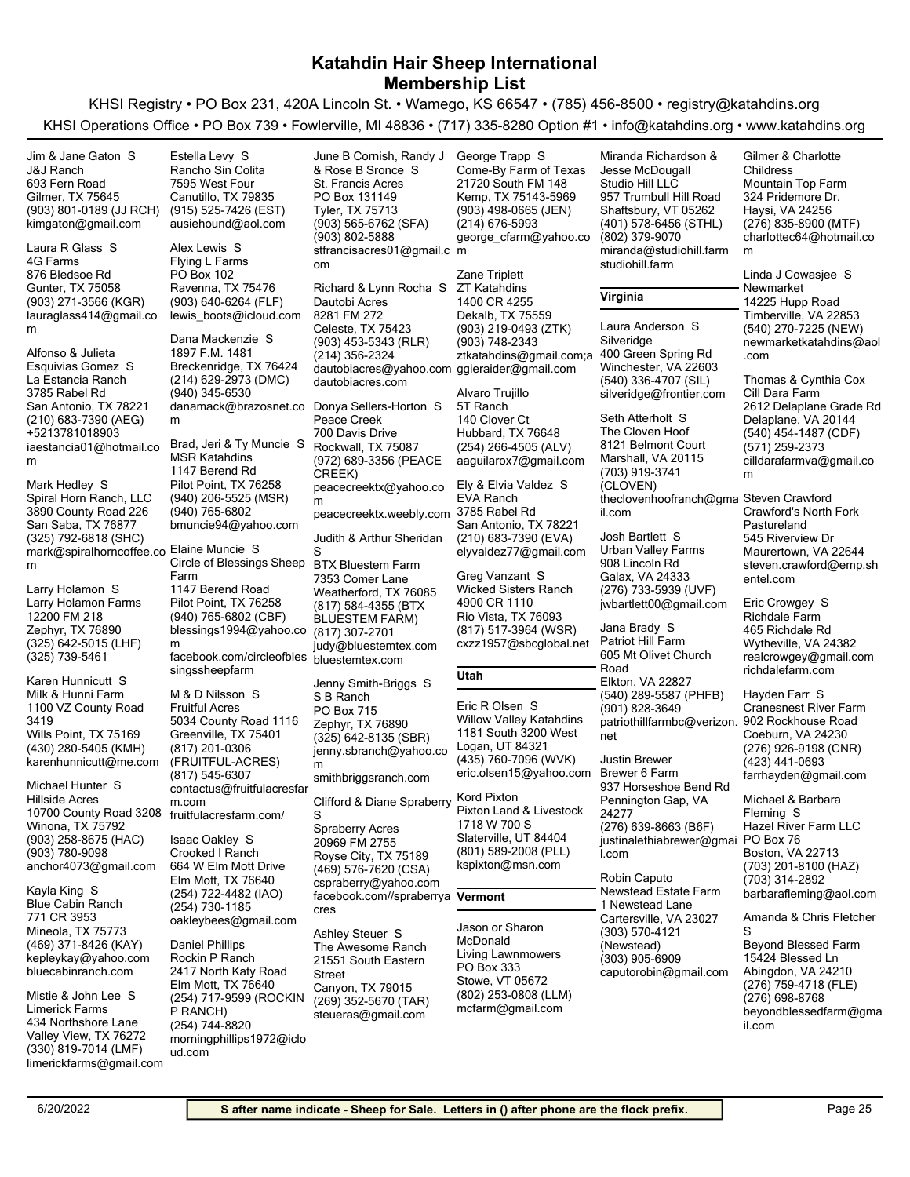# Katahdin Hair Sheep International
## Membership List

KHSI Registry • PO Box 231, 420A Lincoln St. • Wamego, KS 66547 • (785) 456-8500 • registry@katahdins.org

KHSI Operations Office • PO Box 739 • Fowlerville, MI 48836 • (717) 335-8280 Option #1 • info@katahdins.org • www.katahdins.org

Jim & Jane Gaton S
J&J Ranch
693 Fern Road
Gilmer, TX 75645
(903) 801-0189 (JJ RCH)
kimgaton@gmail.com

Laura R Glass S
4G Farms
876 Bledsoe Rd
Gunter, TX 75058
(903) 271-3566 (KGR)
lauraglass414@gmail.com

Alfonso & Julieta Esquivias Gomez S
La Estancia Ranch
3785 Rabel Rd
San Antonio, TX 78221
(210) 683-7390 (AEG)
+5213781018903
iaestancia01@hotmail.com

Mark Hedley S
Spiral Horn Ranch, LLC
3890 County Road 226
San Saba, TX 76877
(325) 792-6818 (SHC)
mark@spiralhorncoffee.com

Larry Holamon S
Larry Holamon Farms
12200 FM 218
Zephyr, TX 76890
(325) 642-5015 (LHF)
(325) 739-5461

Karen Hunnicutt S
Milk & Hunni Farm
1100 VZ County Road 3419
Wills Point, TX 75169
(430) 280-5405 (KMH)
karenhunnicutt@me.com

Michael Hunter S
Hillside Acres
10700 County Road 3208
Winona, TX 75792
(903) 258-8675 (HAC)
(903) 780-9098
anchor4073@gmail.com

Kayla King S
Blue Cabin Ranch
771 CR 3953
Mineola, TX 75773
(469) 371-8426 (KAY)
kepleykay@yahoo.com
bluecabinranch.com

Mistie & John Lee S
Limerick Farms
434 Northshore Lane
Valley View, TX 76272
(330) 819-7014 (LMF)
limerickfarms@gmail.com

Estella Levy S
Rancho Sin Colita
7595 West Four
Canutillo, TX 79835
(915) 525-7426 (EST)
ausiehound@aol.com

Alex Lewis S
Flying L Farms
PO Box 102
Ravenna, TX 75476
(903) 640-6264 (FLF)
lewis_boots@icloud.com

Dana Mackenzie S
1897 F.M. 1481
Breckenridge, TX 76424
(214) 629-2973 (DMC)
(940) 345-6530
danamack@brazosnet.com

Brad, Jeri & Ty Muncie S
MSR Katahdins
1147 Berend Rd
Pilot Point, TX 76258
(940) 206-5525 (MSR)
(940) 765-6802
bmuncie94@yahoo.com

Elaine Muncie S
Circle of Blessings Sheep Farm
1147 Berend Road
Pilot Point, TX 76258
(940) 765-6802 (CBF)
blessings1994@yahoo.com
facebook.com/circleofblessingssheepfarm

M & D Nilsson S
Fruitful Acres
5034 County Road 1116
Greenville, TX 75401
(817) 201-0306 (FRUITFUL-ACRES)
(817) 545-6307
contactus@fruitfulacresfarm.com
fruitfulacresfarm.com/

Isaac Oakley S
Crooked I Ranch
664 W Elm Mott Drive
Elm Mott, TX 76640
(254) 722-4482 (IAO)
(254) 730-1185
oakleybees@gmail.com

Daniel Phillips
Rockin P Ranch
2417 North Katy Road
Elm Mott, TX 76640
(254) 717-9599 (ROCKIN P RANCH)
(254) 744-8820
morningphillips1972@icloud.com

June B Cornish, Randy J & Rose B Sronce S
St. Francis Acres
PO Box 131149
Tyler, TX 75713
(903) 565-6762 (SFA)
(903) 802-5888
stfrancisacres01@gmail.com

Richard & Lynn Rocha S
Dautobi Acres
8281 FM 272
Celeste, TX 75423
(903) 453-5343 (RLR)
(214) 356-2324
dautobiacres@yahoo.com
dautobiacres.com

Donya Sellers-Horton S
Peace Creek
700 Davis Drive
Rockwall, TX 75087
(972) 689-3356 (PEACE CREEK)
peacecreektx@yahoo.com
peacecreektx.weebly.com

Judith & Arthur Sheridan S
BTX Bluestem Farm
7353 Comer Lane
Weatherford, TX 76085
(817) 584-4355 (BTX BLUESTEM FARM)
(817) 307-2701
judy@bluestemtex.com
bluestemtex.com

Jenny Smith-Briggs S
S B Ranch
PO Box 715
Zephyr, TX 76890
(325) 642-8135 (SBR)
jenny.sbranch@yahoo.com
smithbriggsranch.com

Clifford & Diane Spraberry S
Spraberry Acres
20969 FM 2755
Royse City, TX 75189
(469) 576-7620 (CSA)
cspraberry@yahoo.com
facebook.com//spraberryacres

Ashley Steuer S
The Awesome Ranch
21551 South Eastern Street
Canyon, TX 79015
(269) 352-5670 (TAR)
steueras@gmail.com

George Trapp S
Come-By Farm of Texas
21720 South FM 148
Kemp, TX 75143-5969
(903) 498-0665 (JEN)
(214) 676-5993
george_cfarm@yahoo.com

Zane Triplett
ZT Katahdins
1400 CR 4255
Dekalb, TX 75559
(903) 219-0493 (ZTK)
(903) 748-2343
ztkatahdins@gmail.com;aggieraider@gmail.com

Alvaro Trujillo
5T Ranch
140 Clover Ct
Hubbard, TX 76648
(254) 266-4505 (ALV)
aaguilarox7@gmail.com

Ely & Elvia Valdez S
EVA Ranch
3785 Rabel Rd
San Antonio, TX 78221
(210) 683-7390 (EVA)
elyvaldez77@gmail.com

Greg Vanzant S
Wicked Sisters Ranch
4900 CR 1110
Rio Vista, TX 76093
(817) 517-3964 (WSR)
cxzz1957@sbcglobal.net

### Utah

Eric R Olsen S
Willow Valley Katahdins
1181 South 3200 West
Logan, UT 84321
(435) 760-7096 (WVK)
eric.olsen15@yahoo.com

Kord Pixton
Pixton Land & Livestock
1718 W 700 S
Slaterville, UT 84404
(801) 589-2008 (PLL)
kspixton@msn.com

### Vermont

Jason or Sharon McDonald
Living Lawnmowers
PO Box 333
Stowe, VT 05672
(802) 253-0808 (LLM)
mcfarm@gmail.com

Miranda Richardson & Jesse McDougall
Studio Hill LLC
957 Trumbull Hill Road
Shaftsbury, VT 05262
(401) 578-6456 (STHL)
(802) 379-9070
miranda@studiohill.farm
studiohill.farm

### Virginia

Laura Anderson S
Silveridge
400 Green Spring Rd
Winchester, VA 22603
(540) 336-4707 (SIL)
silveridge@frontier.com

Seth Atterholt S
The Cloven Hoof
8121 Belmont Court
Marshall, VA 20115
(703) 919-3741 (CLOVEN)
theclovenhoofranch@gmail.com

Josh Bartlett S
Urban Valley Farms
908 Lincoln Rd
Galax, VA 24333
(276) 733-5939 (UVF)
jwbartlett00@gmail.com

Jana Brady S
Patriot Hill Farm
605 Mt Olivet Church Road
Elkton, VA 22827
(540) 289-5587 (PHFB)
(901) 828-3649
patriothillfarmbc@verizon.net

Justin Brewer
Brewer 6 Farm
937 Horseshoe Bend Rd
Pennington Gap, VA 24277
(276) 639-8663 (B6F)
justinalethiabrewer@gmail.com

Robin Caputo
Newstead Estate Farm
1 Newstead Lane
Cartersville, VA 23027
(303) 570-4121 (Newstead)
(303) 905-6909
caputorobin@gmail.com

Gilmer & Charlotte Childress
Mountain Top Farm
324 Pridemore Dr.
Haysi, VA 24256
(276) 835-8900 (MTF)
charlottec64@hotmail.com

Linda J Cowasjee S
Newmarket
14225 Hupp Road
Timberville, VA 22853
(540) 270-7225 (NEW)
newmarketkatahdins@aol.com

Thomas & Cynthia Cox
Cill Dara Farm
2612 Delaplane Grade Rd
Delaplane, VA 20144
(540) 454-1487 (CDF)
(571) 259-2373
cilldarafarmva@gmail.com

Steven Crawford
Crawford's North Fork Pastureland
545 Riverview Dr
Maurertown, VA 22644
steven.crawford@emp.shentel.com

Eric Crowgey S
Richdale Farm
465 Richdale Rd
Wytheville, VA 24382
realcrowgey@gmail.com
richdalefarm.com

Hayden Farr S
Cranesnest River Farm
902 Rockhouse Road
Coeburn, VA 24230
(276) 926-9198 (CNR)
(423) 441-0693
farrhayden@gmail.com

Michael & Barbara Fleming S
Hazel River Farm LLC
PO Box 76
Boston, VA 22713
(703) 201-8100 (HAZ)
(703) 314-2892
barbarafleming@aol.com

Amanda & Chris Fletcher S
Beyond Blessed Farm
15424 Blessed Ln
Abingdon, VA 24210
(276) 759-4718 (FLE)
(276) 698-8768
beyondblessedfarm@gmail.com

6/20/2022

**S after name indicate - Sheep for Sale. Letters in () after phone are the flock prefix.**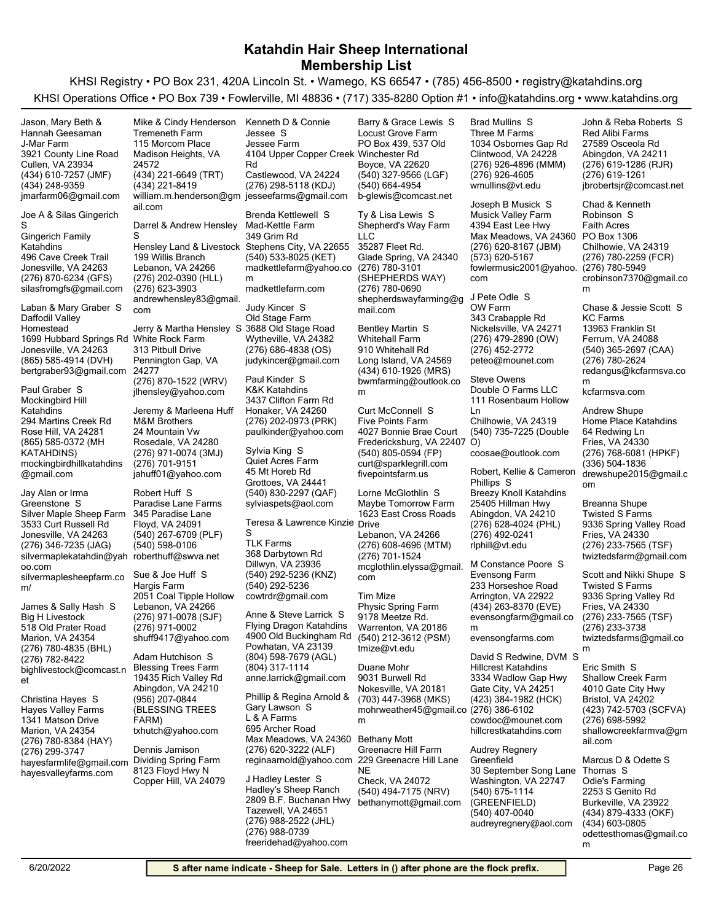# Katahdin Hair Sheep International
## Membership List

KHSI Registry • PO Box 231, 420A Lincoln St. • Wamego, KS 66547 • (785) 456-8500 • registry@katahdins.org

KHSI Operations Office • PO Box 739 • Fowlerville, MI 48836 • (717) 335-8280 Option #1 • info@katahdins.org • www.katahdins.org

Jason, Mary Beth & Hannah Geesaman
J-Mar Farm
3921 County Line Road
Cullen, VA 23934
(434) 610-7257 (JMF)
(434) 248-9359
jmarfarm06@gmail.com

Joe A & Silas Gingerich S
Gingerich Family Katahdins
496 Cave Creek Trail
Jonesville, VA 24263
(276) 870-6234 (GFS)
silasfromgfs@gmail.com

Laban & Mary Graber S
Daffodil Valley Homestead
1699 Hubbard Springs Rd
Jonesville, VA 24263
(865) 585-4914 (DVH)
bertgraber93@gmail.com

Paul Graber S
Mockingbird Hill Katahdins
294 Martins Creek Rd
Rose Hill, VA 24281
(865) 585-0372 (MH KATAHDINS)
mockingbirdhillkatahdins@gmail.com

Jay Alan or Irma Greenstone S
Silver Maple Sheep Farm
3533 Curt Russell Rd
Jonesville, VA 24263
(276) 346-7235 (JAG)
silvermaplekatahdin@yahoo.com
silvermaplesheepfarm.com/

James & Sally Hash S
Big H Livestock
518 Old Prater Road
Marion, VA 24354
(276) 780-4835 (BHL)
(276) 782-8422
bighlivestock@comcast.net

Christina Hayes S
Hayes Valley Farms
1341 Matson Drive
Marion, VA 24354
(276) 780-8384 (HAY)
(276) 299-3747
hayesfarmlife@gmail.com
hayesvalleyfarms.com

Mike & Cindy Henderson
Tremeneth Farm
115 Morcom Place
Madison Heights, VA 24572
(434) 221-6649 (TRT)
(434) 221-8419
william.m.henderson@gmail.com

Darrel & Andrew Hensley S
Hensley Land & Livestock
199 Willis Branch
Lebanon, VA 24266
(276) 202-0390 (HLL)
(276) 623-3903
andrewhensley83@gmail.com

Jerry & Martha Hensley S
White Rock Farm
313 Pitbull Drive
Pennington Gap, VA 24277
(276) 870-1522 (WRV)
jlhensley@yahoo.com

Jeremy & Marleena Huff
M&M Brothers
24 Mountain Vw
Rosedale, VA 24280
(276) 971-0074 (3MJ)
(276) 701-9151
jahuff01@yahoo.com

Robert Huff S
Paradise Lane Farms
345 Paradise Lane
Floyd, VA 24091
(540) 267-6709 (PLF)
(540) 598-0106
roberthuff@swva.net

Sue & Joe Huff S
Hargis Farm
2051 Coal Tipple Hollow
Lebanon, VA 24266
(276) 971-0078 (SJF)
(276) 971-0002
shuff9417@yahoo.com

Adam Hutchison S
Blessing Trees Farm
19435 Rich Valley Rd
Abingdon, VA 24210
(956) 207-0844 (BLESSING TREES FARM)
txhutch@yahoo.com

Dennis Jamison
Dividing Spring Farm
8123 Floyd Hwy N
Copper Hill, VA 24079

Kenneth D & Connie Jessee S
Jessee Farm
4104 Upper Copper Creek Rd
Castlewood, VA 24224
(276) 298-5118 (KDJ)
jesseefarms@gmail.com

Brenda Kettlewell S
Mad-Kettle Farm
349 Grim Rd
Stephens City, VA 22655
(540) 533-8025 (KET)
madkettlefarm@yahoo.com
madkettlefarm.com

Judy Kincer S
Old Stage Farm
3688 Old Stage Road
Wytheville, VA 24382
(276) 686-4838 (OS)
judykincer@gmail.com

Paul Kinder S
K&K Katahdins
3437 Clifton Farm Rd
Honaker, VA 24260
(276) 202-0973 (PRK)
paulkinder@yahoo.com

Sylvia King S
Quiet Acres Farm
45 Mt Horeb Rd
Grottoes, VA 24441
(540) 830-2297 (QAF)
sylviaspets@aol.com

Teresa & Lawrence Kinzie S
TLK Farms
368 Darbytown Rd
Dillwyn, VA 23936
(540) 292-5236 (KNZ)
(540) 292-5236
cowtrdr@gmail.com

Anne & Steve Larrick S
Flying Dragon Katahdins
4900 Old Buckingham Rd
Powhatan, VA 23139
(804) 598-7679 (AGL)
(804) 317-1114
anne.larrick@gmail.com

Phillip & Regina Arnold & Gary Lawson S
L & A Farms
695 Archer Road
Max Meadows, VA 24360
(276) 620-3222 (ALF)
reginaarnold@yahoo.com

J Hadley Lester S
Hadley's Sheep Ranch
2809 B.F. Buchanan Hwy
Tazewell, VA 24651
(276) 988-2522 (JHL)
(276) 988-0739
freeridehad@yahoo.com

Barry & Grace Lewis S
Locust Grove Farm
PO Box 439, 537 Old Winchester Rd
Boyce, VA 22620
(540) 327-9566 (LGF)
(540) 664-4954
b-glewis@comcast.net

Ty & Lisa Lewis S
Shepherd's Way Farm LLC
35287 Fleet Rd.
Glade Spring, VA 24340
(276) 780-3101 (SHEPHERDS WAY)
(276) 780-0690
shepherdswayfarming@gmail.com

Bentley Martin S
Whitehall Farm
910 Whitehall Rd
Long Island, VA 24569
(434) 610-1926 (MRS)
bwmfarming@outlook.com

Curt McConnell S
Five Points Farm
4027 Bonnie Brae Court
Fredericksburg, VA 22407
(540) 805-0594 (FP)
curt@sparklegrill.com
fivepointsfarm.us

Lorne McGlothlin S
Maybe Tomorrow Farm
1623 East Cross Roads Drive
Lebanon, VA 24266
(276) 608-4696 (MTM)
(276) 701-1524
mcglothlin.elyssa@gmail.com

Tim Mize
Physic Spring Farm
9178 Meetze Rd.
Warrenton, VA 20186
(540) 212-3612 (PSM)
tmize@vt.edu

Duane Mohr
9031 Burwell Rd
Nokesville, VA 20181
(703) 447-3968 (MKS)
mohrweather45@gmail.com

Bethany Mott
Greenacre Hill Farm
229 Greenacre Hill Lane NE
Check, VA 24072
(540) 494-7175 (NRV)
bethanymott@gmail.com

Brad Mullins S
Three M Farms
1034 Osbornes Gap Rd
Clintwood, VA 24228
(276) 926-4896 (MMM)
(276) 926-4605
wmullins@vt.edu

Joseph B Musick S
Musick Valley Farm
4394 East Lee Hwy
Max Meadows, VA 24360
(276) 620-8167 (JBM)
(573) 620-5167
fowlermusic2001@yahoo.com

J Pete Odle S
OW Farm
343 Crabapple Rd
Nickelsville, VA 24271
(276) 479-2890 (OW)
(276) 452-2772
peteo@mounet.com

Steve Owens
Double O Farms LLC
111 Rosenbaum Hollow Ln
Chilhowie, VA 24319
(540) 735-7225 (Double O)
coosae@outlook.com

Robert, Kellie & Cameron Phillips S
Breezy Knoll Katahdins
25405 Hillman Hwy
Abingdon, VA 24210
(276) 628-4024 (PHL)
(276) 492-0241
rlphill@vt.edu

M Constance Poore S
Evensong Farm
233 Horseshoe Road
Arrington, VA 22922
(434) 263-8370 (EVE)
evensongfarm@gmail.com
evensongfarms.com

David S Redwine, DVM S
Hillcrest Katahdins
3334 Wadlow Gap Hwy
Gate City, VA 24251
(423) 384-1982 (HCK)
(276) 386-6102
cowdoc@mounet.com
hillcrestkatahdins.com

Audrey Regnery
Greenfield
30 September Song Lane
Washington, VA 22747
(540) 675-1114 (GREENFIELD)
(540) 407-0040
audreyregnery@aol.com

John & Reba Roberts S
Red Alibi Farms
27589 Osceola Rd
Abingdon, VA 24211
(276) 619-1286 (RJR)
(276) 619-1261
jbrobertsjr@comcast.net

Chad & Kenneth Robinson S
Faith Acres
PO Box 1306
Chilhowie, VA 24319
(276) 780-2259 (FCR)
(276) 780-5949
crobinson7370@gmail.com

Chase & Jessie Scott S
KC Farms
13963 Franklin St
Ferrum, VA 24088
(540) 365-2697 (CAA)
(276) 780-2624
redangus@kcfarmsva.com
kcfarmsva.com

Andrew Shupe
Home Place Katahdins
64 Redwing Ln
Fries, VA 24330
(276) 768-6081 (HPKF)
(336) 504-1836
drewshupe2015@gmail.com

Breanna Shupe
Twisted S Farms
9336 Spring Valley Road
Fries, VA 24330
(276) 233-7565 (TSF)
twiztedsfarm@gmail.com

Scott and Nikki Shupe S
Twisted S Farms
9336 Spring Valley Rd
Fries, VA 24330
(276) 233-7565 (TSF)
(276) 233-3738
twiztedsfarms@gmail.com

Eric Smith S
Shallow Creek Farm
4010 Gate City Hwy
Bristol, VA 24202
(423) 742-5703 (SCFVA)
(276) 698-5992
shallowcreekfarmva@gmail.com

Marcus D & Odette S Thomas S
Odie's Farming
2253 S Genito Rd
Burkeville, VA 23922
(434) 879-4333 (OKF)
(434) 603-0805
odettesthomas@gmail.com

6/20/2022

**S after name indicate - Sheep for Sale. Letters in () after phone are the flock prefix.**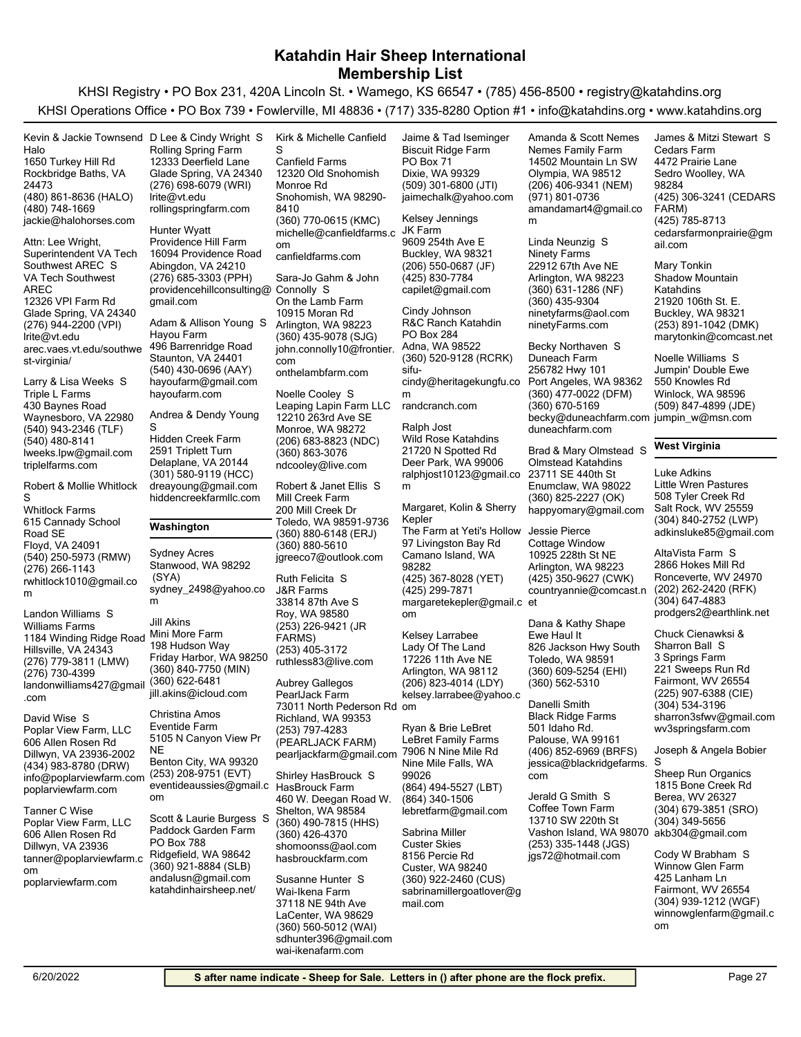# Katahdin Hair Sheep International
# Membership List

KHSI Registry • PO Box 231, 420A Lincoln St. • Wamego, KS 66547 • (785) 456-8500 • registry@katahdins.org

KHSI Operations Office • PO Box 739 • Fowlerville, MI 48836 • (717) 335-8280 Option #1 • info@katahdins.org • www.katahdins.org

Kevin & Jackie Townsend
Halo
1650 Turkey Hill Rd
Rockbridge Baths, VA 24473
(480) 861-8636 (HALO)
(480) 748-1669
jackie@halohorses.com

Attn: Lee Wright, Superintendent VA Tech Southwest AREC S
VA Tech Southwest AREC
12326 VPI Farm Rd
Glade Spring, VA 24340
(276) 944-2200 (VPI)
lrite@vt.edu
arec.vaes.vt.edu/southwest-virginia/

Larry & Lisa Weeks S
Triple L Farms
430 Baynes Road
Waynesboro, VA 22980
(540) 943-2346 (TLF)
(540) 480-8141
lweeks.lpw@gmail.com
triplelfarms.com

Robert & Mollie Whitlock S
Whitlock Farms
615 Cannady School Road SE
Floyd, VA 24091
(540) 250-5973 (RMW)
(276) 266-1143
rwhitlock1010@gmail.com

Landon Williams S
Williams Farms
1184 Winding Ridge Road
Hillsville, VA 24343
(276) 779-3811 (LMW)
(276) 730-4399
landonwilliams427@gmail.com

David Wise S
Poplar View Farm, LLC
606 Allen Rosen Rd
Dillwyn, VA 23936-2002
(434) 983-8780 (DRW)
info@poplarviewfarm.com
poplarviewfarm.com

Tanner C Wise
Poplar View Farm, LLC
606 Allen Rosen Rd
Dillwyn, VA 23936
tanner@poplarviewfarm.com
poplarviewfarm.com

D Lee & Cindy Wright S
Rolling Spring Farm
12333 Deerfield Lane
Glade Spring, VA 24340
(276) 698-6079 (WRI)
lrite@vt.edu
rollingspringfarm.com

Hunter Wyatt
Providence Hill Farm
16094 Providence Road
Abingdon, VA 24210
(276) 685-3303 (PPH)
providencehillconsulting@gmail.com

Adam & Allison Young S
Hayou Farm
496 Barrenridge Road
Staunton, VA 24401
(540) 430-0696 (AAY)
hayoufarm@gmail.com
hayoufarm.com

Andrea & Dendy Young S
Hidden Creek Farm
2591 Triplett Turn
Delaplane, VA 20144
(301) 580-9119 (HCC)
dreayoung@gmail.com
hiddencreekfarmllc.com

## Washington

Sydney Acres
Stanwood, WA 98292
(SYA)
sydney_2498@yahoo.com

Jill Akins
Mini More Farm
198 Hudson Way
Friday Harbor, WA 98250
(360) 840-7750 (MIN)
(360) 622-6481
jill.akins@icloud.com

Christina Amos
Eventide Farm
5105 N Canyon View Pr NE
Benton City, WA 99320
(253) 208-9751 (EVT)
eventideaussies@gmail.com

Scott & Laurie Burgess S
Paddock Garden Farm
PO Box 788
Ridgefield, WA 98642
(360) 921-8884 (SLB)
andalusn@gmail.com
katahdinhairsheep.net/

Kirk & Michelle Canfield S
Canfield Farms
12320 Old Snohomish Monroe Rd
Snohomish, WA 98290-8410
(360) 770-0615 (KMC)
michelle@canfieldfarms.com
canfieldfarms.com

Sara-Jo Gahm & John Connolly S
On the Lamb Farm
10915 Moran Rd
Arlington, WA 98223
(360) 435-9078 (SJG)
john.connolly10@frontier.com
onthelambfarm.com

Noelle Cooley S
Leaping Lapin Farm LLC
12210 263rd Ave SE
Monroe, WA 98272
(206) 683-8823 (NDC)
(360) 863-3076
ndcooley@live.com

Robert & Janet Ellis S
Mill Creek Farm
200 Mill Creek Dr
Toledo, WA 98591-9736
(360) 880-6148 (ERJ)
(360) 880-5610
jgreeco7@outlook.com

Ruth Felicita S
J&R Farms
33814 87th Ave S
Roy, WA 98580
(253) 226-9421 (JR FARMS)
(253) 405-3172
ruthless83@live.com

Aubrey Gallegos
PearlJack Farm
73011 North Pederson Rd
Richland, WA 99353
(253) 797-4283 (PEARLJACK FARM)
pearljackfarm@gmail.com

Shirley HasBrouck S
HasBrouck Farm
460 W. Deegan Road W.
Shelton, WA 98584
(360) 490-7815 (HHS)
(360) 426-4370
shomoonss@aol.com
hasbrouckfarm.com

Susanne Hunter S
Wai-Ikena Farm
37118 NE 94th Ave
LaCenter, WA 98629
(360) 560-5012 (WAI)
sdhunter396@gmail.com
wai-ikenafarm.com

Jaime & Tad Iseminger
Biscuit Ridge Farm
PO Box 71
Dixie, WA 99329
(509) 301-6800 (JTI)
jaimechalk@yahoo.com

Kelsey Jennings
JK Farm
9609 254th Ave E
Buckley, WA 98321
(206) 550-0687 (JF)
(425) 830-7784
capilet@gmail.com

Cindy Johnson
R&C Ranch Katahdin
PO Box 284
Adna, WA 98522
(360) 520-9128 (RCRK)
sifu-cindy@heritagekungfu.com
randcranch.com

Ralph Jost
Wild Rose Katahdins
21720 N Spotted Rd
Deer Park, WA 99006
ralphjost10123@gmail.com

Margaret, Kolin & Sherry Kepler
The Farm at Yeti's Hollow
97 Livingston Bay Rd
Camano Island, WA 98282
(425) 367-8028 (YET)
(425) 299-7871
margaretekepler@gmail.com

Kelsey Larrabee
Lady Of The Land
17226 11th Ave NE
Arlington, WA 98112
(206) 823-4014 (LDY)
kelsey.larrabee@yahoo.com

Ryan & Brie LeBret
LeBret Family Farms
7906 N Nine Mile Rd
Nine Mile Falls, WA 99026
(864) 494-5527 (LBT)
(864) 340-1506
lebretfarm@gmail.com

Sabrina Miller
Custer Skies
8156 Percie Rd
Custer, WA 98240
(360) 922-2460 (CUS)
sabrinamillergoatlover@gmail.com

Amanda & Scott Nemes
Nemes Family Farm
14502 Mountain Ln SW
Olympia, WA 98512
(206) 406-9341 (NEM)
(971) 801-0736
amandamart4@gmail.com

Linda Neunzig S
Ninety Farms
22912 67th Ave NE
Arlington, WA 98223
(360) 631-1286 (NF)
(360) 435-9304
ninetyfarms@aol.com
ninetyFarms.com

Becky Northaven S
Duneach Farm
256782 Hwy 101
Port Angeles, WA 98362
(360) 477-0022 (DFM)
(360) 670-5169
becky@duneachfarm.com
duneachfarm.com

Brad & Mary Olmstead S
Olmstead Katahdins
23711 SE 440th St
Enumclaw, WA 98022
(360) 825-2227 (OK)
happyomary@gmail.com

Jessie Pierce
Cottage Window
10925 228th St NE
Arlington, WA 98223
(425) 350-9627 (CWK)
countryannie@comcast.net

Dana & Kathy Shape
Ewe Haul It
826 Jackson Hwy South
Toledo, WA 98591
(360) 609-5254 (EHI)
(360) 562-5310

Danelli Smith
Black Ridge Farms
501 Idaho Rd.
Palouse, WA 99161
(406) 852-6969 (BRFS)
jessica@blackridgefarms.com

Jerald G Smith S
Coffee Town Farm
13710 SW 220th St
Vashon Island, WA 98070
(253) 335-1448 (JGS)
jgs72@hotmail.com

James & Mitzi Stewart S
Cedars Farm
4472 Prairie Lane
Sedro Woolley, WA 98284
(425) 306-3241 (CEDARS FARM)
(425) 785-8713
cedarsfarmonprairie@gmail.com

Mary Tonkin
Shadow Mountain Katahdins
21920 106th St. E.
Buckley, WA 98321
(253) 891-1042 (DMK)
marytonkin@comcast.net

Noelle Williams S
Jumpin' Double Ewe
550 Knowles Rd
Winlock, WA 98596
(509) 847-4899 (JDE)
jumpin_w@msn.com

## West Virginia

Luke Adkins
Little Wren Pastures
508 Tyler Creek Rd
Salt Rock, WV 25559
(304) 840-2752 (LWP)
adkinsluke85@gmail.com

AltaVista Farm S
2866 Hokes Mill Rd
Ronceverte, WV 24970
(202) 262-2420 (RFK)
(304) 647-4883
prodgers2@earthlink.net

Chuck Cienawksi & Sharron Ball S
3 Springs Farm
221 Sweeps Run Rd
Fairmont, WV 26554
(225) 907-6388 (CIE)
(304) 534-3196
sharron3sfwv@gmail.com
wv3springsfarm.com

Joseph & Angela Bobier S
Sheep Run Organics
1815 Bone Creek Rd
Berea, WV 26327
(304) 679-3851 (SRO)
(304) 349-5656
akb304@gmail.com

Cody W Brabham S
Winnow Glen Farm
425 Lanham Ln
Fairmont, WV 26554
(304) 939-1212 (WGF)
winnowglenfarm@gmail.com

6/20/2022

**S after name indicate - Sheep for Sale. Letters in () after phone are the flock prefix.**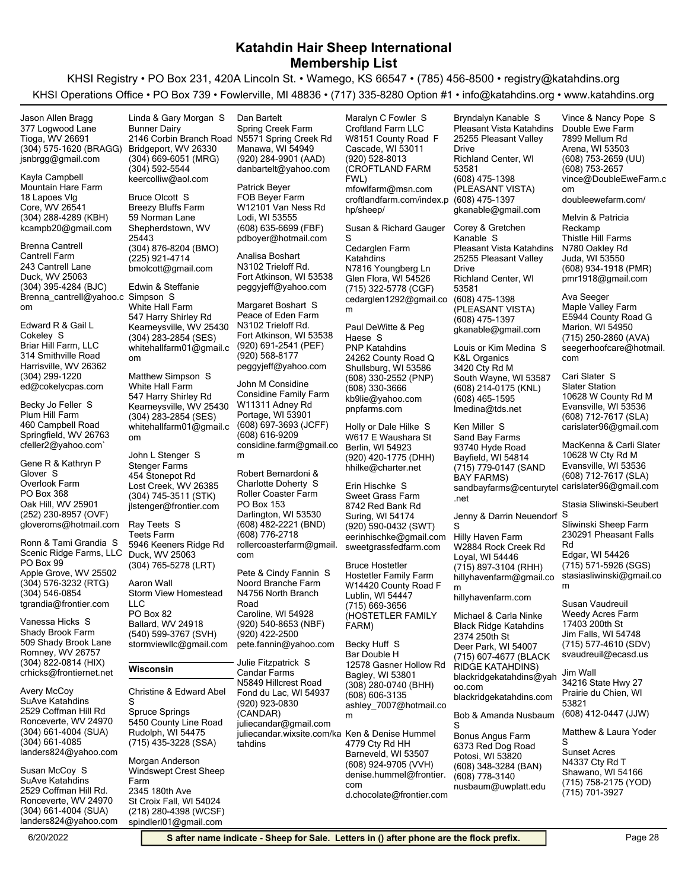# Katahdin Hair Sheep International
## Membership List

KHSI Registry • PO Box 231, 420A Lincoln St. • Wamego, KS 66547 • (785) 456-8500 • registry@katahdins.org

KHSI Operations Office • PO Box 739 • Fowlerville, MI 48836 • (717) 335-8280 Option #1 • info@katahdins.org • www.katahdins.org

Jason Allen Bragg
377 Logwood Lane
Tioga, WV 26691
(304) 575-1620 (BRAGG)
jsnbrgg@gmail.com

Kayla Campbell
Mountain Hare Farm
18 Lapoes Vlg
Core, WV 26541
(304) 288-4289 (KBH)
kcampb20@gmail.com

Brenna Cantrell
Cantrell Farm
243 Cantrell Lane
Duck, WV 25063
(304) 395-4284 (BJC)
Brenna_cantrell@yahoo.com

Edward R & Gail L Cokeley S
Briar Hill Farm, LLC
314 Smithville Road
Harrisville, WV 26362
(304) 299-1220
ed@cokelycpas.com

Becky Jo Feller S
Plum Hill Farm
460 Campbell Road
Springfield, WV 26763
cfeller2@yahoo.com`

Gene R & Kathryn P Glover S
Overlook Farm
PO Box 368
Oak Hill, WV 25901
(252) 230-8957 (OVF)
gloveroms@hotmail.com

Ronn & Tami Grandia S
Scenic Ridge Farms, LLC
PO Box 99
Apple Grove, WV 25502
(304) 576-3232 (RTG)
(304) 546-0854
tgrandia@frontier.com

Vanessa Hicks S
Shady Brook Farm
509 Shady Brook Lane
Romney, WV 26757
(304) 822-0814 (HIX)
crhicks@frontiernet.net

Avery McCoy
SuAve Katahdins
2529 Coffman Hill Rd
Ronceverte, WV 24970
(304) 661-4004 (SUA)
(304) 661-4085
landers824@yahoo.com

Susan McCoy S
SuAve Katahdins
2529 Coffman Hill Rd.
Ronceverte, WV 24970
(304) 661-4004 (SUA)
landers824@yahoo.com

Linda & Gary Morgan S
Bunner Dairy
2146 Corbin Branch Road
Bridgeport, WV 26330
(304) 669-6051 (MRG)
(304) 592-5544
keercolliw@aol.com

Bruce Olcott S
Breezy Bluffs Farm
59 Norman Lane
Shepherdstown, WV 25443
(304) 876-8204 (BMO)
(225) 921-4714
bmolcott@gmail.com

Edwin & Steffanie Simpson S
White Hall Farm
547 Harry Shirley Rd
Kearneysville, WV 25430
(304) 283-2854 (SES)
whitehallfarm01@gmail.com

Matthew Simpson S
White Hall Farm
547 Harry Shirley Rd
Kearneysville, WV 25430
(304) 283-2854 (SES)
whitehallfarm01@gmail.com

John L Stenger S
Stenger Farms
454 Stonepot Rd
Lost Creek, WV 26385
(304) 745-3511 (STK)
jlstenger@frontier.com

Ray Teets S
Teets Farm
5946 Keeners Ridge Rd
Duck, WV 25063
(304) 765-5278 (LRT)

Aaron Wall
Storm View Homestead LLC
PO Box 82
Ballard, WV 24918
(540) 599-3767 (SVH)
stormviewllc@gmail.com

## Wisconsin

Christine & Edward Abel S
Spruce Springs
5450 County Line Road
Rudolph, WI 54475
(715) 435-3228 (SSA)

Morgan Anderson
Windswept Crest Sheep Farm
2345 180th Ave
St Croix Fall, WI 54024
(218) 280-4398 (WCSF)
spindlerl01@gmail.com

Dan Bartelt
Spring Creek Farm
N5571 Spring Creek Rd
Manawa, WI 54949
(920) 284-9901 (AAD)
danbartelt@yahoo.com

Patrick Beyer
FOB Beyer Farm
W12101 Van Ness Rd
Lodi, WI 53555
(608) 635-6699 (FBF)
pdboyer@hotmail.com

Analisa Boshart
N3102 Trieloff Rd.
Fort Atkinson, WI 53538
peggyjeff@yahoo.com

Margaret Boshart S
Peace of Eden Farm
N3102 Trieloff Rd.
Fort Atkinson, WI 53538
(920) 691-2541 (PEF)
(920) 568-8177
peggyjeff@yahoo.com

John M Considine
Considine Family Farm
W11311 Adney Rd
Portage, WI 53901
(608) 697-3693 (JCFF)
(608) 616-9209
considine.farm@gmail.com

Robert Bernardoni & Charlotte Doherty S
Roller Coaster Farm
PO Box 153
Darlington, WI 53530
(608) 482-2221 (BND)
(608) 776-2718
rollercoasterfarm@gmail.com

Pete & Cindy Fannin S
Noord Branche Farm
N4756 North Branch Road
Caroline, WI 54928
(920) 540-8653 (NBF)
(920) 422-2500
pete.fannin@yahoo.com

Julie Fitzpatrick S
Candar Farms
N5849 Hillcrest Road
Fond du Lac, WI 54937
(920) 923-0830 (CANDAR)
juliecandar@gmail.com
juliecandar.wixsite.com/katahdins

Maralyn C Fowler S
Croftland Farm LLC
W8151 County Road F
Cascade, WI 53011
(920) 528-8013 (CROFTLAND FARM FWL)
mfowlfarm@msn.com
croftlandfarm.com/index.php/sheep/

Susan & Richard Gauger S
Cedarglen Farm Katahdins
N7816 Youngberg Ln
Glen Flora, WI 54526
(715) 322-5778 (CGF)
cedarglen1292@gmail.com

Paul DeWitte & Peg Haese S
PNP Katahdins
24262 County Road Q
Shullsburg, WI 53586
(608) 330-2552 (PNP)
(608) 330-3666
kb9lie@yahoo.com
pnpfarms.com

Holly or Dale Hilke S
W617 E Waushara St
Berlin, WI 54923
(920) 420-1775 (DHH)
hhilke@charter.net

Erin Hischke S
Sweet Grass Farm
8742 Red Bank Rd
Suring, WI 54174
(920) 590-0432 (SWT)
eerinhischke@gmail.com
sweetgrassfedfarm.com

Bruce Hostetler
Hostetler Family Farm
W14420 County Road F
Lublin, WI 54447
(715) 669-3656 (HOSTETLER FAMILY FARM)

Becky Huff S
Bar Double H
12578 Gasner Hollow Rd
Bagley, WI 53801
(308) 280-0740 (BHH)
(608) 606-3135
ashley_7007@hotmail.com

Ken & Denise Hummel
4779 Cty Rd HH
Barneveld, WI 53507
(608) 924-9705 (VVH)
denise.hummel@frontier.com
d.chocolate@frontier.com

Bryndalyn Kanable S
Pleasant Vista Katahdins
25255 Pleasant Valley Drive
Richland Center, WI 53581
(608) 475-1398 (PLEASANT VISTA)
(608) 475-1397
gkanable@gmail.com

Corey & Gretchen Kanable S
Pleasant Vista Katahdins
25255 Pleasant Valley Drive
Richland Center, WI 53581
(608) 475-1398 (PLEASANT VISTA)
(608) 475-1397
gkanable@gmail.com

Louis or Kim Medina S
K&L Organics
3420 Cty Rd M
South Wayne, WI 53587
(608) 214-0175 (KNL)
(608) 465-1595
lmedina@tds.net

Ken Miller S
Sand Bay Farms
93740 Hyde Road
Bayfield, WI 54814
(715) 779-0147 (SAND BAY FARMS)
sandbayfarms@centurytel.net

Jenny & Darrin Neuendorf S
Hilly Haven Farm
W2884 Rock Creek Rd
Loyal, WI 54446
(715) 897-3104 (RHH)
hillyhavenfarm@gmail.com
hillyhavenfarm.com

Michael & Carla Ninke
Black Ridge Katahdins
2374 250th St
Deer Park, WI 54007
(715) 607-4677 (BLACK RIDGE KATAHDINS)
blackridgekatahdins@yahoo.com
blackridgekatahdins.com

Bob & Amanda Nusbaum S
Bonus Angus Farm
6373 Red Dog Road
Potosi, WI 53820
(608) 348-3284 (BAN)
(608) 778-3140
nusbaum@uwplatt.edu

Vince & Nancy Pope S
Double Ewe Farm
7899 Mellum Rd
Arena, WI 53503
(608) 753-2659 (UU)
(608) 753-2657
vince@DoubleEweFarm.com
doubleewefarm.com/

Melvin & Patricia Reckamp
Thistle Hill Farms
N780 Oakley Rd
Juda, WI 53550
(608) 934-1918 (PMR)
pmr1918@gmail.com

Ava Seeger
Maple Valley Farm
E5944 County Road G
Marion, WI 54950
(715) 250-2860 (AVA)
seegerhoofcare@hotmail.com

Cari Slater S
Slater Station
10628 W County Rd M
Evansville, WI 53536
(608) 712-7617 (SLA)
carislater96@gmail.com

MacKenna & Carli Slater
10628 W Cty Rd M
Evansville, WI 53536
(608) 712-7617 (SLA)
carislater96@gmail.com

Stasia Sliwinski-Seubert S
Sliwinski Sheep Farm
230291 Pheasant Falls Rd
Edgar, WI 54426
(715) 571-5926 (SGS)
stasiasliwinski@gmail.com

Susan Vaudreuil
Weedy Acres Farm
17403 200th St
Jim Falls, WI 54748
(715) 577-4610 (SDV)
svaudreuil@ecasd.us

Jim Wall
34216 State Hwy 27
Prairie du Chien, WI 53821
(608) 412-0447 (JJW)

Matthew & Laura Yoder S
Sunset Acres
N4337 Cty Rd T
Shawano, WI 54166
(715) 758-2175 (YOD)
(715) 701-3927

6/20/2022

**S after name indicate - Sheep for Sale. Letters in () after phone are the flock prefix.**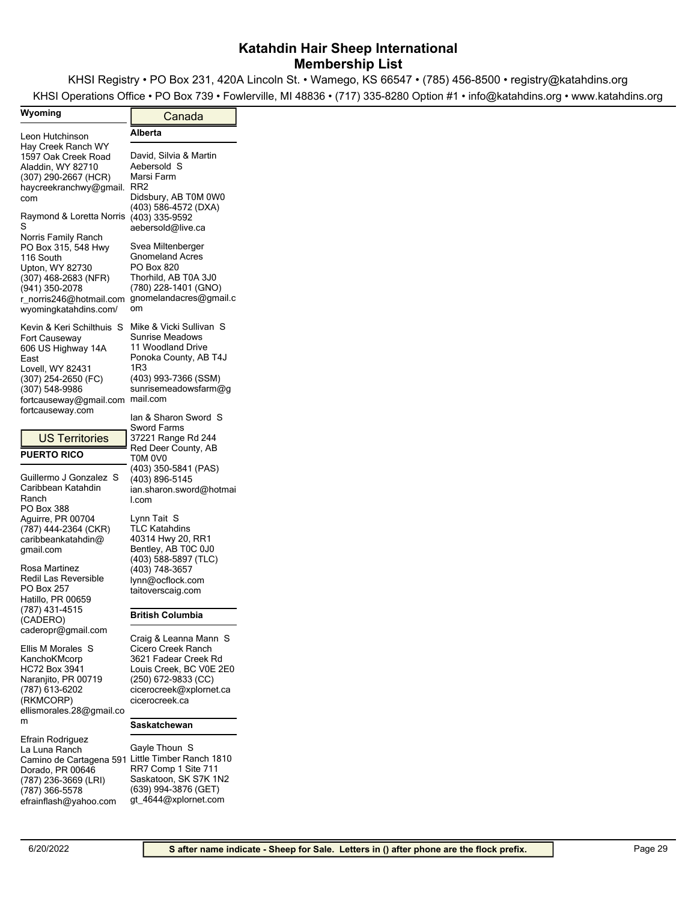# Katahdin Hair Sheep International
# Membership List

KHSI Registry • PO Box 231, 420A Lincoln St. • Wamego, KS 66547 • (785) 456-8500 • registry@katahdins.org

KHSI Operations Office • PO Box 739 • Fowlerville, MI 48836 • (717) 335-8280 Option #1 • info@katahdins.org • www.katahdins.org

### Wyoming

Leon Hutchinson
Hay Creek Ranch WY
1597 Oak Creek Road
Aladdin, WY 82710
(307) 290-2667 (HCR)
haycreekranchwy@gmail.com

Raymond & Loretta Norris S
Norris Family Ranch
PO Box 315, 548 Hwy 116 South
Upton, WY 82730
(307) 468-2683 (NFR)
(941) 350-2078
r_norris246@hotmail.com
wyomingkatahdins.com/

Kevin & Keri Schilthuis S
Fort Causeway
606 US Highway 14A East
Lovell, WY 82431
(307) 254-2650 (FC)
(307) 548-9986
fortcauseway@gmail.com
fortcauseway.com

## US Territories

### PUERTO RICO

Guillermo J Gonzalez S
Caribbean Katahdin Ranch
PO Box 388
Aguirre, PR 00704
(787) 444-2364 (CKR)
caribbeankatahdin@gmail.com

Rosa Martinez
Redil Las Reversible
PO Box 257
Hatillo, PR 00659
(787) 431-4515 (CADERO)
caderopr@gmail.com

Ellis M Morales S
KanchoKMcorp
HC72 Box 3941
Naranjito, PR 00719
(787) 613-6202 (RKMCORP)
ellismorales.28@gmail.com

Efrain Rodriguez
La Luna Ranch
Camino de Cartagena 591
Dorado, PR 00646
(787) 236-3669 (LRI)
(787) 366-5578
efrainflash@yahoo.com

## Canada

### Alberta

David, Silvia & Martin Aebersold S
Marsi Farm
RR2
Didsbury, AB T0M 0W0
(403) 586-4572 (DXA)
(403) 335-9592
aebersold@live.ca

Svea Miltenberger
Gnomeland Acres
PO Box 820
Thorhild, AB T0A 3J0
(780) 228-1401 (GNO)
gnomelandacres@gmail.com

Mike & Vicki Sullivan S
Sunrise Meadows
11 Woodland Drive
Ponoka County, AB T4J 1R3
(403) 993-7366 (SSM)
sunrisemeadowsfarm@gmail.com

Ian & Sharon Sword S
Sword Farms
37221 Range Rd 244
Red Deer County, AB T0M 0V0
(403) 350-5841 (PAS)
(403) 896-5145
ian.sharon.sword@hotmail.com

Lynn Tait S
TLC Katahdins
40314 Hwy 20, RR1
Bentley, AB T0C 0J0
(403) 588-5897 (TLC)
(403) 748-3657
lynn@ocflock.com
taitoverscaig.com

### British Columbia

Craig & Leanna Mann S
Cicero Creek Ranch
3621 Fadear Creek Rd
Louis Creek, BC V0E 2E0
(250) 672-9833 (CC)
cicerocreek@xplornet.ca
cicerocreek.ca

### Saskatchewan

Gayle Thoun S
Little Timber Ranch 1810
RR7 Comp 1 Site 711
Saskatoon, SK S7K 1N2
(639) 994-3876 (GET)
gt_4644@xplornet.com

6/20/2022

**S after name indicate - Sheep for Sale. Letters in () after phone are the flock prefix.**